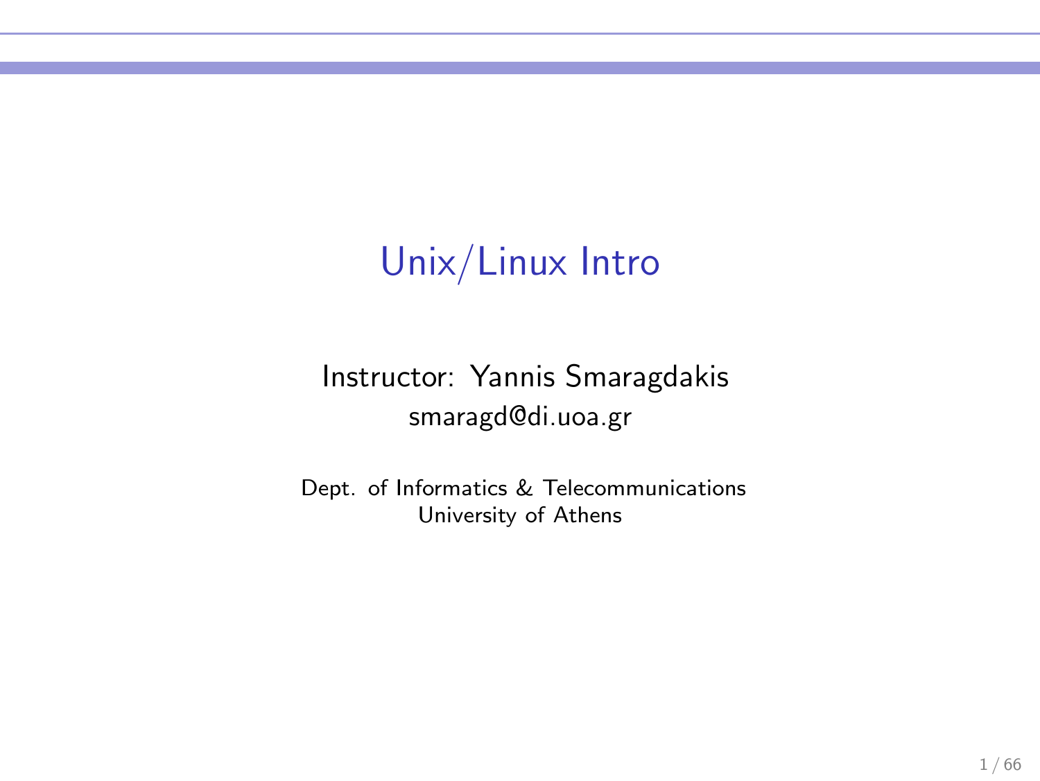# Unix/Linux Intro

Instructor: Yannis Smaragdakis
smaragd@di.uoa.gr

Dept. of Informatics & Telecommunications
University of Athens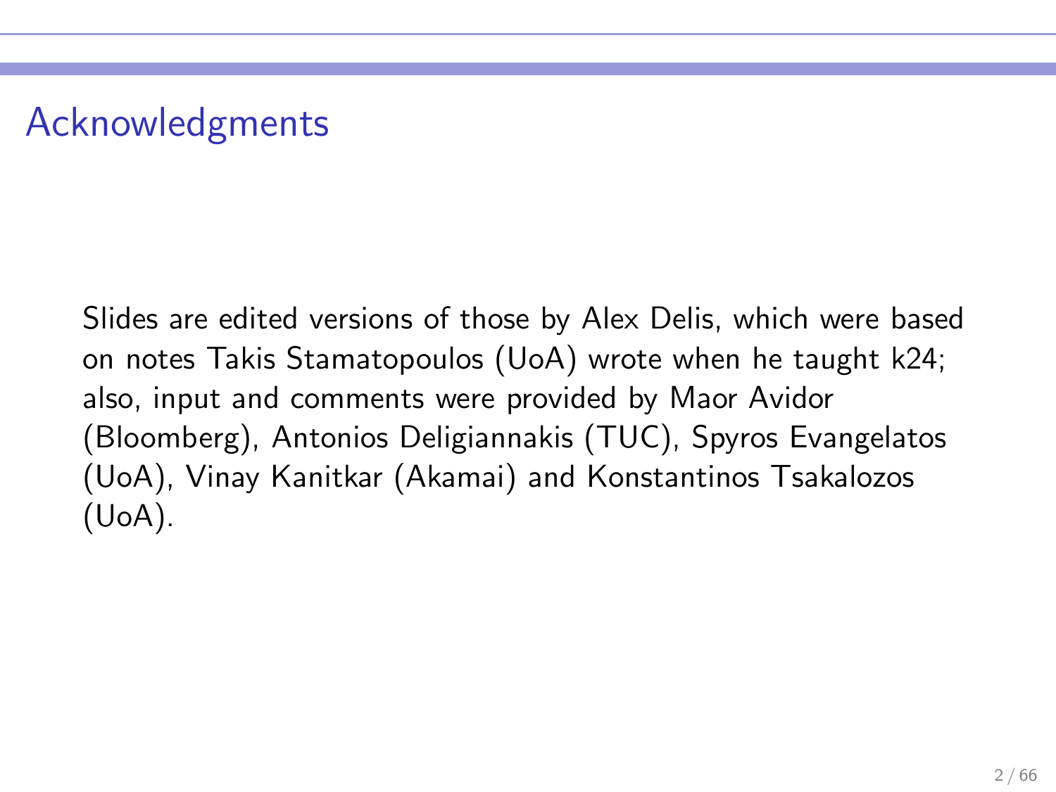# Acknowledgments

Slides are edited versions of those by Alex Delis, which were based on notes Takis Stamatopoulos (UoA) wrote when he taught k24; also, input and comments were provided by Maor Avidor (Bloomberg), Antonios Deligiannakis (TUC), Spyros Evangelatos (UoA), Vinay Kanitkar (Akamai) and Konstantinos Tsakalozos (UoA).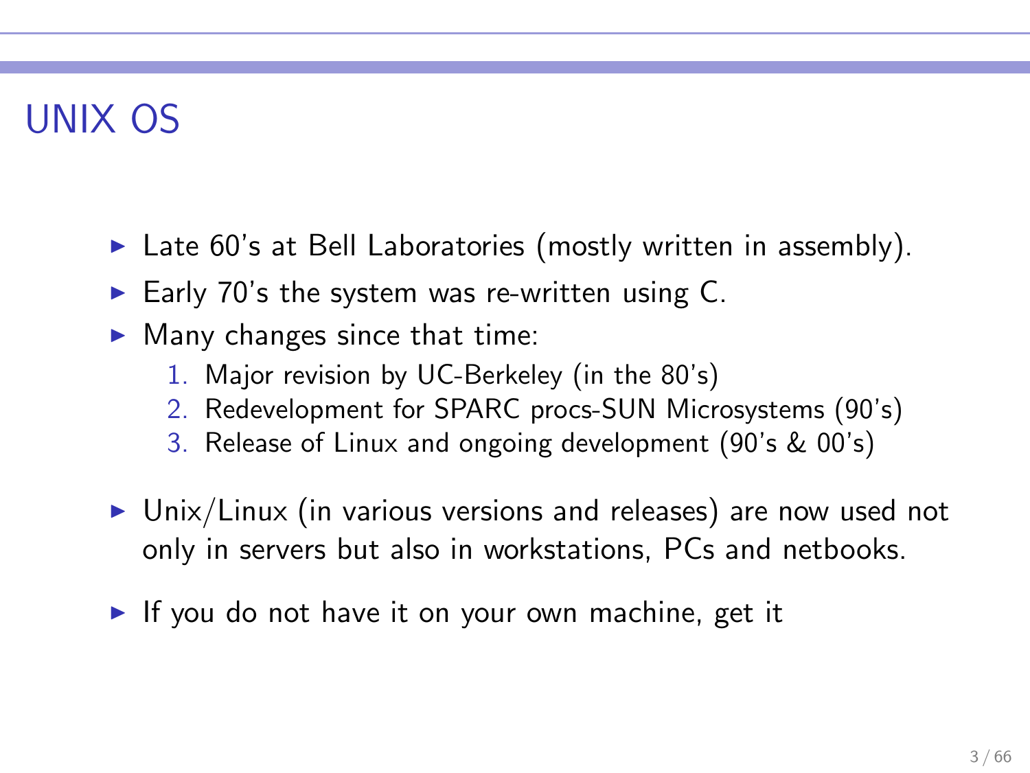# UNIX OS

- Late 60's at Bell Laboratories (mostly written in assembly).
- Early 70's the system was re-written using C.
- Many changes since that time:
  1. Major revision by UC-Berkeley (in the 80's)
  2. Redevelopment for SPARC procs-SUN Microsystems (90's)
  3. Release of Linux and ongoing development (90's & 00's)
- Unix/Linux (in various versions and releases) are now used not only in servers but also in workstations, PCs and netbooks.
- If you do not have it on your own machine, get it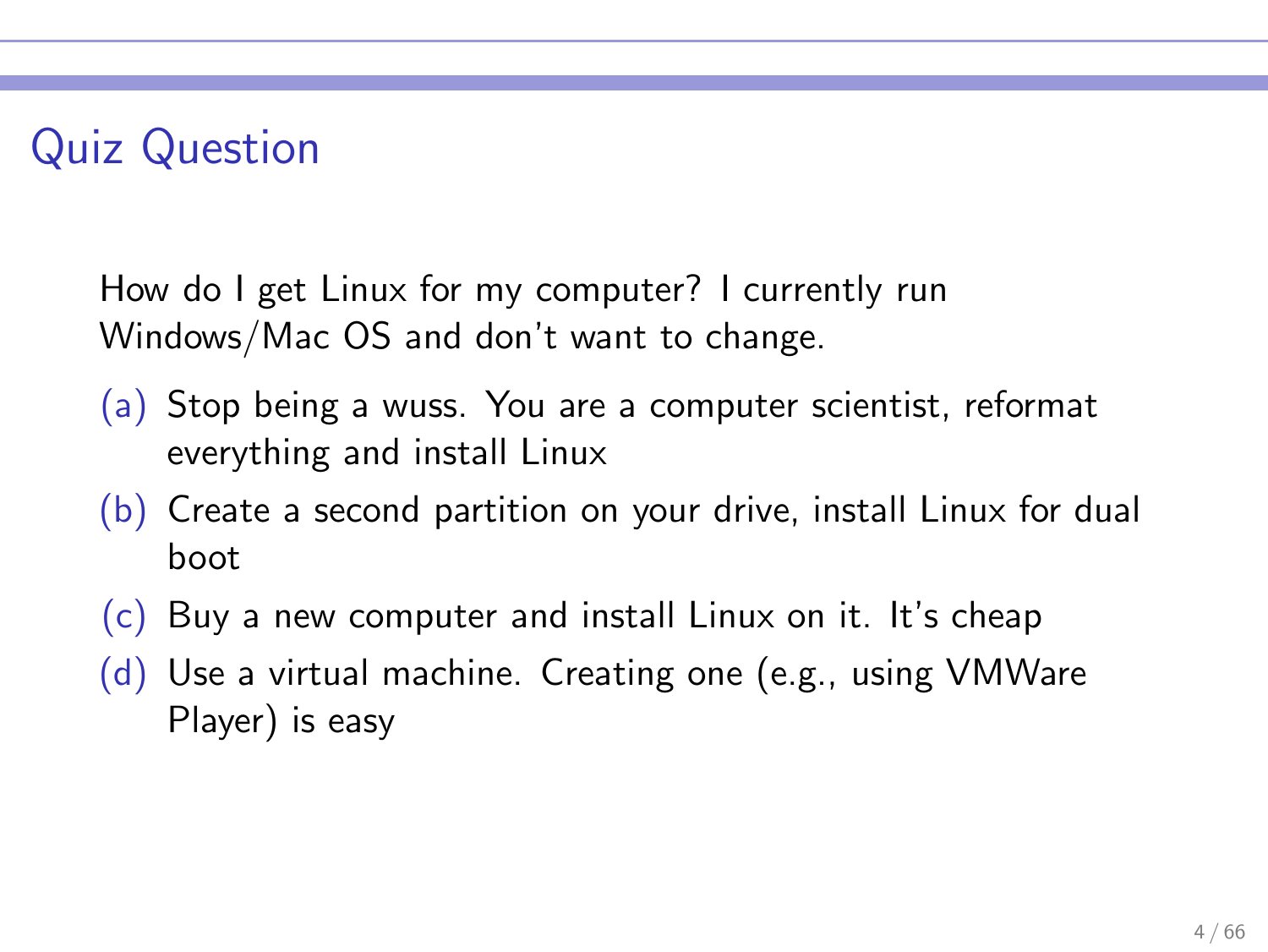# Quiz Question

How do I get Linux for my computer? I currently run Windows/Mac OS and don't want to change.

(a) Stop being a wuss. You are a computer scientist, reformat everything and install Linux

(b) Create a second partition on your drive, install Linux for dual boot

(c) Buy a new computer and install Linux on it. It's cheap

(d) Use a virtual machine. Creating one (e.g., using VMWare Player) is easy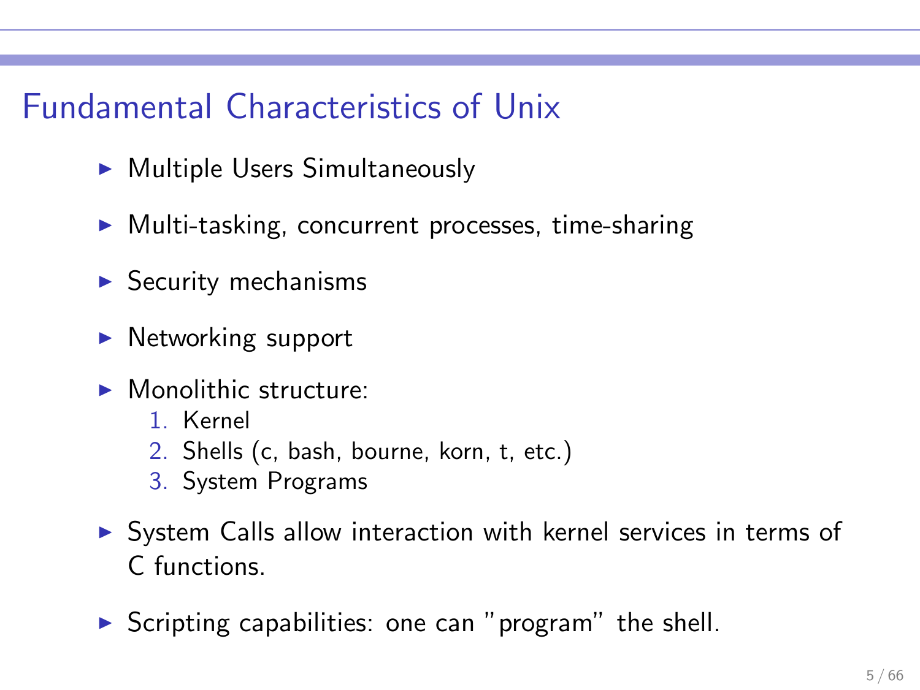# Fundamental Characteristics of Unix

- Multiple Users Simultaneously
- Multi-tasking, concurrent processes, time-sharing
- Security mechanisms
- Networking support
- Monolithic structure:
  1. Kernel
  2. Shells (c, bash, bourne, korn, t, etc.)
  3. System Programs
- System Calls allow interaction with kernel services in terms of C functions.
- Scripting capabilities: one can "program" the shell.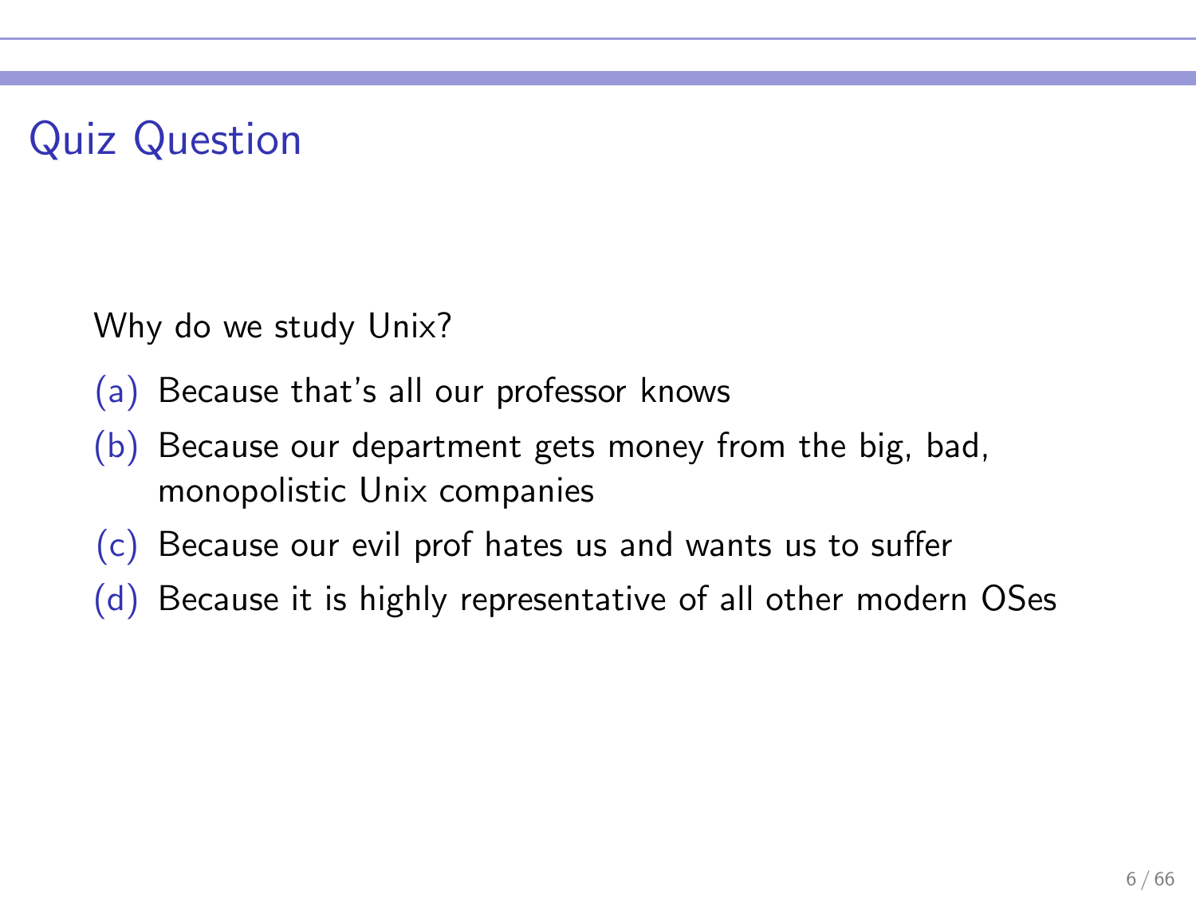# Quiz Question

Why do we study Unix?

(a) Because that's all our professor knows

(b) Because our department gets money from the big, bad, monopolistic Unix companies

(c) Because our evil prof hates us and wants us to suffer

(d) Because it is highly representative of all other modern OSes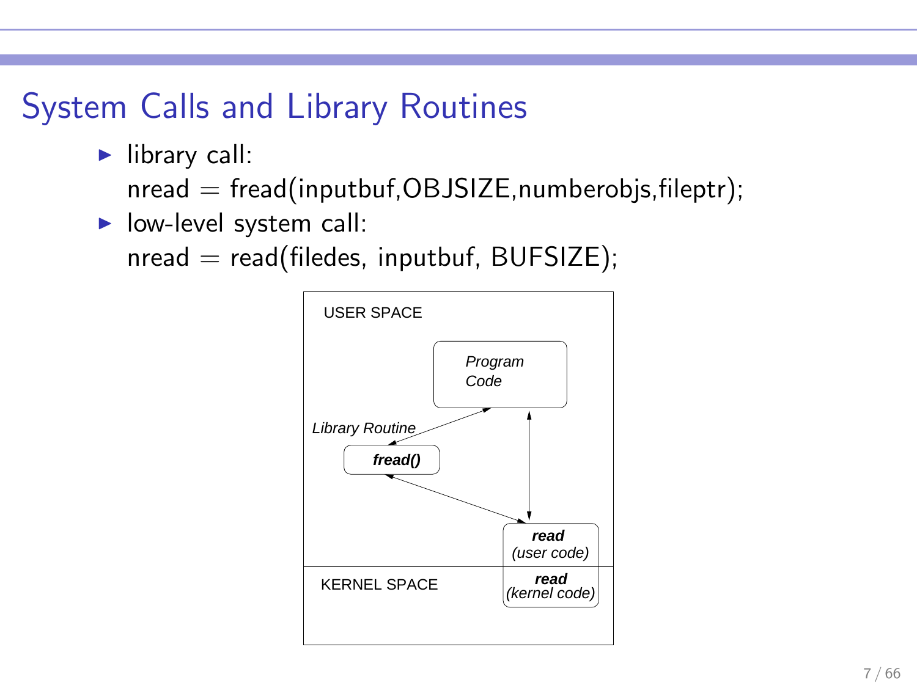# System Calls and Library Routines

- library call:
  nread = fread(inputbuf,OBJSIZE,numberobjs,fileptr);
- low-level system call:
  nread = read(filedes, inputbuf, BUFSIZE);

USER SPACE

*Program Code*

*Library Routine*

***fread()***

***read***
*(user code)*

KERNEL SPACE

***read***
*(kernel code)*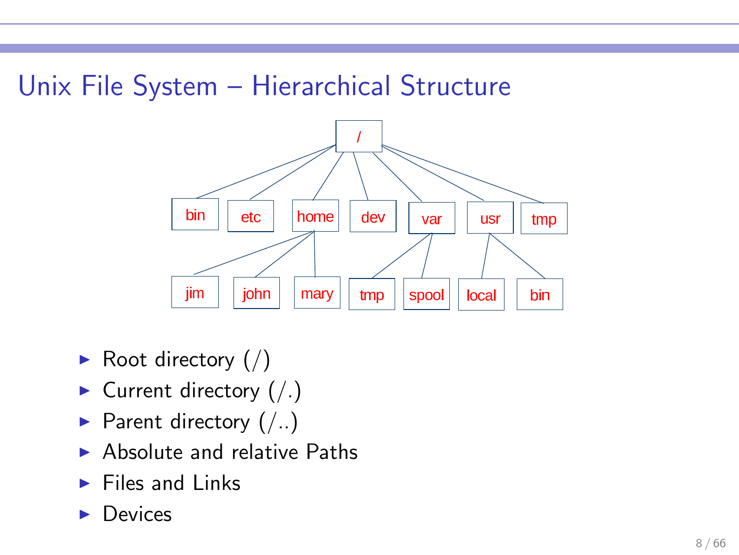# Unix File System – Hierarchical Structure

- Root directory (/)
- Current directory (/.)
- Parent directory (/..)
- Absolute and relative Paths
- Files and Links
- Devices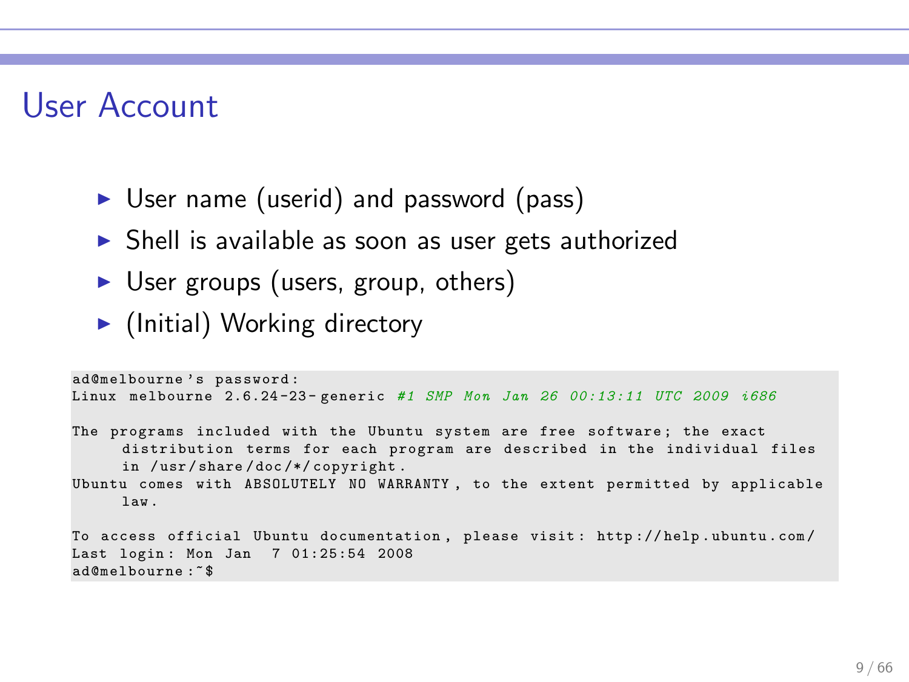# User Account

- User name (userid) and password (pass)
- Shell is available as soon as user gets authorized
- User groups (users, group, others)
- (Initial) Working directory

```
ad@melbourne's password:
Linux melbourne 2.6.24-23-generic #1 SMP Mon Jan 26 00:13:11 UTC 2009 i686

The programs included with the Ubuntu system are free software; the exact
     distribution terms for each program are described in the individual files
     in /usr/share/doc/*/copyright.
Ubuntu comes with ABSOLUTELY NO WARRANTY, to the extent permitted by applicable
     law.

To access official Ubuntu documentation, please visit: http://help.ubuntu.com/
Last login: Mon Jan  7 01:25:54 2008
ad@melbourne:~$
```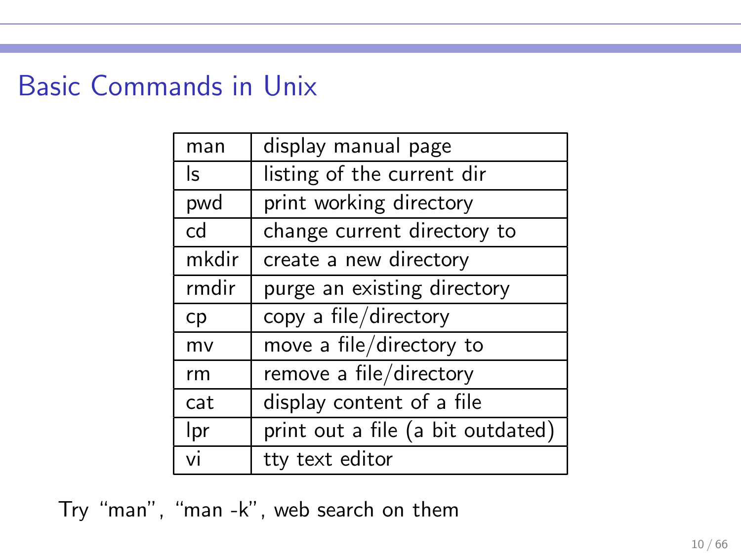# Basic Commands in Unix

| | |
|---|---|
| man | display manual page |
| ls | listing of the current dir |
| pwd | print working directory |
| cd | change current directory to |
| mkdir | create a new directory |
| rmdir | purge an existing directory |
| cp | copy a file/directory |
| mv | move a file/directory to |
| rm | remove a file/directory |
| cat | display content of a file |
| lpr | print out a file (a bit outdated) |
| vi | tty text editor |

Try "man", "man -k", web search on them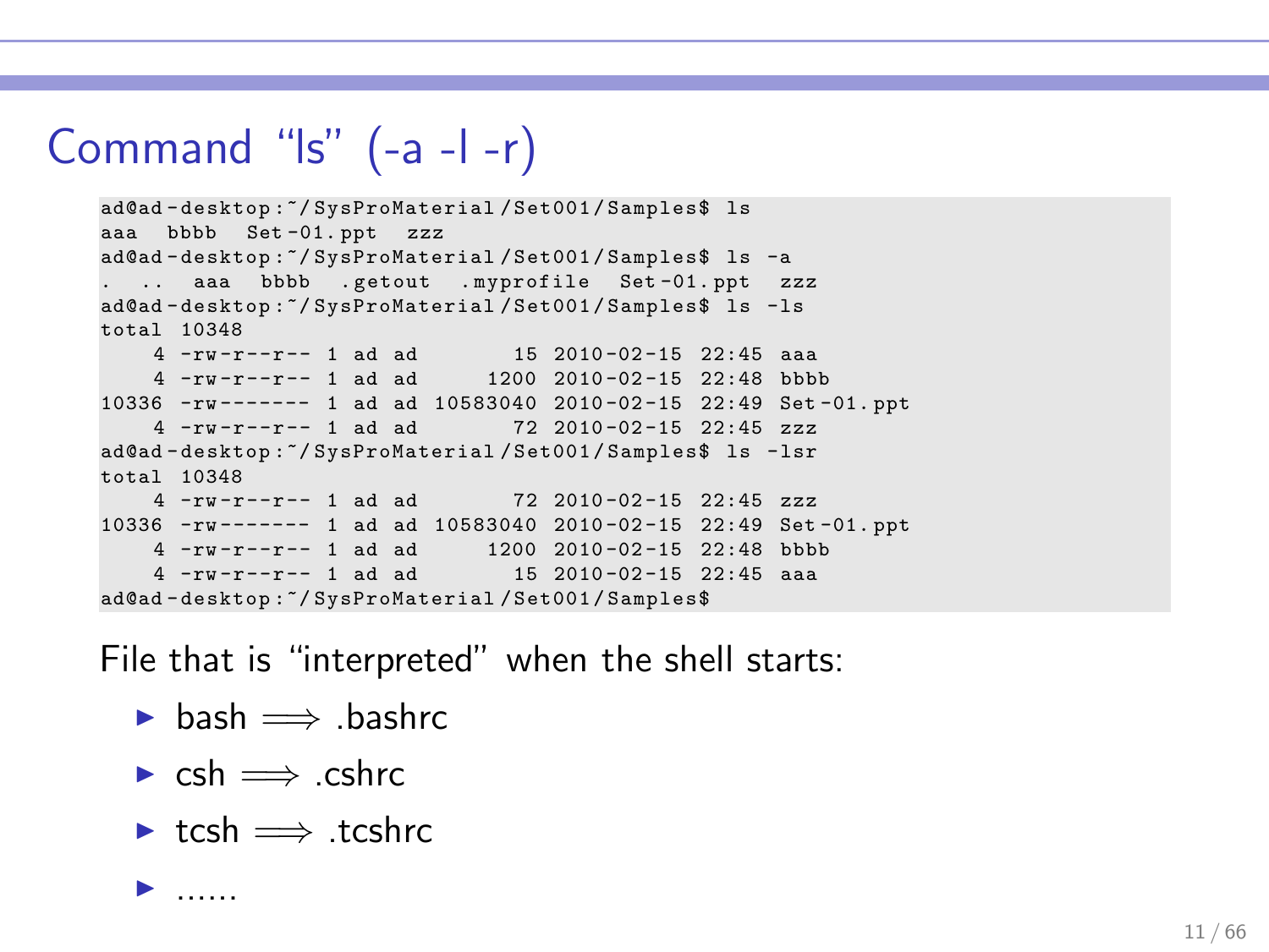# Command "ls" (-a -l -r)

```
ad@ad-desktop:~/SysProMaterial/Set001/Samples$ ls
aaa  bbbb  Set-01.ppt  zzz
ad@ad-desktop:~/SysProMaterial/Set001/Samples$ ls -a
.  ..  aaa  bbbb  .getout  .myprofile  Set-01.ppt  zzz
ad@ad-desktop:~/SysProMaterial/Set001/Samples$ ls -ls
total 10348
    4 -rw-r--r-- 1 ad ad       15 2010-02-15 22:45 aaa
    4 -rw-r--r-- 1 ad ad     1200 2010-02-15 22:48 bbbb
10336 -rw------- 1 ad ad 10583040 2010-02-15 22:49 Set-01.ppt
    4 -rw-r--r-- 1 ad ad       72 2010-02-15 22:45 zzz
ad@ad-desktop:~/SysProMaterial/Set001/Samples$ ls -lsr
total 10348
    4 -rw-r--r-- 1 ad ad       72 2010-02-15 22:45 zzz
10336 -rw------- 1 ad ad 10583040 2010-02-15 22:49 Set-01.ppt
    4 -rw-r--r-- 1 ad ad     1200 2010-02-15 22:48 bbbb
    4 -rw-r--r-- 1 ad ad       15 2010-02-15 22:45 aaa
ad@ad-desktop:~/SysProMaterial/Set001/Samples$
```

File that is "interpreted" when the shell starts:

- bash $\Longrightarrow$ .bashrc
- csh $\Longrightarrow$ .cshrc
- tcsh $\Longrightarrow$ .tcshrc
- ......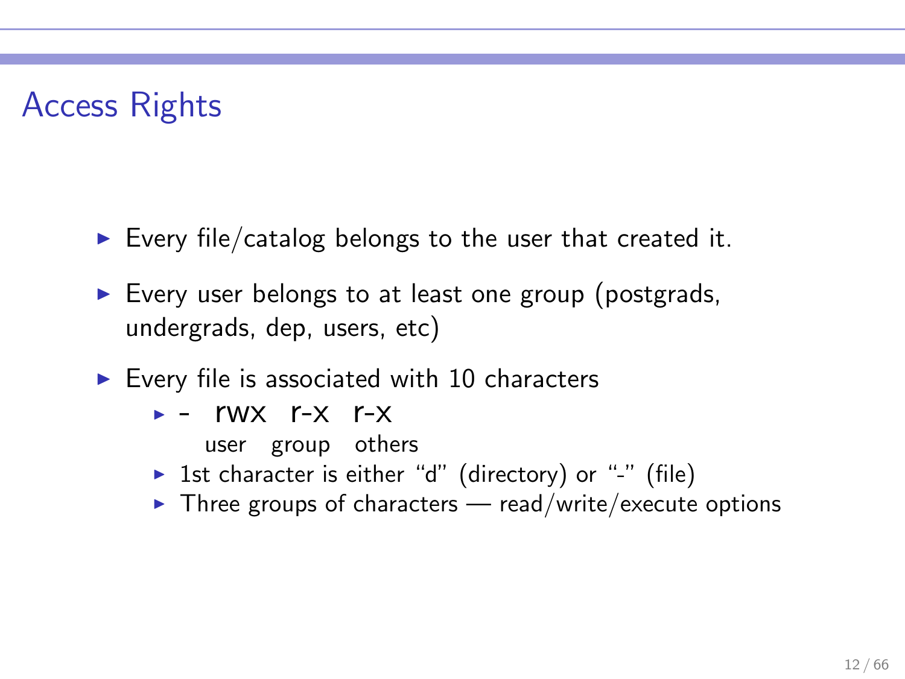# Access Rights

- Every file/catalog belongs to the user that created it.
- Every user belongs to at least one group (postgrads, undergrads, dep, users, etc)
- Every file is associated with 10 characters
  - `-   rwx   r-x   r-x`
    `      user  group  others`
  - 1st character is either “d” (directory) or “-” (file)
  - Three groups of characters — read/write/execute options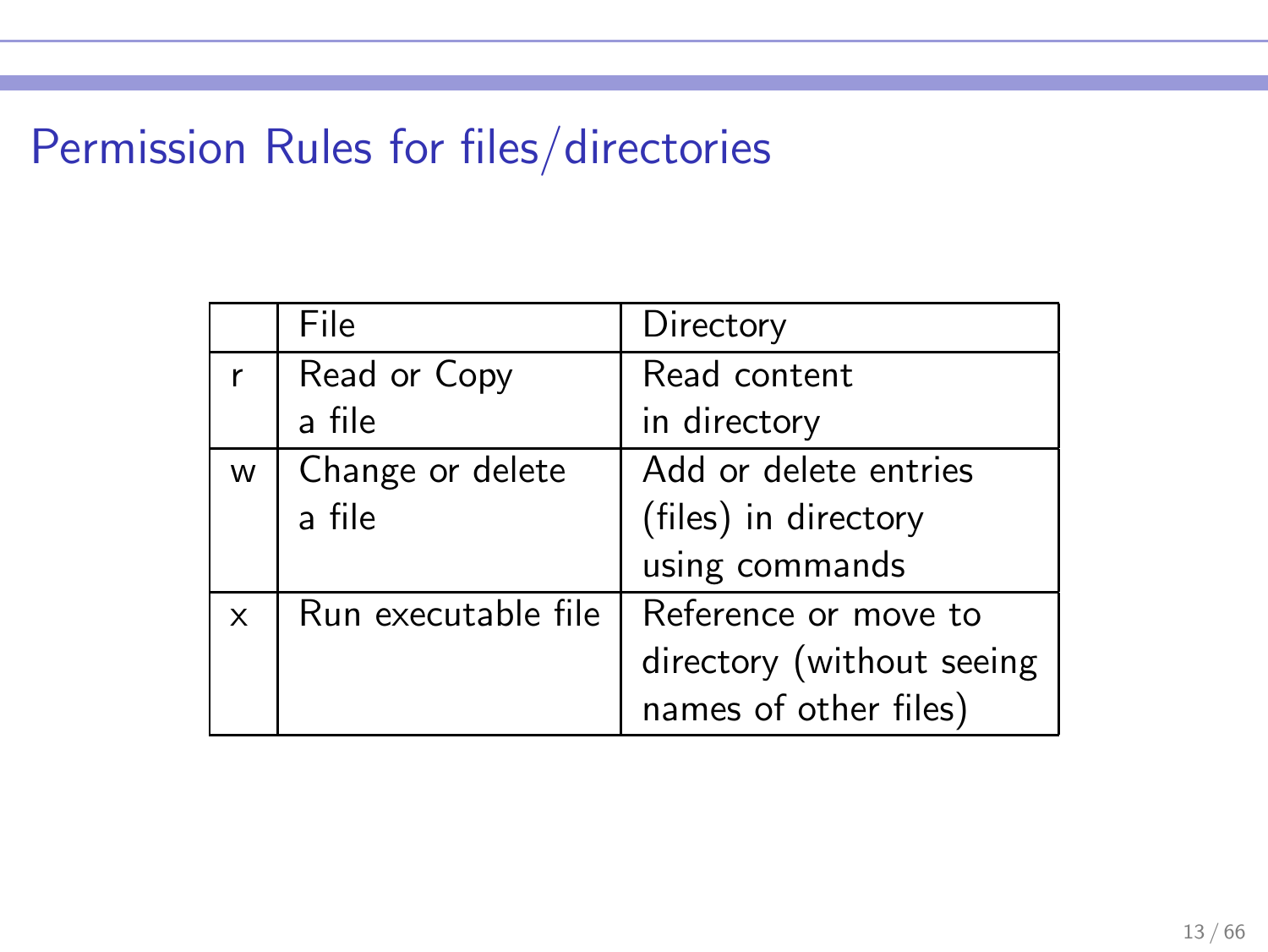# Permission Rules for files/directories

| | File | Directory |
|---|---|---|
| r | Read or Copy a file | Read content in directory |
| w | Change or delete a file | Add or delete entries (files) in directory using commands |
| x | Run executable file | Reference or move to directory (without seeing names of other files) |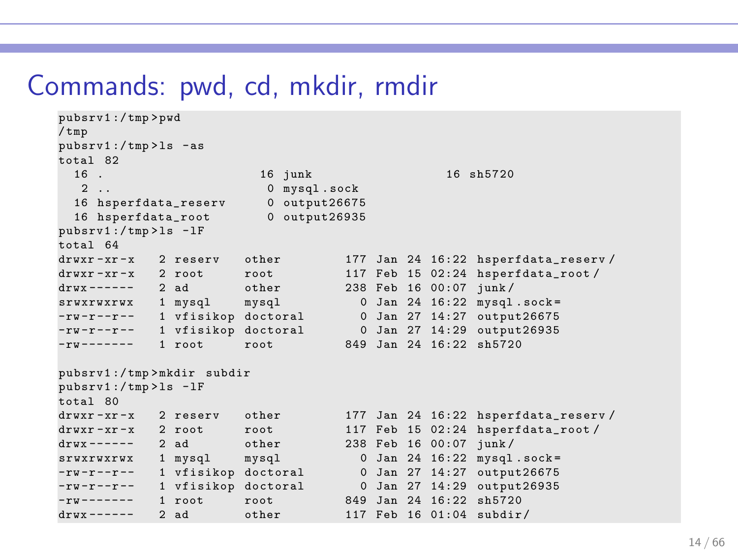# Commands: pwd, cd, mkdir, rmdir

```
pubsrv1:/tmp>pwd
/tmp
pubsrv1:/tmp>ls -as
total 82
  16 .                      16 junk                  16 sh5720
   2 ..                      0 mysql.sock
  16 hsperfdata_reserv       0 output26675
  16 hsperfdata_root         0 output26935
pubsrv1:/tmp>ls -lF
total 64
drwxr-xr-x   2 reserv   other         177 Jan 24 16:22 hsperfdata_reserv/
drwxr-xr-x   2 root     root          117 Feb 15 02:24 hsperfdata_root/
drwx------   2 ad       other         238 Feb 16 00:07 junk/
srwxrwxrwx   1 mysql    mysql           0 Jan 24 16:22 mysql.sock=
-rw-r--r--   1 vfisikop doctoral        0 Jan 27 14:27 output26675
-rw-r--r--   1 vfisikop doctoral        0 Jan 27 14:29 output26935
-rw-------   1 root     root          849 Jan 24 16:22 sh5720

pubsrv1:/tmp>mkdir subdir
pubsrv1:/tmp>ls -lF
total 80
drwxr-xr-x   2 reserv   other         177 Jan 24 16:22 hsperfdata_reserv/
drwxr-xr-x   2 root     root          117 Feb 15 02:24 hsperfdata_root/
drwx------   2 ad       other         238 Feb 16 00:07 junk/
srwxrwxrwx   1 mysql    mysql           0 Jan 24 16:22 mysql.sock=
-rw-r--r--   1 vfisikop doctoral        0 Jan 27 14:27 output26675
-rw-r--r--   1 vfisikop doctoral        0 Jan 27 14:29 output26935
-rw-------   1 root     root          849 Jan 24 16:22 sh5720
drwx------   2 ad       other         117 Feb 16 01:04 subdir/
```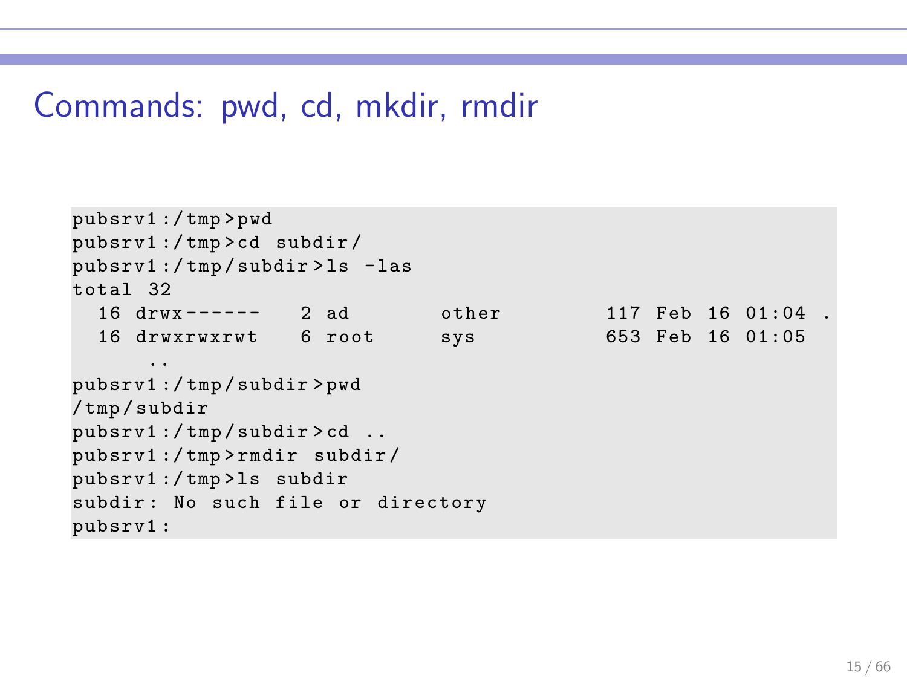## Commands: pwd, cd, mkdir, rmdir

```
pubsrv1:/tmp>pwd
pubsrv1:/tmp>cd subdir/
pubsrv1:/tmp/subdir>ls -las
total 32
  16 drwx------   2 ad       other         117 Feb 16 01:04 .
  16 drwxrwxrwt   6 root     sys           653 Feb 16 01:05
      ..
pubsrv1:/tmp/subdir>pwd
/tmp/subdir
pubsrv1:/tmp/subdir>cd ..
pubsrv1:/tmp>rmdir subdir/
pubsrv1:/tmp>ls subdir
subdir: No such file or directory
pubsrv1:
```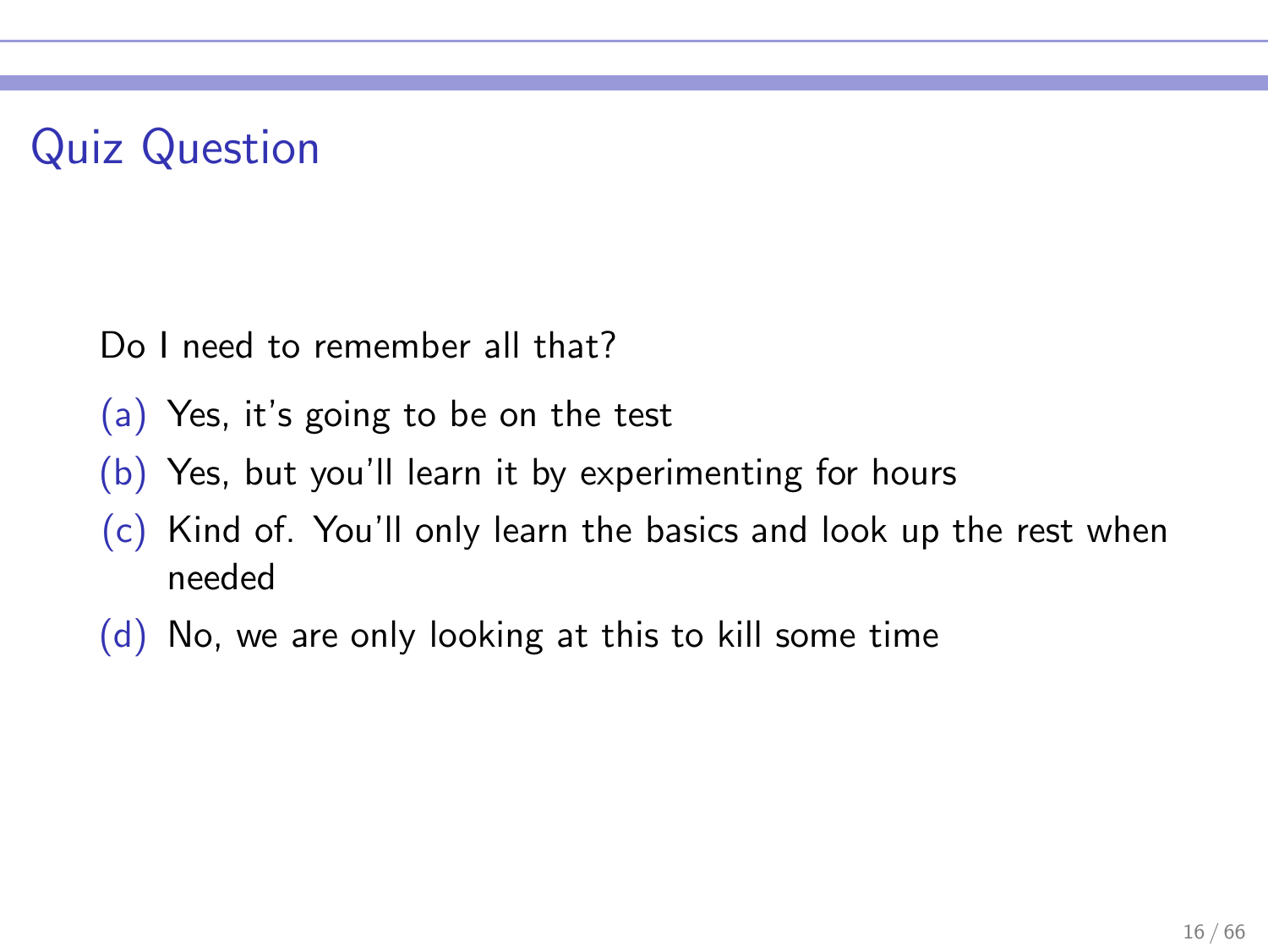## Quiz Question

Do I need to remember all that?

(a) Yes, it's going to be on the test

(b) Yes, but you'll learn it by experimenting for hours

(c) Kind of. You'll only learn the basics and look up the rest when needed

(d) No, we are only looking at this to kill some time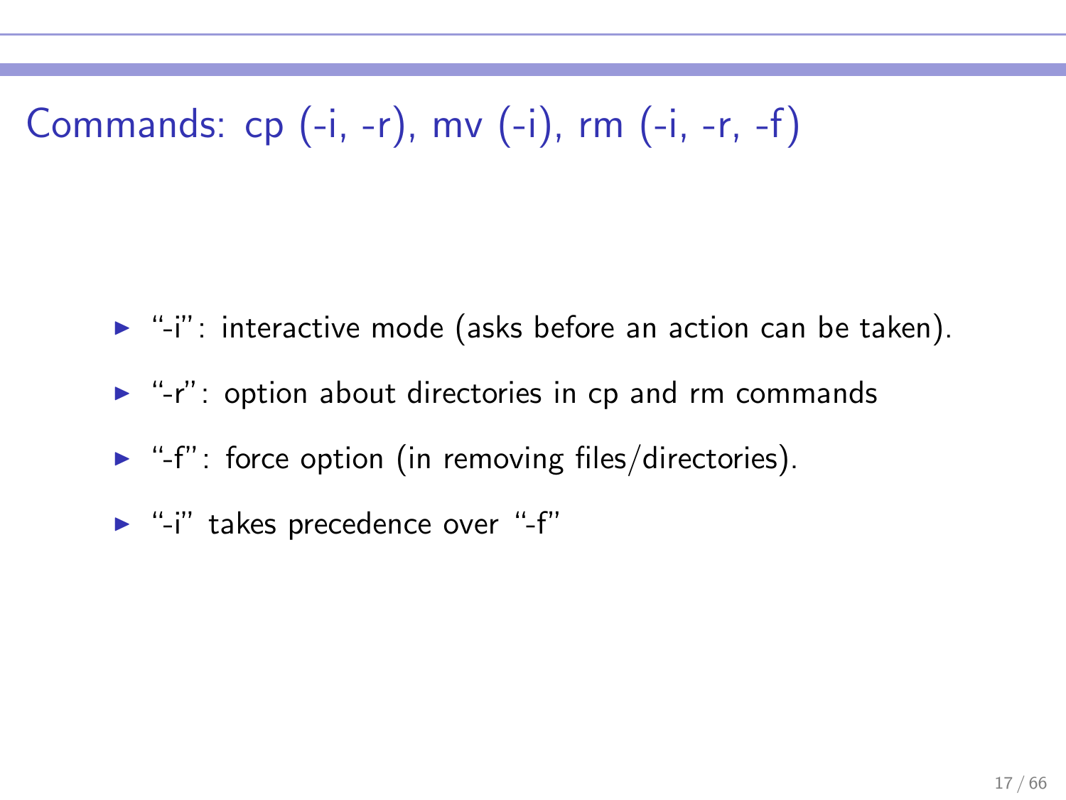# Commands: cp (-i, -r), mv (-i), rm (-i, -r, -f)

- "-i": interactive mode (asks before an action can be taken).
- "-r": option about directories in cp and rm commands
- "-f": force option (in removing files/directories).
- "-i" takes precedence over "-f"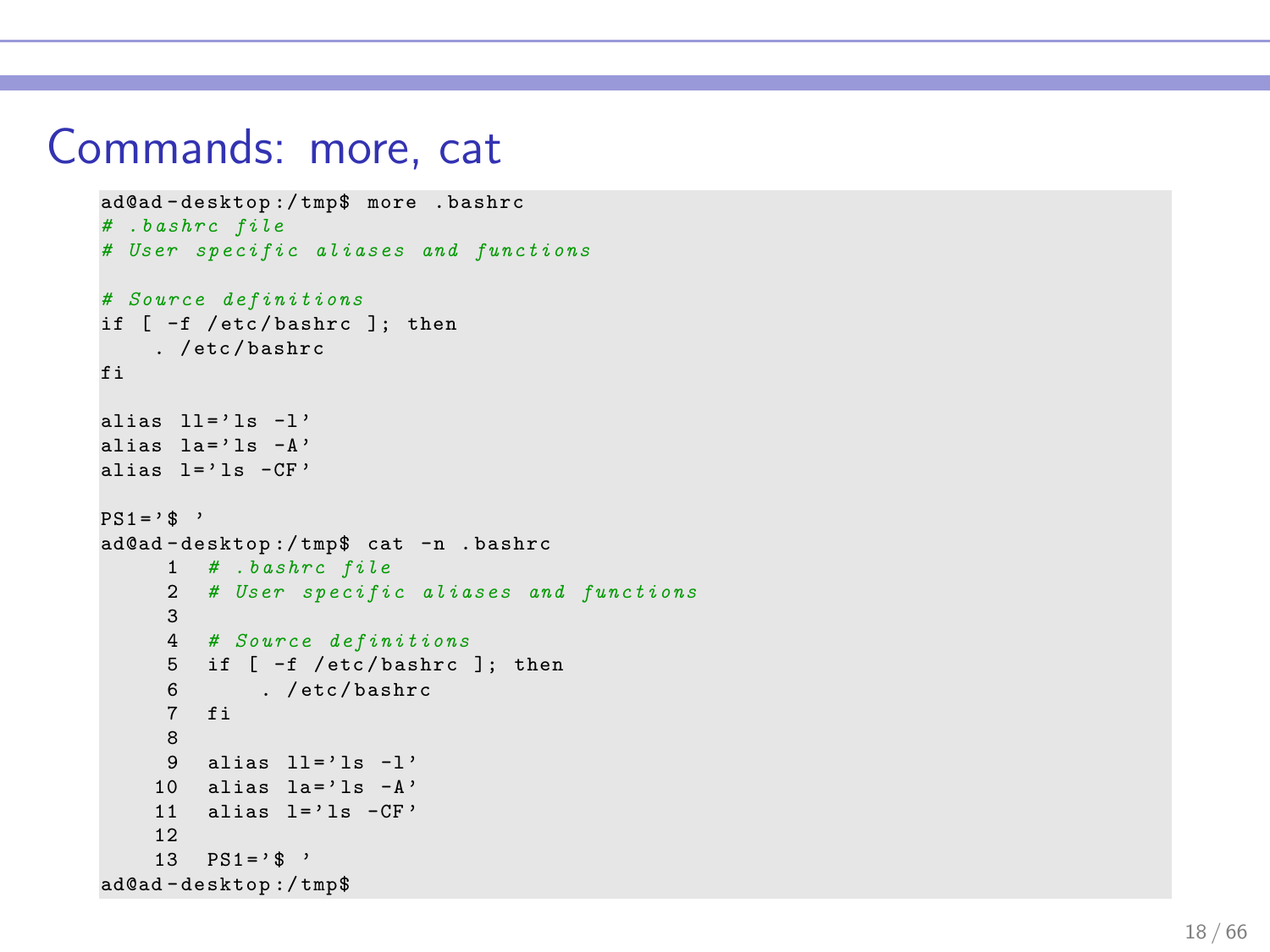# Commands: more, cat

```
ad@ad-desktop:/tmp$ more .bashrc
# .bashrc file
# User specific aliases and functions

# Source definitions
if [ -f /etc/bashrc ]; then
    . /etc/bashrc
fi

alias ll='ls -l'
alias la='ls -A'
alias l='ls -CF'

PS1='$ '
ad@ad-desktop:/tmp$ cat -n .bashrc
     1  # .bashrc file
     2  # User specific aliases and functions
     3
     4  # Source definitions
     5  if [ -f /etc/bashrc ]; then
     6      . /etc/bashrc
     7  fi
     8
     9  alias ll='ls -l'
    10  alias la='ls -A'
    11  alias l='ls -CF'
    12
    13  PS1='$ '
ad@ad-desktop:/tmp$
```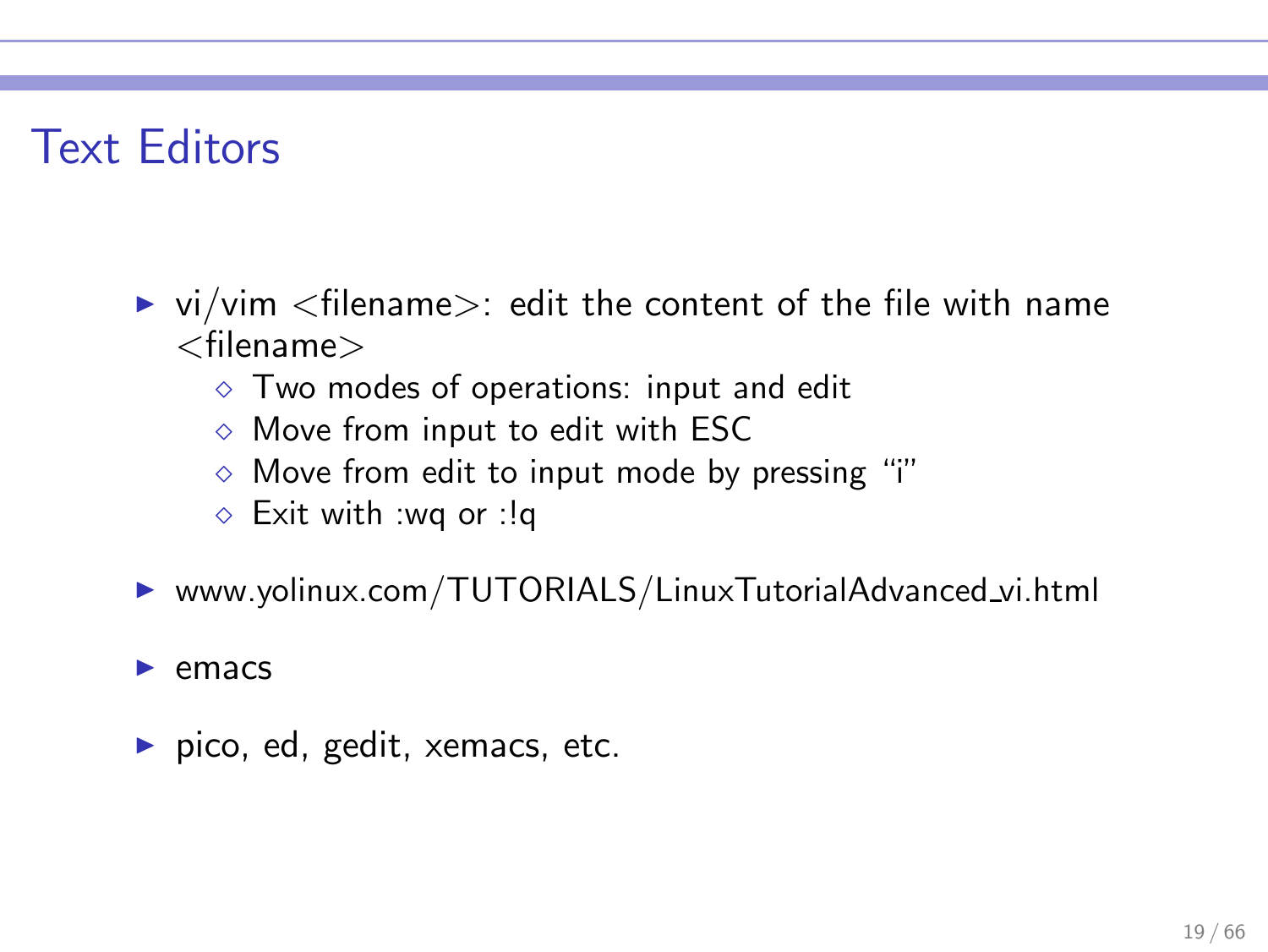# Text Editors

- vi/vim <filename>: edit the content of the file with name <filename>
  - Two modes of operations: input and edit
  - Move from input to edit with ESC
  - Move from edit to input mode by pressing "i"
  - Exit with :wq or :!q
- www.yolinux.com/TUTORIALS/LinuxTutorialAdvanced_vi.html
- emacs
- pico, ed, gedit, xemacs, etc.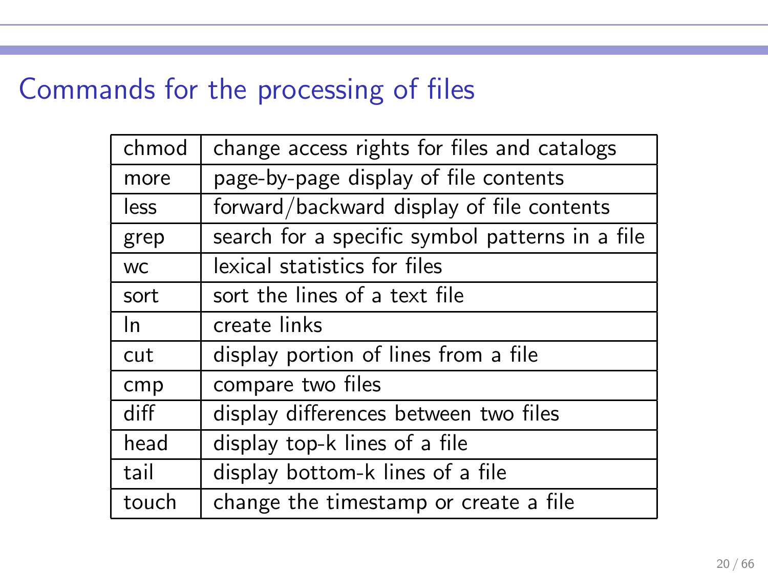# Commands for the processing of files

| | |
|---|---|
| chmod | change access rights for files and catalogs |
| more | page-by-page display of file contents |
| less | forward/backward display of file contents |
| grep | search for a specific symbol patterns in a file |
| wc | lexical statistics for files |
| sort | sort the lines of a text file |
| ln | create links |
| cut | display portion of lines from a file |
| cmp | compare two files |
| diff | display differences between two files |
| head | display top-k lines of a file |
| tail | display bottom-k lines of a file |
| touch | change the timestamp or create a file |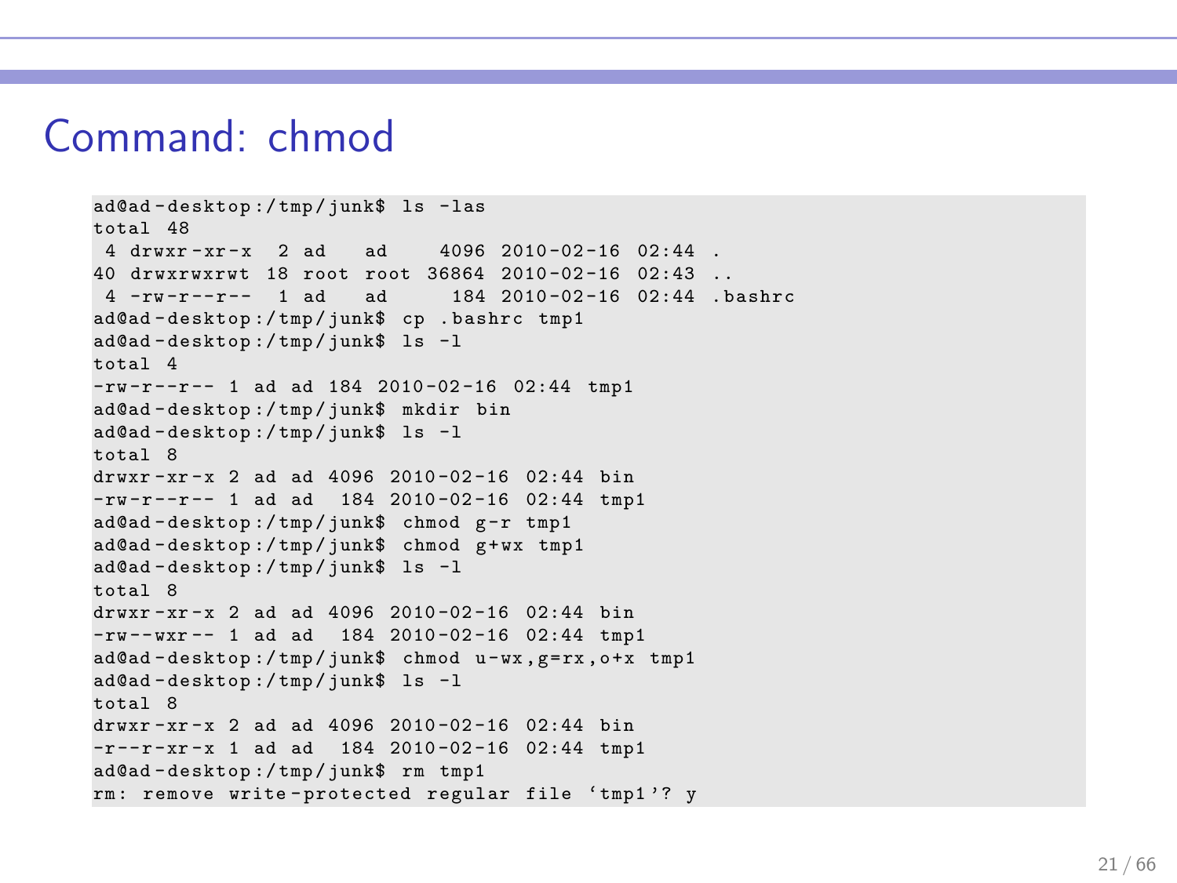# Command: chmod

```
ad@ad-desktop:/tmp/junk$ ls -las
total 48
 4 drwxr-xr-x  2 ad   ad    4096 2010-02-16 02:44 .
40 drwxrwxrwt 18 root root 36864 2010-02-16 02:43 ..
 4 -rw-r--r--  1 ad   ad     184 2010-02-16 02:44 .bashrc
ad@ad-desktop:/tmp/junk$ cp .bashrc tmp1
ad@ad-desktop:/tmp/junk$ ls -l
total 4
-rw-r--r-- 1 ad ad 184 2010-02-16 02:44 tmp1
ad@ad-desktop:/tmp/junk$ mkdir bin
ad@ad-desktop:/tmp/junk$ ls -l
total 8
drwxr-xr-x 2 ad ad 4096 2010-02-16 02:44 bin
-rw-r--r-- 1 ad ad  184 2010-02-16 02:44 tmp1
ad@ad-desktop:/tmp/junk$ chmod g-r tmp1
ad@ad-desktop:/tmp/junk$ chmod g+wx tmp1
ad@ad-desktop:/tmp/junk$ ls -l
total 8
drwxr-xr-x 2 ad ad 4096 2010-02-16 02:44 bin
-rw--wxr-- 1 ad ad  184 2010-02-16 02:44 tmp1
ad@ad-desktop:/tmp/junk$ chmod u-wx,g=rx,o+x tmp1
ad@ad-desktop:/tmp/junk$ ls -l
total 8
drwxr-xr-x 2 ad ad 4096 2010-02-16 02:44 bin
-r--r-xr-x 1 ad ad  184 2010-02-16 02:44 tmp1
ad@ad-desktop:/tmp/junk$ rm tmp1
rm: remove write-protected regular file ‘tmp1’? y
```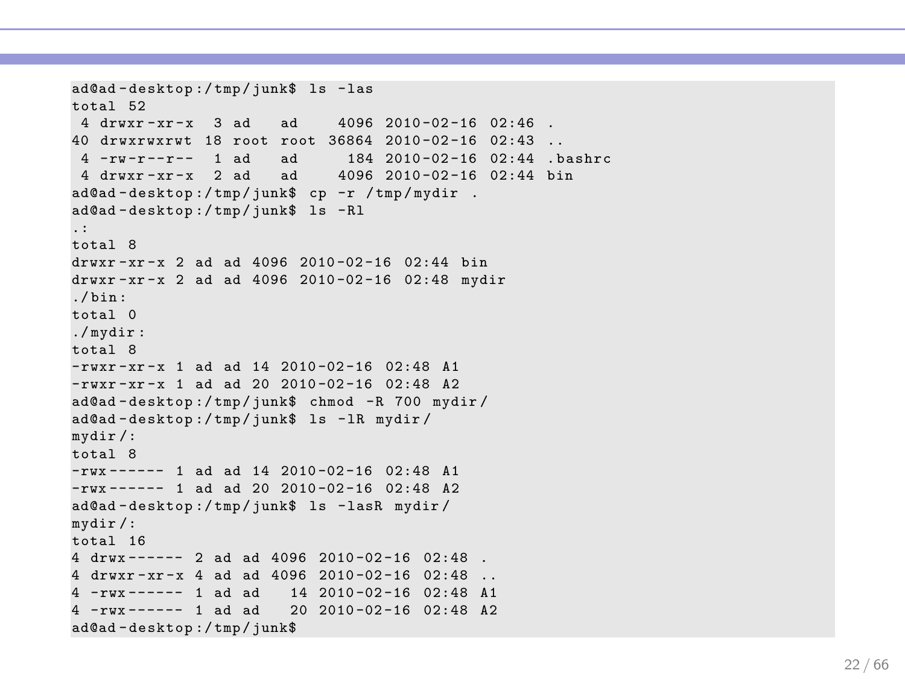```
ad@ad-desktop:/tmp/junk$ ls -las
total 52
 4 drwxr-xr-x  3 ad   ad     4096 2010-02-16 02:46 .
40 drwxrwxrwt 18 root root 36864 2010-02-16 02:43 ..
 4 -rw-r--r--  1 ad   ad      184 2010-02-16 02:44 .bashrc
 4 drwxr-xr-x  2 ad   ad     4096 2010-02-16 02:44 bin
ad@ad-desktop:/tmp/junk$ cp -r /tmp/mydir .
ad@ad-desktop:/tmp/junk$ ls -Rl
.:
total 8
drwxr-xr-x 2 ad ad 4096 2010-02-16 02:44 bin
drwxr-xr-x 2 ad ad 4096 2010-02-16 02:48 mydir
./bin:
total 0
./mydir:
total 8
-rwxr-xr-x 1 ad ad 14 2010-02-16 02:48 A1
-rwxr-xr-x 1 ad ad 20 2010-02-16 02:48 A2
ad@ad-desktop:/tmp/junk$ chmod -R 700 mydir/
ad@ad-desktop:/tmp/junk$ ls -lR mydir/
mydir/:
total 8
-rwx------ 1 ad ad 14 2010-02-16 02:48 A1
-rwx------ 1 ad ad 20 2010-02-16 02:48 A2
ad@ad-desktop:/tmp/junk$ ls -lasR mydir/
mydir/:
total 16
4 drwx------ 2 ad ad 4096 2010-02-16 02:48 .
4 drwxr-xr-x 4 ad ad 4096 2010-02-16 02:48 ..
4 -rwx------ 1 ad ad   14 2010-02-16 02:48 A1
4 -rwx------ 1 ad ad   20 2010-02-16 02:48 A2
ad@ad-desktop:/tmp/junk$
```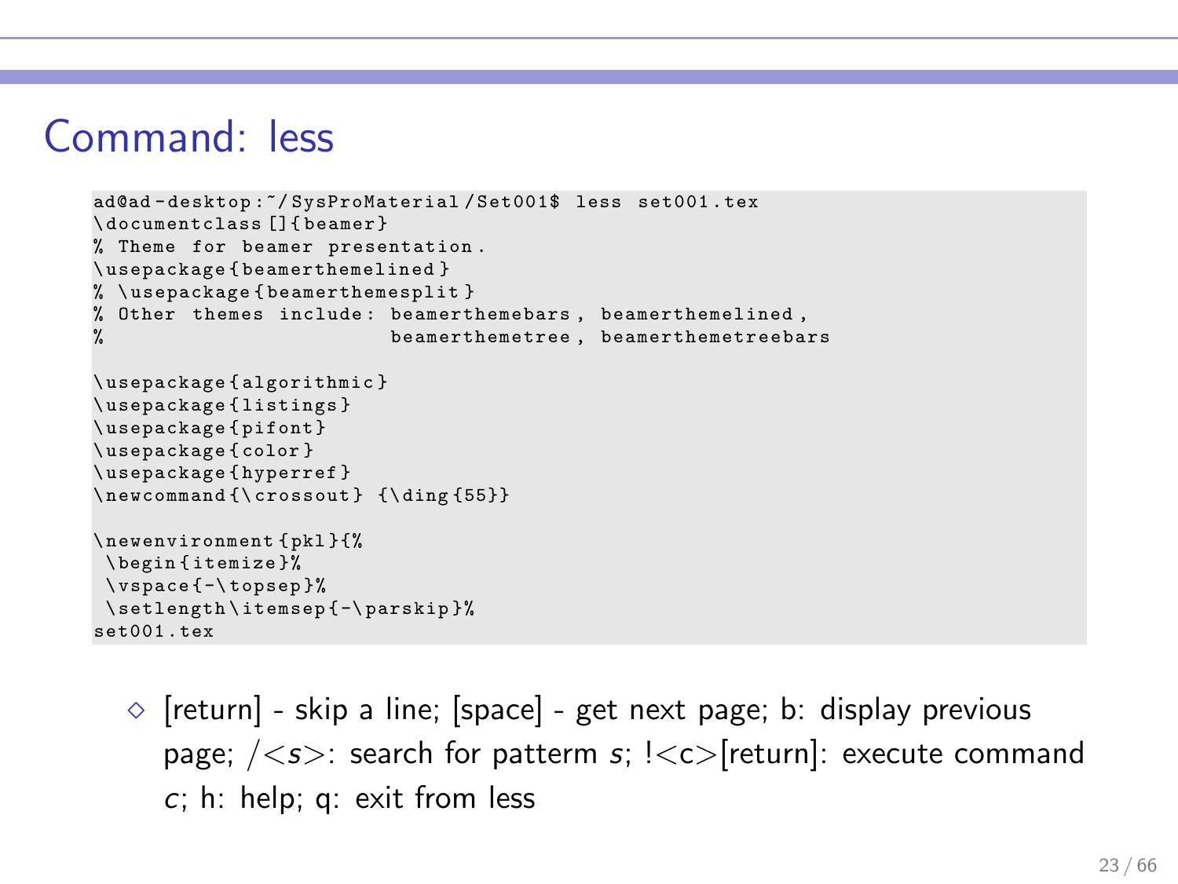# Command: less

```
ad@ad-desktop:~/SysProMaterial/Set001$ less set001.tex
\documentclass[]{beamer}
% Theme for beamer presentation.
\usepackage{beamerthemelined}
% \usepackage{beamerthemesplit}
% Other themes include: beamerthemebars, beamerthemelined,
%                       beamerthemetree, beamerthemetreebars

\usepackage{algorithmic}
\usepackage{listings}
\usepackage{pifont}
\usepackage{color}
\usepackage{hyperref}
\newcommand{\crossout} {\ding{55}}

\newenvironment{pkl}{%
 \begin{itemize}%
 \vspace{-\topsep}%
 \setlength\itemsep{-\parskip}%
set001.tex
```

- [return] - skip a line; [space] - get next page; b: display previous page; /<*s*>: search for patterm *s*; !<c>[return]: execute command *c*; h: help; q: exit from less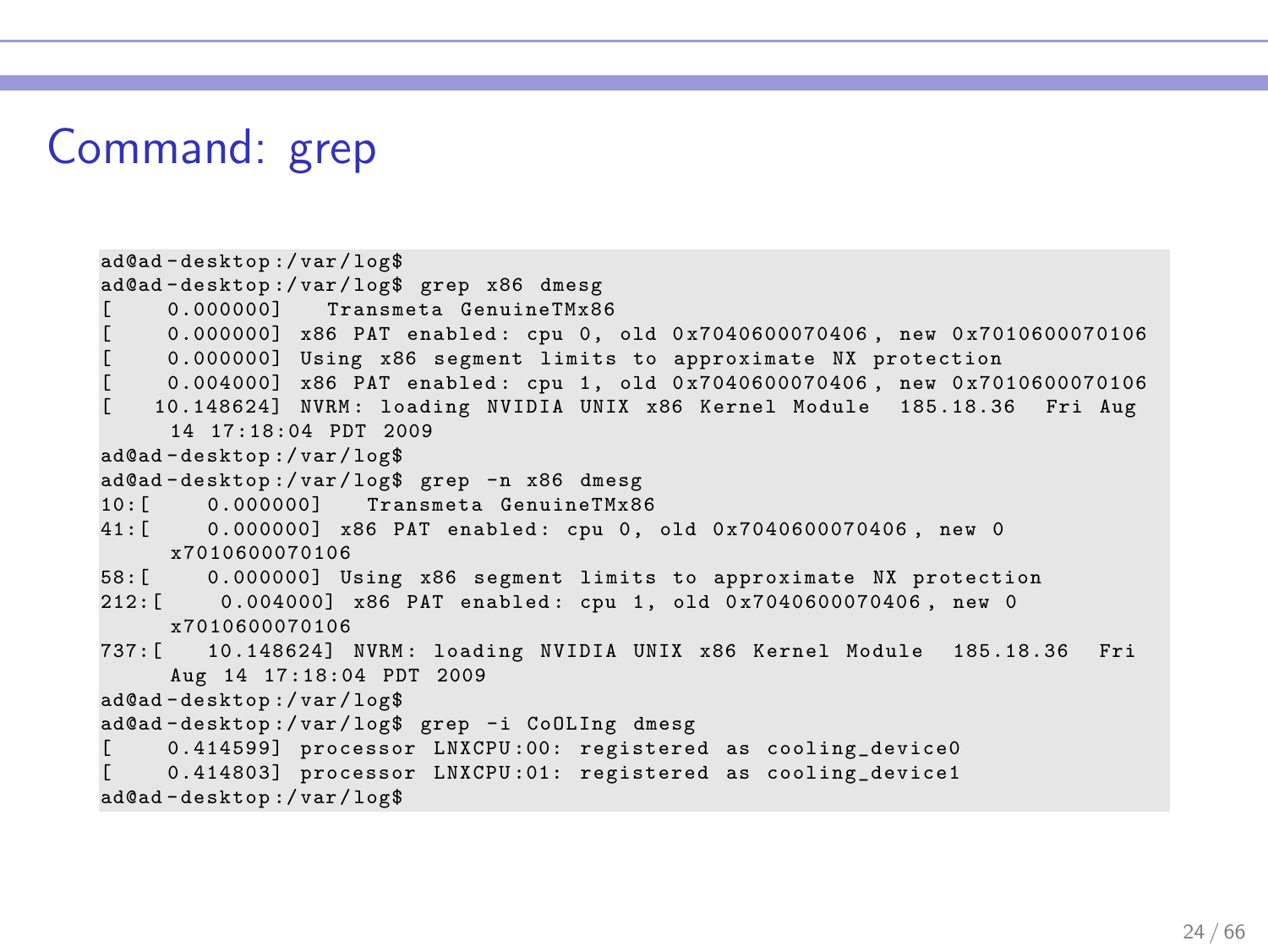# Command: grep

```
ad@ad-desktop:/var/log$
ad@ad-desktop:/var/log$ grep x86 dmesg
[    0.000000]   Transmeta GenuineTMx86
[    0.000000] x86 PAT enabled: cpu 0, old 0x7040600070406, new 0x7010600070106
[    0.000000] Using x86 segment limits to approximate NX protection
[    0.004000] x86 PAT enabled: cpu 1, old 0x7040600070406, new 0x7010600070106
[   10.148624] NVRM: loading NVIDIA UNIX x86 Kernel Module  185.18.36  Fri Aug
     14 17:18:04 PDT 2009
ad@ad-desktop:/var/log$
ad@ad-desktop:/var/log$ grep -n x86 dmesg
10:[    0.000000]   Transmeta GenuineTMx86
41:[    0.000000] x86 PAT enabled: cpu 0, old 0x7040600070406, new 0
     x7010600070106
58:[    0.000000] Using x86 segment limits to approximate NX protection
212:[    0.004000] x86 PAT enabled: cpu 1, old 0x7040600070406, new 0
     x7010600070106
737:[   10.148624] NVRM: loading NVIDIA UNIX x86 Kernel Module  185.18.36  Fri
     Aug 14 17:18:04 PDT 2009
ad@ad-desktop:/var/log$
ad@ad-desktop:/var/log$ grep -i CoOLIng dmesg
[    0.414599] processor LNXCPU:00: registered as cooling_device0
[    0.414803] processor LNXCPU:01: registered as cooling_device1
ad@ad-desktop:/var/log$
```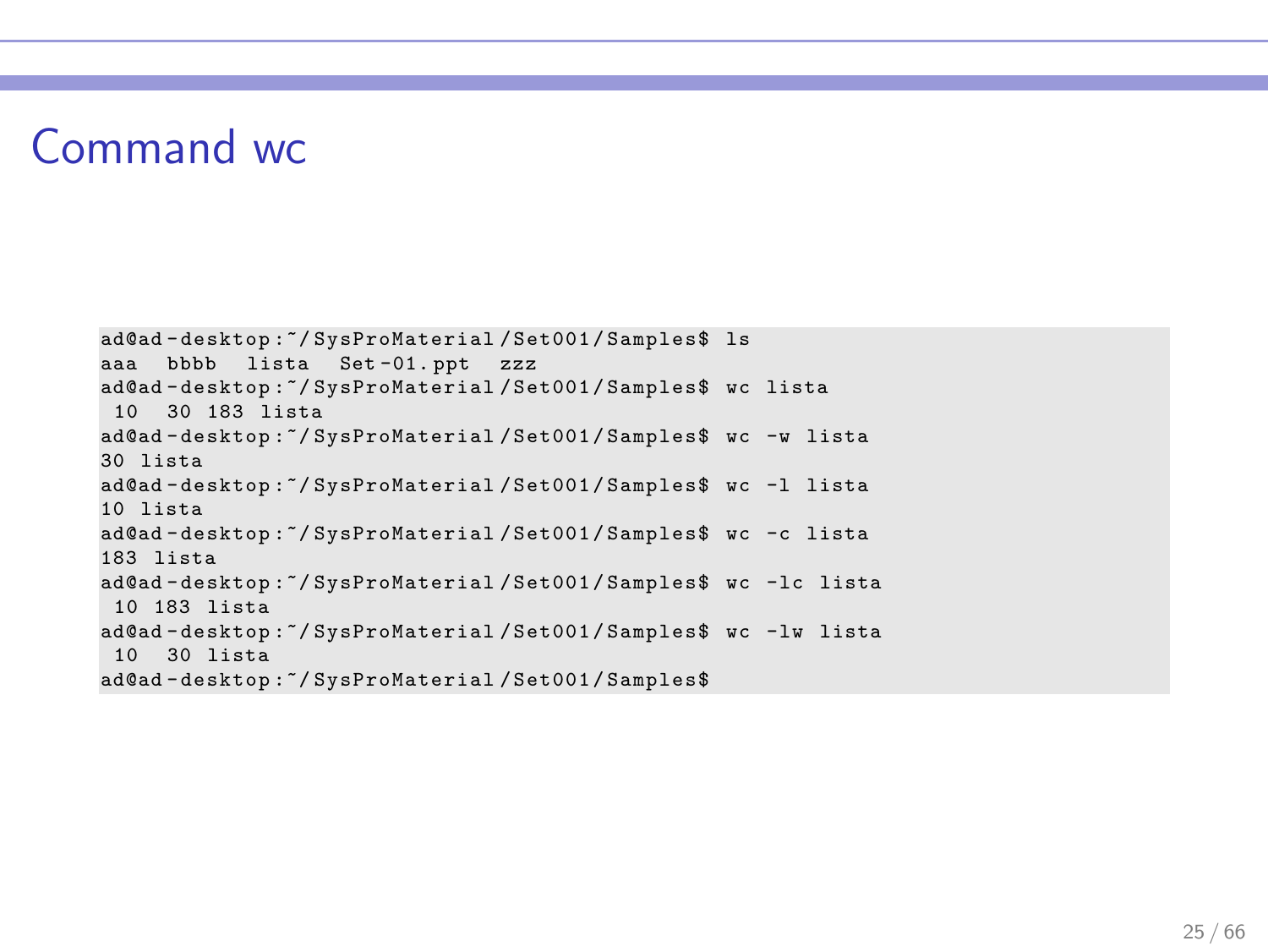# Command wc

```
ad@ad-desktop:~/SysProMaterial/Set001/Samples$ ls
aaa  bbbb  lista  Set-01.ppt  zzz
ad@ad-desktop:~/SysProMaterial/Set001/Samples$ wc lista
 10  30 183 lista
ad@ad-desktop:~/SysProMaterial/Set001/Samples$ wc -w lista
30 lista
ad@ad-desktop:~/SysProMaterial/Set001/Samples$ wc -l lista
10 lista
ad@ad-desktop:~/SysProMaterial/Set001/Samples$ wc -c lista
183 lista
ad@ad-desktop:~/SysProMaterial/Set001/Samples$ wc -lc lista
 10 183 lista
ad@ad-desktop:~/SysProMaterial/Set001/Samples$ wc -lw lista
 10  30 lista
ad@ad-desktop:~/SysProMaterial/Set001/Samples$
```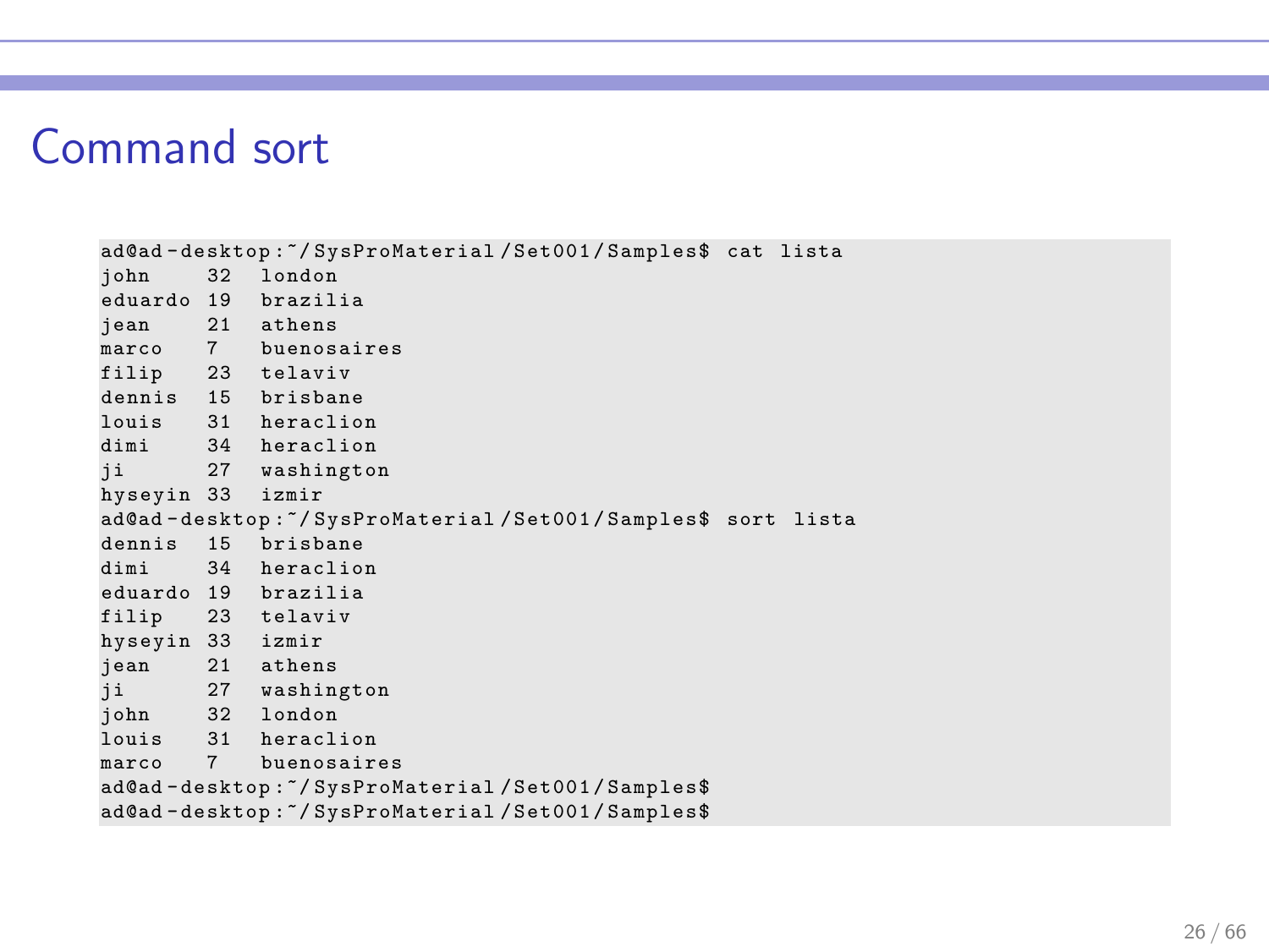# Command sort

```
ad@ad-desktop:~/SysProMaterial/Set001/Samples$ cat lista
john     32   london
eduardo  19   brazilia
jean     21   athens
marco    7    buenosaires
filip    23   telaviv
dennis   15   brisbane
louis    31   heraclion
dimi     34   heraclion
ji       27   washington
hyseyin  33   izmir
ad@ad-desktop:~/SysProMaterial/Set001/Samples$ sort lista
dennis   15   brisbane
dimi     34   heraclion
eduardo  19   brazilia
filip    23   telaviv
hyseyin  33   izmir
jean     21   athens
ji       27   washington
john     32   london
louis    31   heraclion
marco    7    buenosaires
ad@ad-desktop:~/SysProMaterial/Set001/Samples$
ad@ad-desktop:~/SysProMaterial/Set001/Samples$
```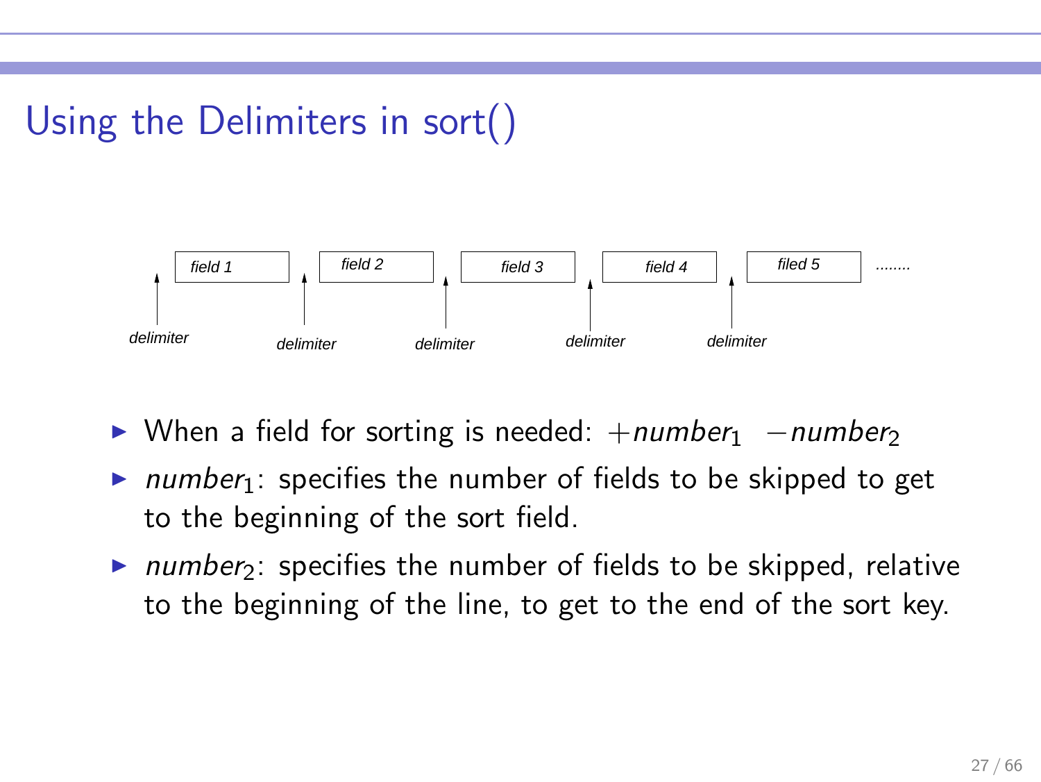# Using the Delimiters in sort()

field 1 field 2 field 3 field 4 filed 5 ........

delimiter delimiter delimiter delimiter delimiter

- When a field for sorting is needed: $+number_1 \;\; -number_2$
- $number_1$: specifies the number of fields to be skipped to get to the beginning of the sort field.
- $number_2$: specifies the number of fields to be skipped, relative to the beginning of the line, to get to the end of the sort key.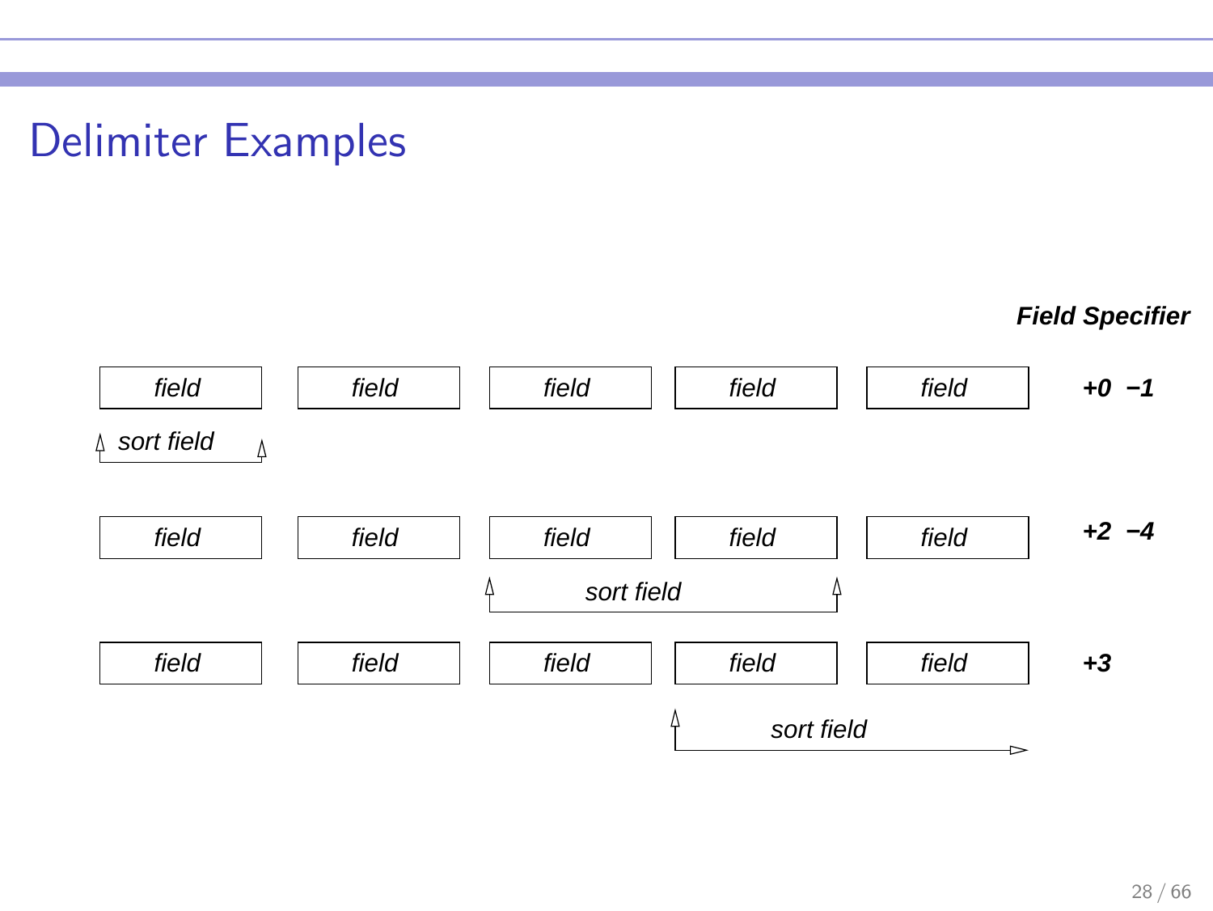# Delimiter Examples

**Field Specifier**

| | | | | | |
|---|---|---|---|---|---|
| *field* | *field* | *field* | *field* | *field* | ***+0 −1*** |
| *sort field* | | | | | |
| *field* | *field* | *field* | *field* | *field* | ***+2 −4*** |
| | | *sort field* | | | |
| *field* | *field* | *field* | *field* | *field* | ***+3*** |
| | | | *sort field* → | | |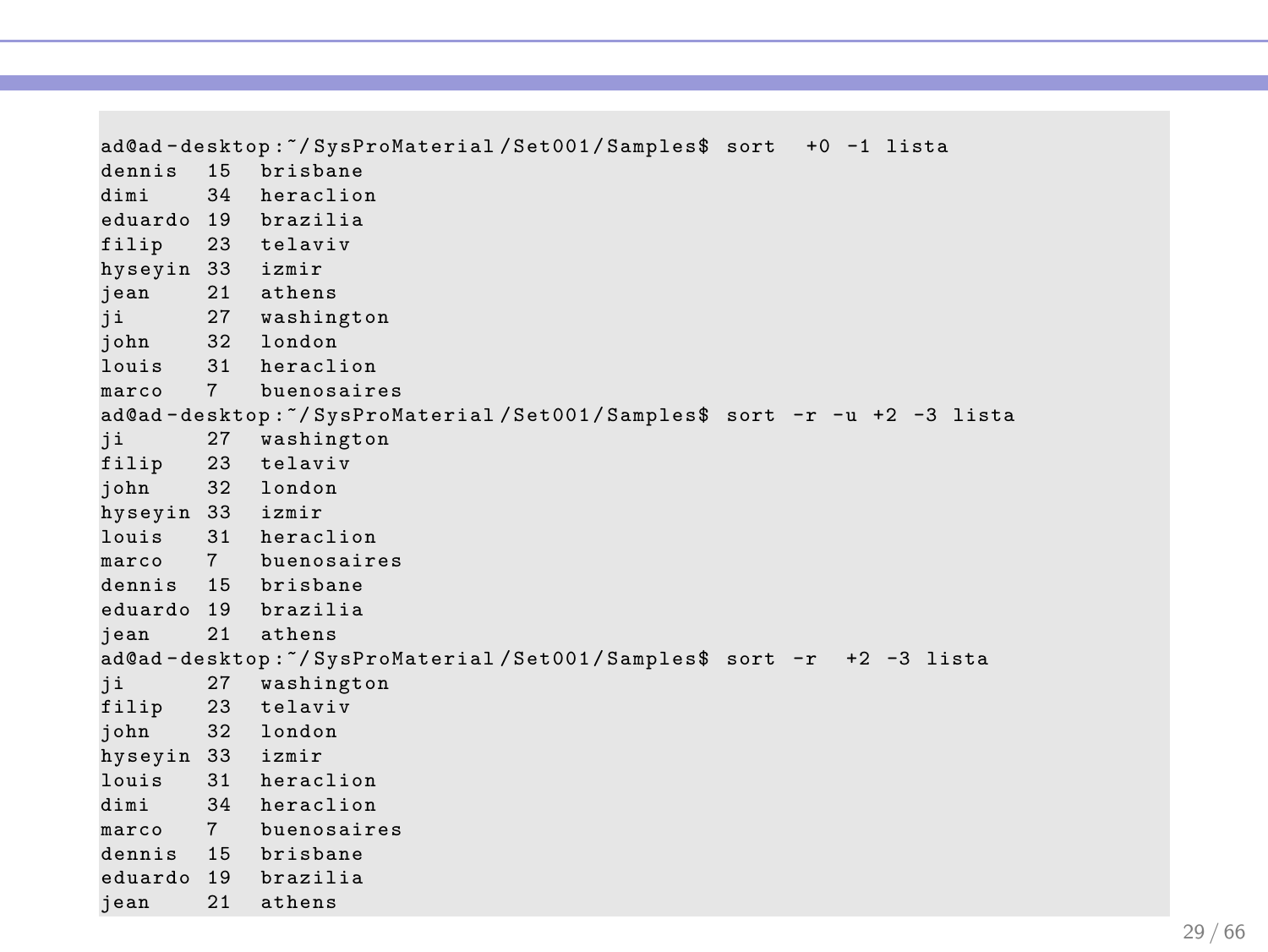```
ad@ad-desktop:~/SysProMaterial/Set001/Samples$ sort  +0 -1 lista
dennis  15  brisbane
dimi    34  heraclion
eduardo 19  brazilia
filip   23  telaviv
hyseyin 33  izmir
jean    21  athens
ji      27  washington
john    32  london
louis   31  heraclion
marco   7   buenosaires
ad@ad-desktop:~/SysProMaterial/Set001/Samples$ sort -r -u +2 -3 lista
ji      27  washington
filip   23  telaviv
john    32  london
hyseyin 33  izmir
louis   31  heraclion
marco   7   buenosaires
dennis  15  brisbane
eduardo 19  brazilia
jean    21  athens
ad@ad-desktop:~/SysProMaterial/Set001/Samples$ sort -r  +2 -3 lista
ji      27  washington
filip   23  telaviv
john    32  london
hyseyin 33  izmir
louis   31  heraclion
dimi    34  heraclion
marco   7   buenosaires
dennis  15  brisbane
eduardo 19  brazilia
jean    21  athens
```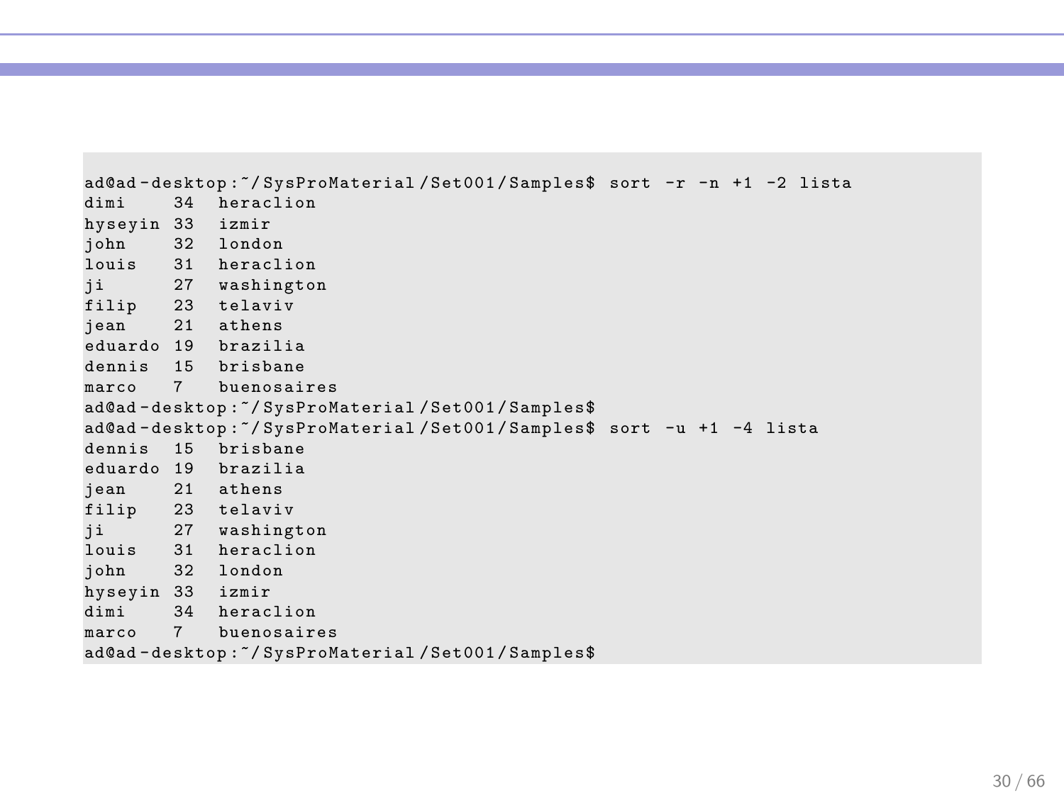```
ad@ad-desktop:~/SysProMaterial/Set001/Samples$ sort -r -n +1 -2 lista
dimi     34  heraclion
hyseyin 33  izmir
john     32  london
louis    31  heraclion
ji       27  washington
filip    23  telaviv
jean     21  athens
eduardo 19  brazilia
dennis   15  brisbane
marco    7   buenosaires
ad@ad-desktop:~/SysProMaterial/Set001/Samples$
ad@ad-desktop:~/SysProMaterial/Set001/Samples$ sort -u +1 -4 lista
dennis   15  brisbane
eduardo 19  brazilia
jean     21  athens
filip    23  telaviv
ji       27  washington
louis    31  heraclion
john     32  london
hyseyin 33  izmir
dimi     34  heraclion
marco    7   buenosaires
ad@ad-desktop:~/SysProMaterial/Set001/Samples$
```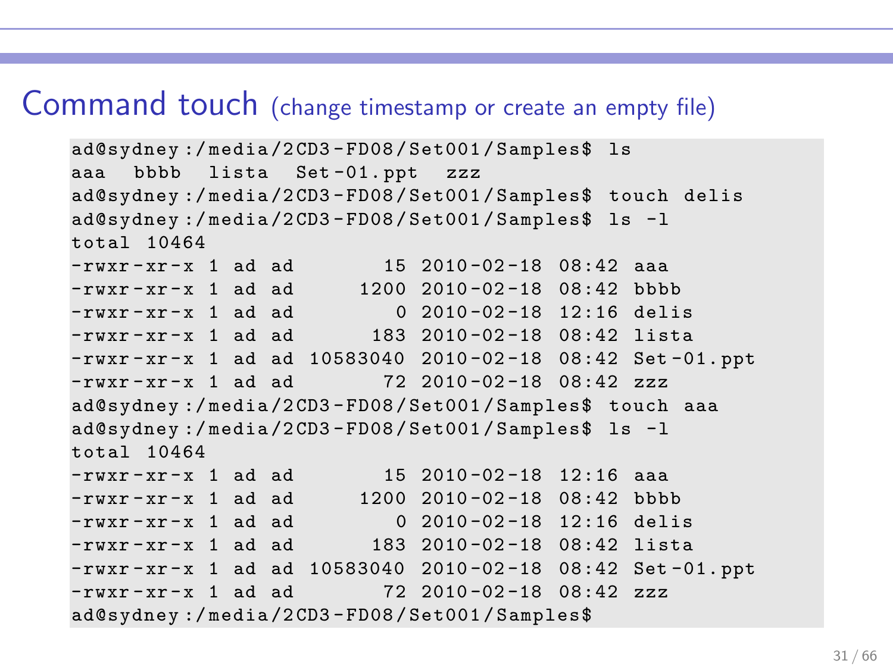# Command touch (change timestamp or create an empty file)

```
ad@sydney:/media/2CD3-FD08/Set001/Samples$ ls
aaa  bbbb  lista  Set-01.ppt  zzz
ad@sydney:/media/2CD3-FD08/Set001/Samples$ touch delis
ad@sydney:/media/2CD3-FD08/Set001/Samples$ ls -l
total 10464
-rwxr-xr-x 1 ad ad       15 2010-02-18 08:42 aaa
-rwxr-xr-x 1 ad ad     1200 2010-02-18 08:42 bbbb
-rwxr-xr-x 1 ad ad        0 2010-02-18 12:16 delis
-rwxr-xr-x 1 ad ad      183 2010-02-18 08:42 lista
-rwxr-xr-x 1 ad ad 10583040 2010-02-18 08:42 Set-01.ppt
-rwxr-xr-x 1 ad ad       72 2010-02-18 08:42 zzz
ad@sydney:/media/2CD3-FD08/Set001/Samples$ touch aaa
ad@sydney:/media/2CD3-FD08/Set001/Samples$ ls -l
total 10464
-rwxr-xr-x 1 ad ad       15 2010-02-18 12:16 aaa
-rwxr-xr-x 1 ad ad     1200 2010-02-18 08:42 bbbb
-rwxr-xr-x 1 ad ad        0 2010-02-18 12:16 delis
-rwxr-xr-x 1 ad ad      183 2010-02-18 08:42 lista
-rwxr-xr-x 1 ad ad 10583040 2010-02-18 08:42 Set-01.ppt
-rwxr-xr-x 1 ad ad       72 2010-02-18 08:42 zzz
ad@sydney:/media/2CD3-FD08/Set001/Samples$
```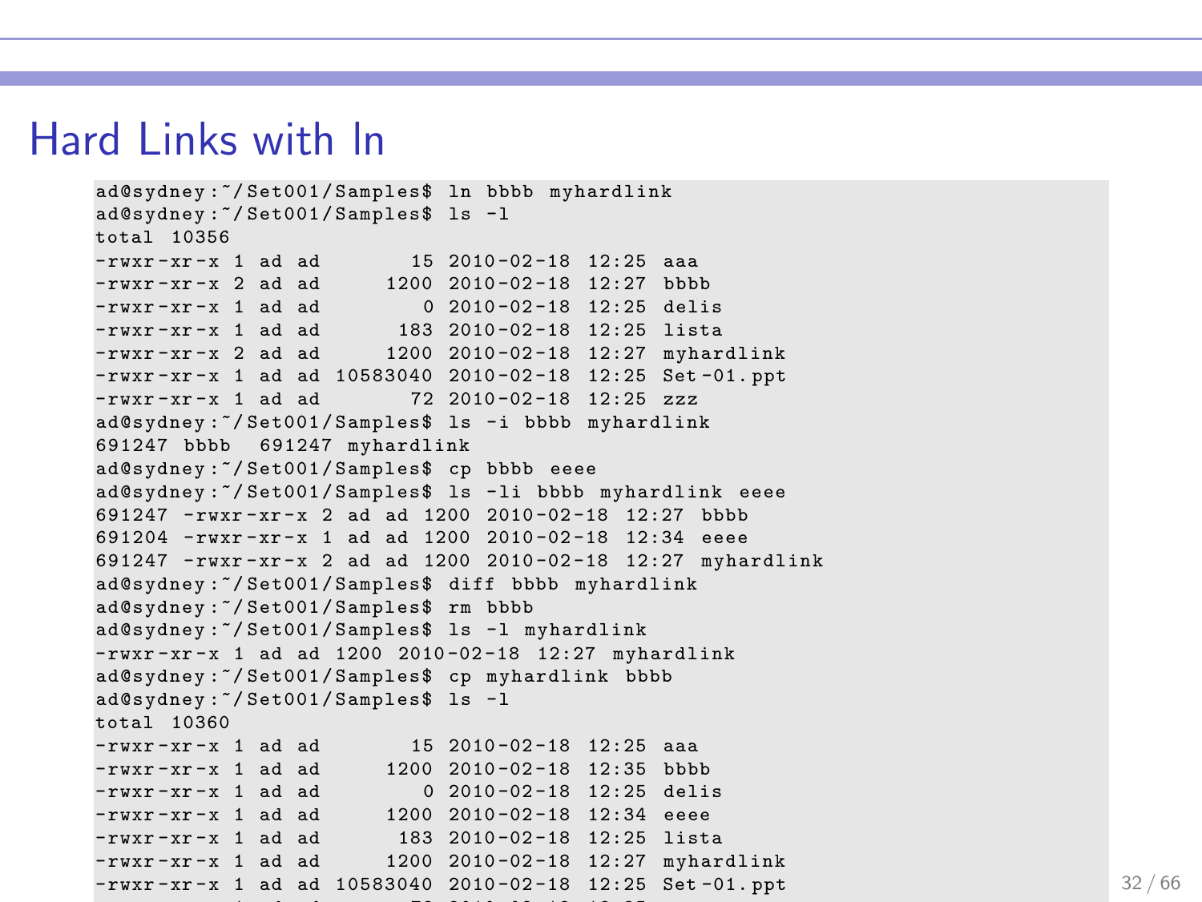# Hard Links with ln

```
ad@sydney:~/Set001/Samples$ ln bbbb myhardlink
ad@sydney:~/Set001/Samples$ ls -l
total 10356
-rwxr-xr-x 1 ad ad       15 2010-02-18 12:25 aaa
-rwxr-xr-x 2 ad ad     1200 2010-02-18 12:27 bbbb
-rwxr-xr-x 1 ad ad        0 2010-02-18 12:25 delis
-rwxr-xr-x 1 ad ad      183 2010-02-18 12:25 lista
-rwxr-xr-x 2 ad ad     1200 2010-02-18 12:27 myhardlink
-rwxr-xr-x 1 ad ad 10583040 2010-02-18 12:25 Set-01.ppt
-rwxr-xr-x 1 ad ad       72 2010-02-18 12:25 zzz
ad@sydney:~/Set001/Samples$ ls -i bbbb myhardlink
691247 bbbb  691247 myhardlink
ad@sydney:~/Set001/Samples$ cp bbbb eeee
ad@sydney:~/Set001/Samples$ ls -li bbbb myhardlink eeee
691247 -rwxr-xr-x 2 ad ad 1200 2010-02-18 12:27 bbbb
691204 -rwxr-xr-x 1 ad ad 1200 2010-02-18 12:34 eeee
691247 -rwxr-xr-x 2 ad ad 1200 2010-02-18 12:27 myhardlink
ad@sydney:~/Set001/Samples$ diff bbbb myhardlink
ad@sydney:~/Set001/Samples$ rm bbbb
ad@sydney:~/Set001/Samples$ ls -l myhardlink
-rwxr-xr-x 1 ad ad 1200 2010-02-18 12:27 myhardlink
ad@sydney:~/Set001/Samples$ cp myhardlink bbbb
ad@sydney:~/Set001/Samples$ ls -l
total 10360
-rwxr-xr-x 1 ad ad       15 2010-02-18 12:25 aaa
-rwxr-xr-x 1 ad ad     1200 2010-02-18 12:35 bbbb
-rwxr-xr-x 1 ad ad        0 2010-02-18 12:25 delis
-rwxr-xr-x 1 ad ad     1200 2010-02-18 12:34 eeee
-rwxr-xr-x 1 ad ad      183 2010-02-18 12:25 lista
-rwxr-xr-x 1 ad ad     1200 2010-02-18 12:27 myhardlink
-rwxr-xr-x 1 ad ad 10583040 2010-02-18 12:25 Set-01.ppt
```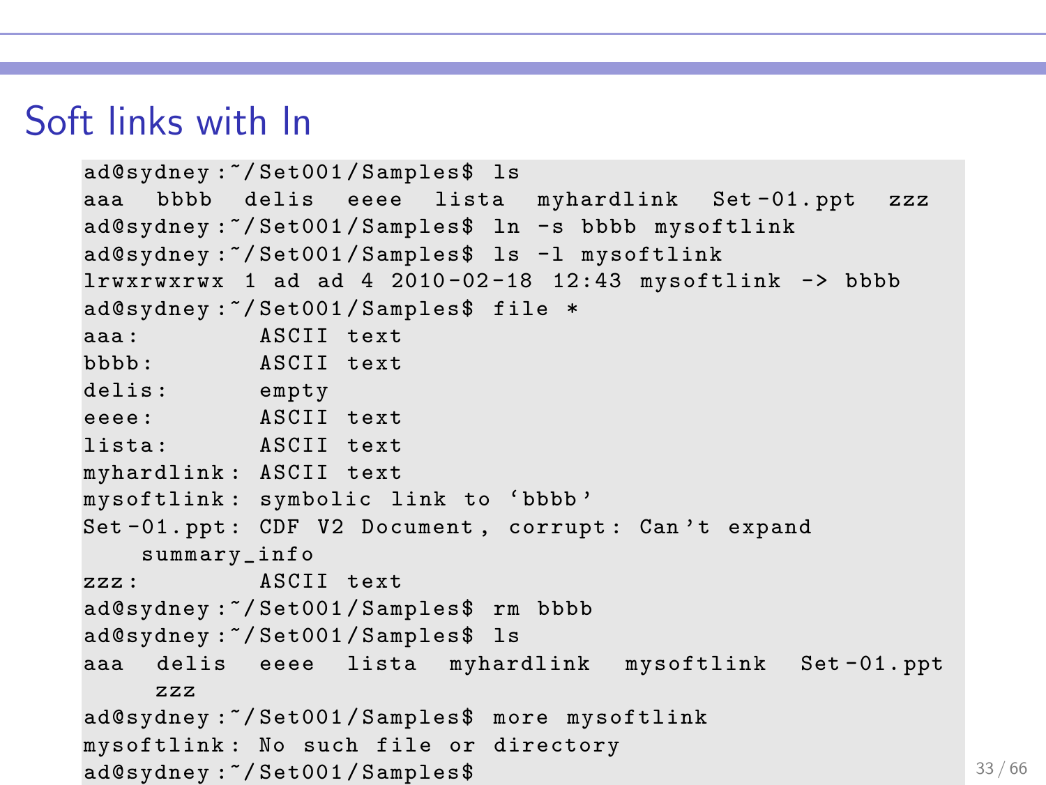# Soft links with ln

```
ad@sydney:~/Set001/Samples$ ls
aaa  bbbb  delis  eeee  lista  myhardlink  Set-01.ppt  zzz
ad@sydney:~/Set001/Samples$ ln -s bbbb mysoftlink
ad@sydney:~/Set001/Samples$ ls -l mysoftlink
lrwxrwxrwx 1 ad ad 4 2010-02-18 12:43 mysoftlink -> bbbb
ad@sydney:~/Set001/Samples$ file *
aaa:        ASCII text
bbbb:       ASCII text
delis:      empty
eeee:       ASCII text
lista:      ASCII text
myhardlink: ASCII text
mysoftlink: symbolic link to `bbbb'
Set-01.ppt: CDF V2 Document, corrupt: Can't expand
    summary_info
zzz:        ASCII text
ad@sydney:~/Set001/Samples$ rm bbbb
ad@sydney:~/Set001/Samples$ ls
aaa  delis  eeee  lista  myhardlink  mysoftlink  Set-01.ppt
     zzz
ad@sydney:~/Set001/Samples$ more mysoftlink
mysoftlink: No such file or directory
ad@sydney:~/Set001/Samples$
```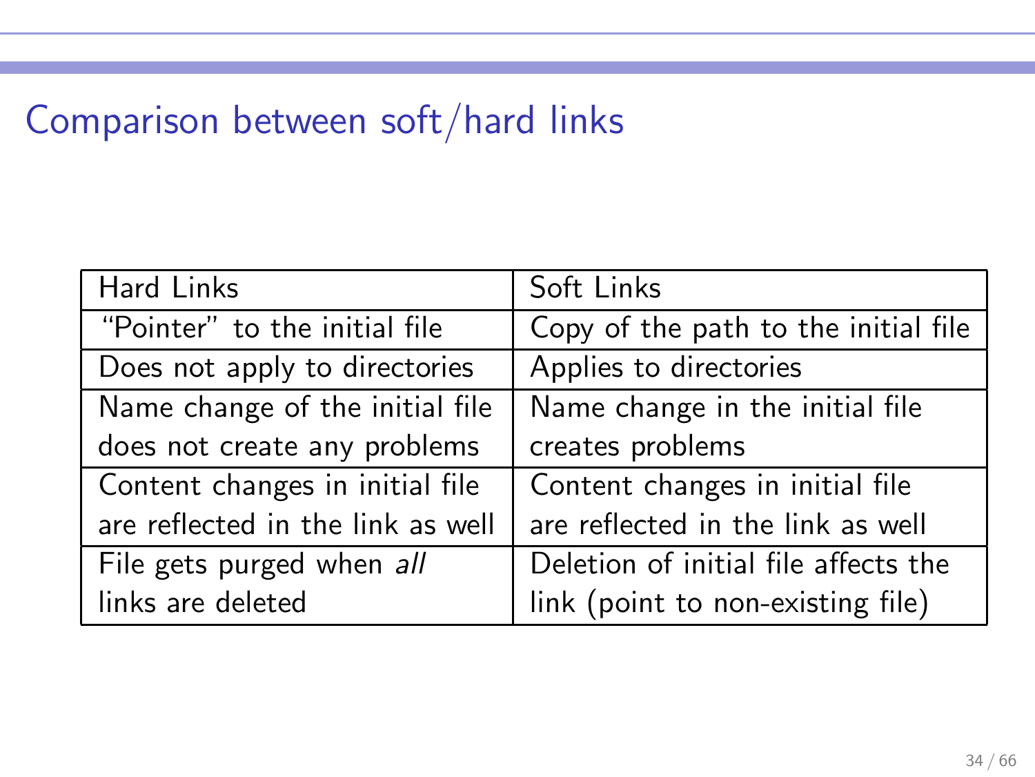# Comparison between soft/hard links

| Hard Links | Soft Links |
|---|---|
| "Pointer" to the initial file | Copy of the path to the initial file |
| Does not apply to directories | Applies to directories |
| Name change of the initial file does not create any problems | Name change in the initial file creates problems |
| Content changes in initial file are reflected in the link as well | Content changes in initial file are reflected in the link as well |
| File gets purged when *all* links are deleted | Deletion of initial file affects the link (point to non-existing file) |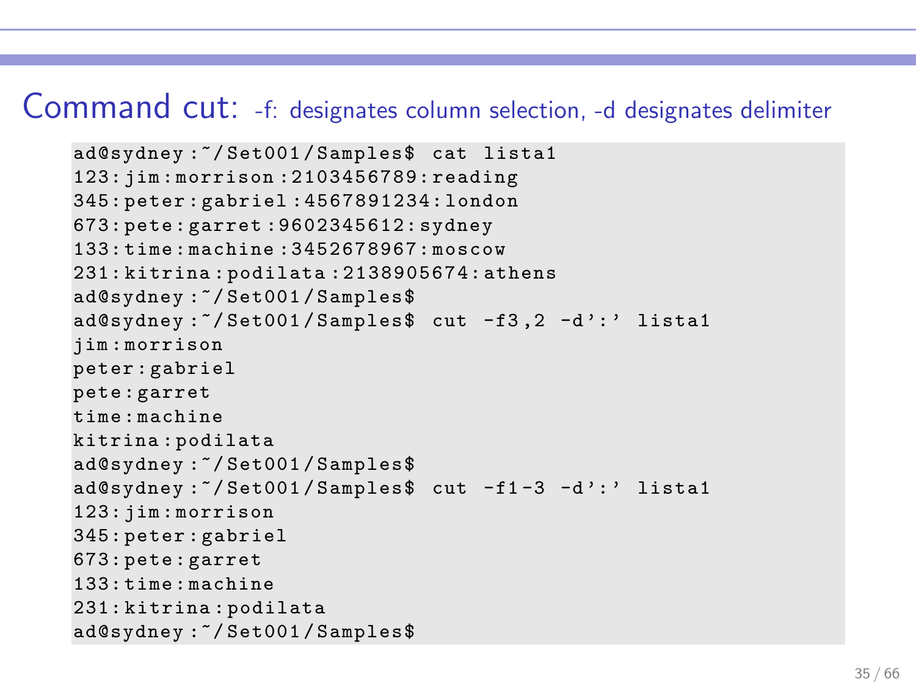# Command cut: -f: designates column selection, -d designates delimiter

```
ad@sydney:~/Set001/Samples$ cat lista1
123:jim:morrison:2103456789:reading
345:peter:gabriel:4567891234:london
673:pete:garret:9602345612:sydney
133:time:machine:3452678967:moscow
231:kitrina:podilata:2138905674:athens
ad@sydney:~/Set001/Samples$
ad@sydney:~/Set001/Samples$ cut -f3,2 -d':' lista1
jim:morrison
peter:gabriel
pete:garret
time:machine
kitrina:podilata
ad@sydney:~/Set001/Samples$
ad@sydney:~/Set001/Samples$ cut -f1-3 -d':' lista1
123:jim:morrison
345:peter:gabriel
673:pete:garret
133:time:machine
231:kitrina:podilata
ad@sydney:~/Set001/Samples$
```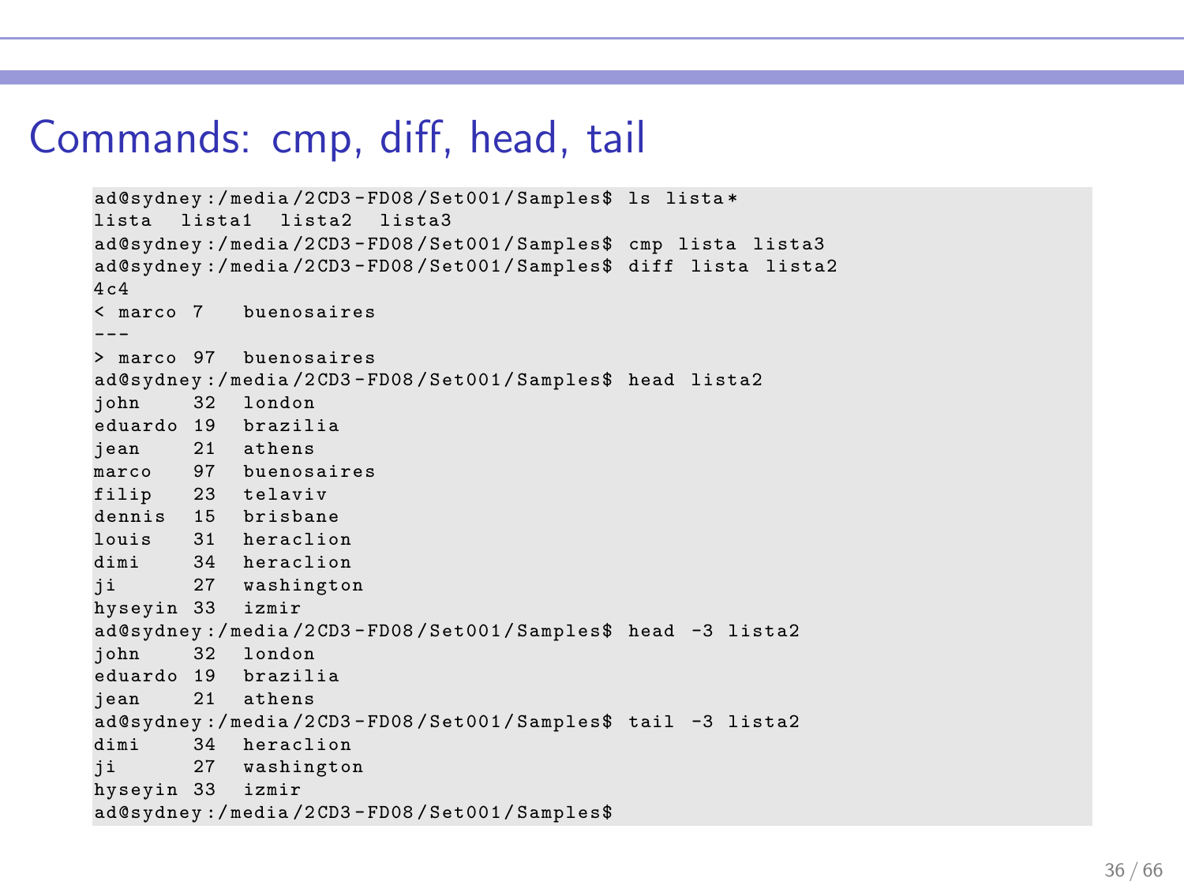# Commands: cmp, diff, head, tail

```
ad@sydney:/media/2CD3-FD08/Set001/Samples$ ls lista*
lista  lista1  lista2  lista3
ad@sydney:/media/2CD3-FD08/Set001/Samples$ cmp lista lista3
ad@sydney:/media/2CD3-FD08/Set001/Samples$ diff lista lista2
4c4
< marco 7   buenosaires
---
> marco 97  buenosaires
ad@sydney:/media/2CD3-FD08/Set001/Samples$ head lista2
john    32  london
eduardo 19  brazilia
jean    21  athens
marco   97  buenosaires
filip   23  telaviv
dennis  15  brisbane
louis   31  heraclion
dimi    34  heraclion
ji      27  washington
hyseyin 33  izmir
ad@sydney:/media/2CD3-FD08/Set001/Samples$ head -3 lista2
john    32  london
eduardo 19  brazilia
jean    21  athens
ad@sydney:/media/2CD3-FD08/Set001/Samples$ tail -3 lista2
dimi    34  heraclion
ji      27  washington
hyseyin 33  izmir
ad@sydney:/media/2CD3-FD08/Set001/Samples$
```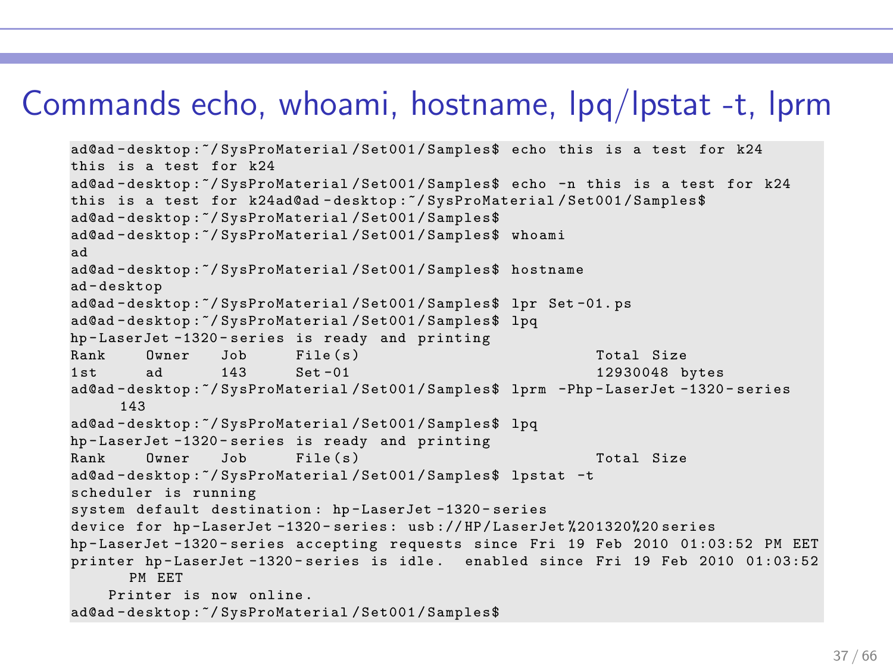# Commands echo, whoami, hostname, lpq/lpstat -t, lprm

```
ad@ad-desktop:~/SysProMaterial/Set001/Samples$ echo this is a test for k24
this is a test for k24
ad@ad-desktop:~/SysProMaterial/Set001/Samples$ echo -n this is a test for k24
this is a test for k24ad@ad-desktop:~/SysProMaterial/Set001/Samples$
ad@ad-desktop:~/SysProMaterial/Set001/Samples$
ad@ad-desktop:~/SysProMaterial/Set001/Samples$ whoami
ad
ad@ad-desktop:~/SysProMaterial/Set001/Samples$ hostname
ad-desktop
ad@ad-desktop:~/SysProMaterial/Set001/Samples$ lpr Set-01.ps
ad@ad-desktop:~/SysProMaterial/Set001/Samples$ lpq
hp-LaserJet-1320-series is ready and printing
Rank    Owner   Job     File(s)                         Total Size
1st     ad      143     Set-01                          12930048 bytes
ad@ad-desktop:~/SysProMaterial/Set001/Samples$ lprm -Php-LaserJet-1320-series
     143
ad@ad-desktop:~/SysProMaterial/Set001/Samples$ lpq
hp-LaserJet-1320-series is ready and printing
Rank    Owner   Job     File(s)                         Total Size
ad@ad-desktop:~/SysProMaterial/Set001/Samples$ lpstat -t
scheduler is running
system default destination: hp-LaserJet-1320-series
device for hp-LaserJet-1320-series: usb://HP/LaserJet%201320%20series
hp-LaserJet-1320-series accepting requests since Fri 19 Feb 2010 01:03:52 PM EET
printer hp-LaserJet-1320-series is idle.  enabled since Fri 19 Feb 2010 01:03:52
      PM EET
    Printer is now online.
ad@ad-desktop:~/SysProMaterial/Set001/Samples$
```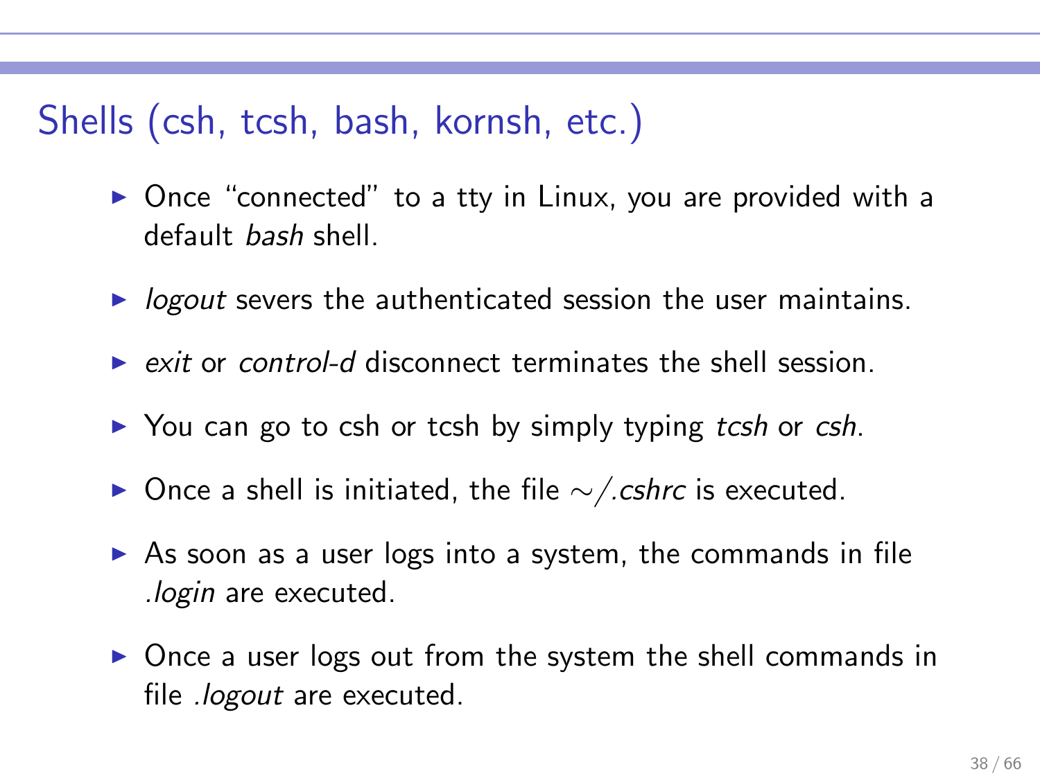## Shells (csh, tcsh, bash, kornsh, etc.)

- Once "connected" to a tty in Linux, you are provided with a default *bash* shell.
- *logout* severs the authenticated session the user maintains.
- *exit* or *control-d* disconnect terminates the shell session.
- You can go to csh or tcsh by simply typing *tcsh* or *csh*.
- Once a shell is initiated, the file ~/*.cshrc* is executed.
- As soon as a user logs into a system, the commands in file *.login* are executed.
- Once a user logs out from the system the shell commands in file *.logout* are executed.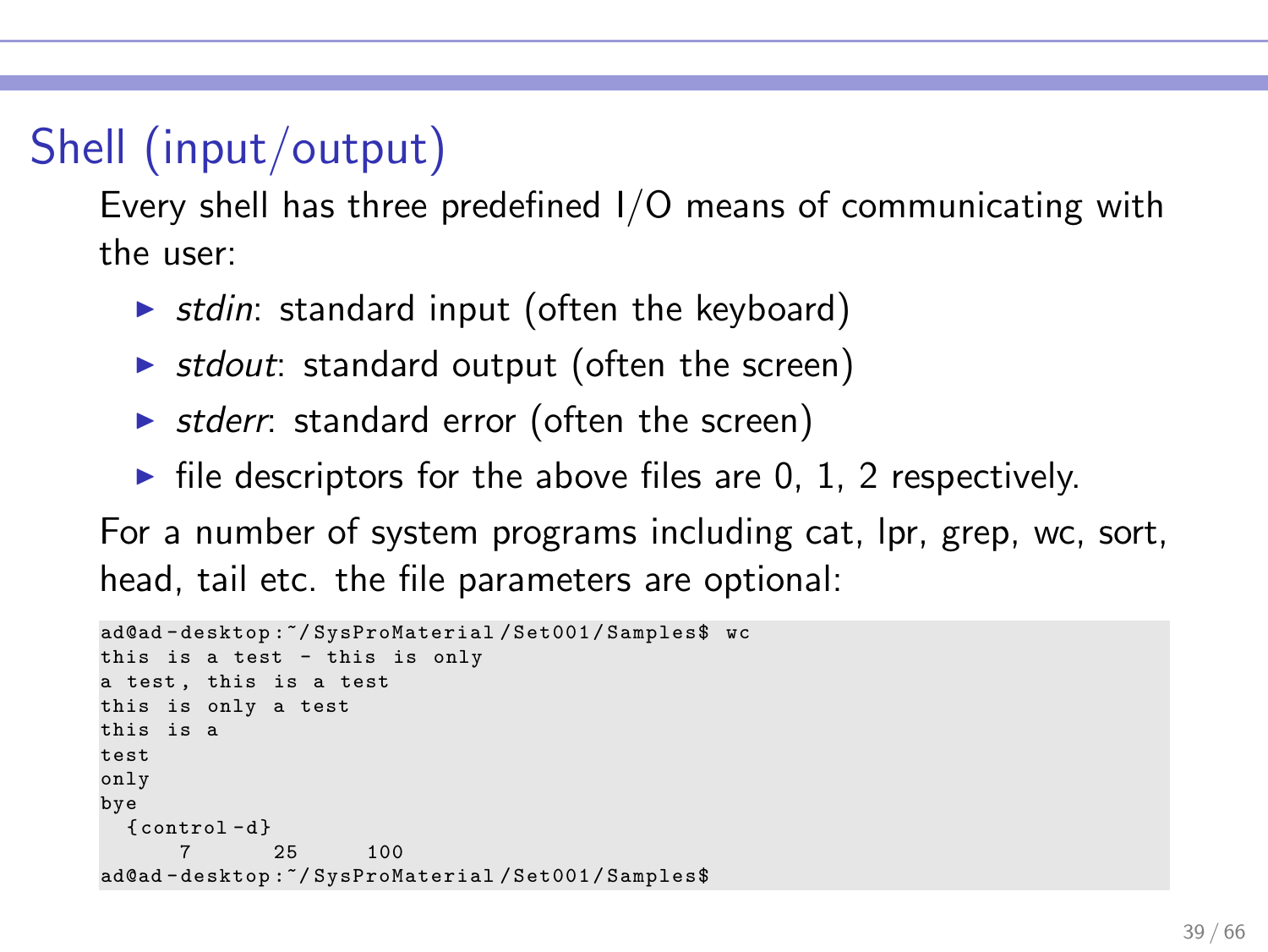# Shell (input/output)

Every shell has three predefined I/O means of communicating with the user:

- *stdin*: standard input (often the keyboard)
- *stdout*: standard output (often the screen)
- *stderr*: standard error (often the screen)
- file descriptors for the above files are 0, 1, 2 respectively.

For a number of system programs including cat, lpr, grep, wc, sort, head, tail etc. the file parameters are optional:

```
ad@ad-desktop:~/SysProMaterial/Set001/Samples$ wc
this is a test - this is only
a test, this is a test
this is only a test
this is a
test
only
bye
  {control-d}
      7      25     100
ad@ad-desktop:~/SysProMaterial/Set001/Samples$
```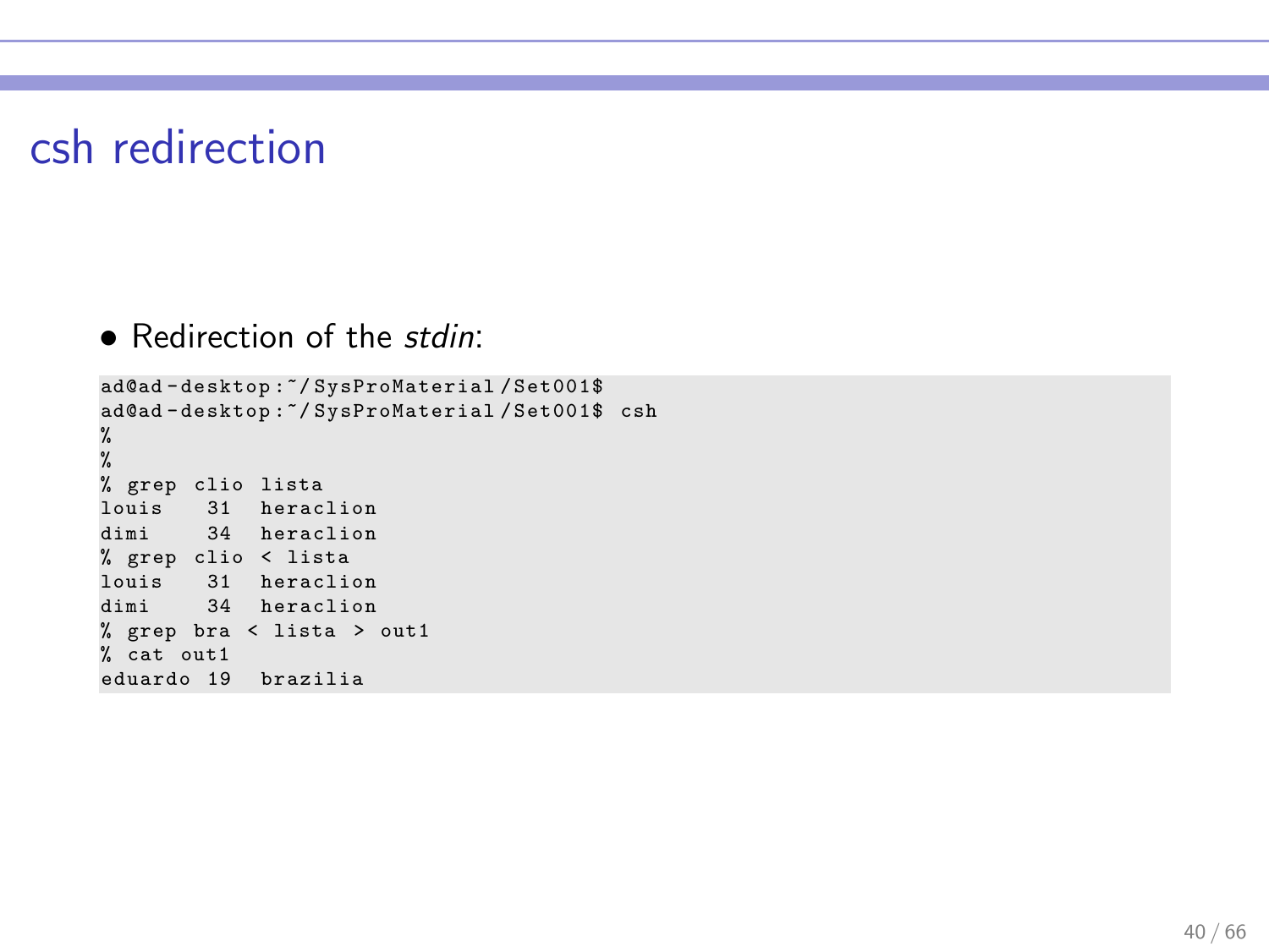# csh redirection

- Redirection of the *stdin*:

```
ad@ad-desktop:~/SysProMaterial/Set001$
ad@ad-desktop:~/SysProMaterial/Set001$ csh
%
%
% grep clio lista
louis    31   heraclion
dimi     34   heraclion
% grep clio < lista
louis    31   heraclion
dimi     34   heraclion
% grep bra < lista > out1
% cat out1
eduardo 19   brazilia
```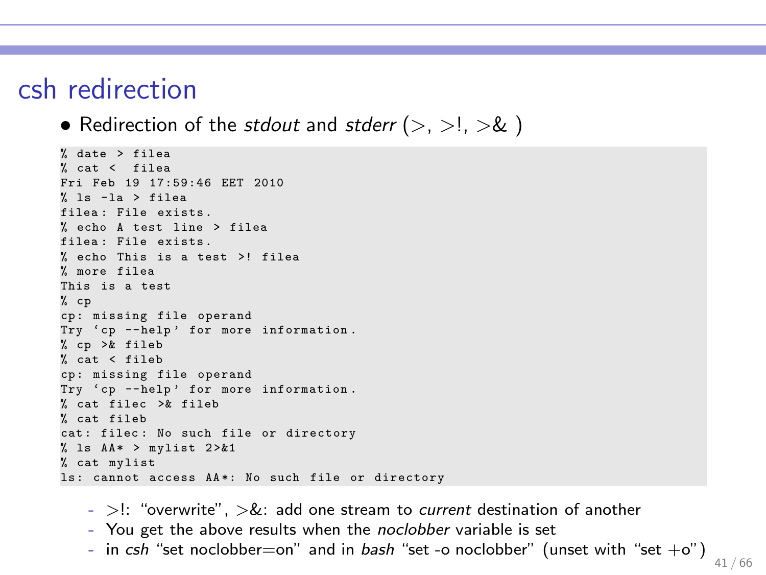# csh redirection

- Redirection of the *stdout* and *stderr* (>, >!, >& )

```
% date > filea
% cat <  filea
Fri Feb 19 17:59:46 EET 2010
% ls -la > filea
filea: File exists.
% echo A test line > filea
filea: File exists.
% echo This is a test >! filea
% more filea
This is a test
% cp
cp: missing file operand
Try 'cp --help' for more information.
% cp >& fileb
% cat < fileb
cp: missing file operand
Try 'cp --help' for more information.
% cat filec >& fileb
% cat fileb
cat: filec: No such file or directory
% ls AA* > mylist 2>&1
% cat mylist
ls: cannot access AA*: No such file or directory
```

  - >!: "overwrite", >&: add one stream to *current* destination of another
  - You get the above results when the *noclobber* variable is set
  - in *csh* "set noclobber=on" and in *bash* "set -o noclobber" (unset with "set +o")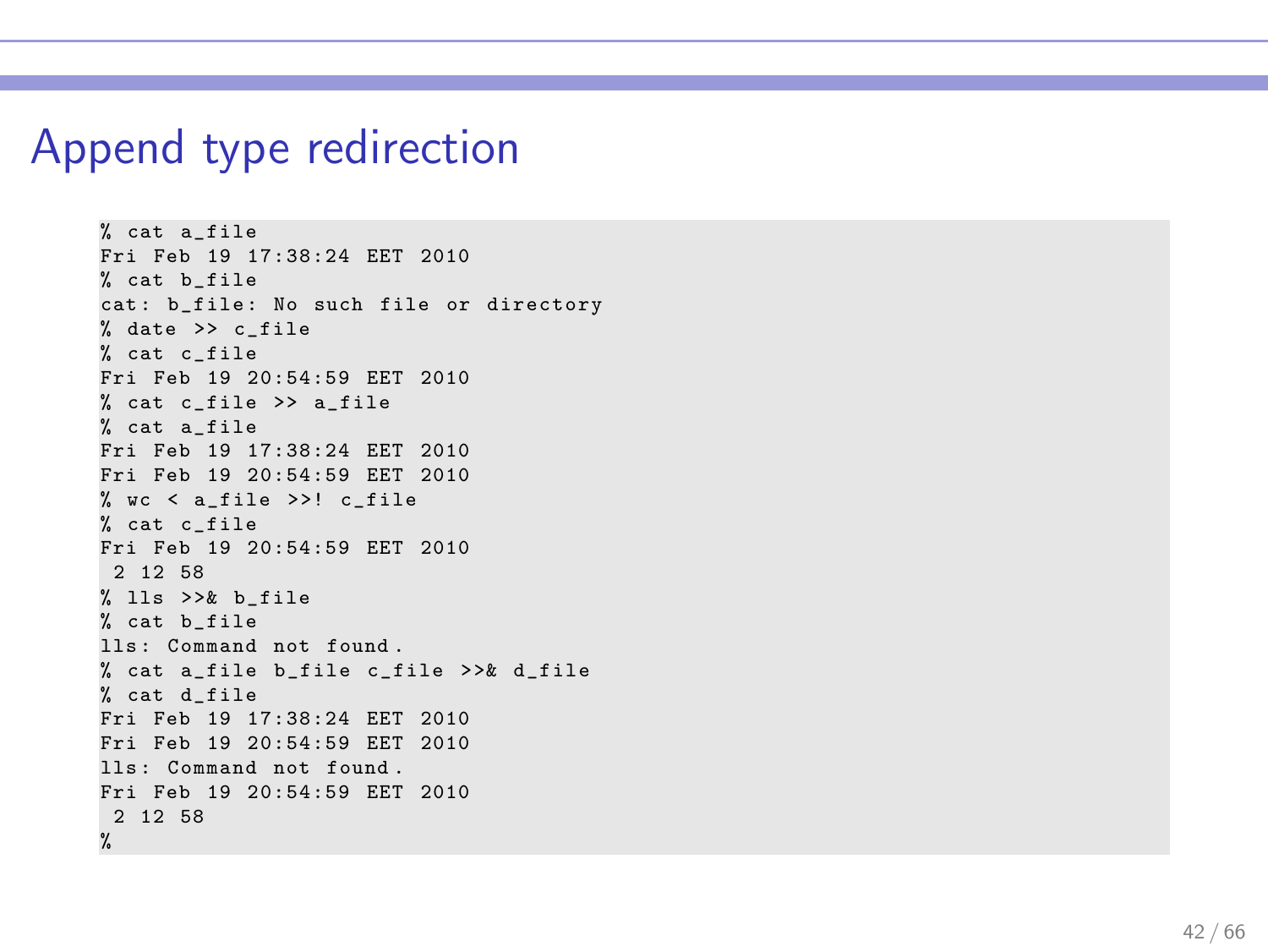# Append type redirection

```
% cat a_file
Fri Feb 19 17:38:24 EET 2010
% cat b_file
cat: b_file: No such file or directory
% date >> c_file
% cat c_file
Fri Feb 19 20:54:59 EET 2010
% cat c_file >> a_file
% cat a_file
Fri Feb 19 17:38:24 EET 2010
Fri Feb 19 20:54:59 EET 2010
% wc < a_file >>! c_file
% cat c_file
Fri Feb 19 20:54:59 EET 2010
 2 12 58
% lls >>& b_file
% cat b_file
lls: Command not found.
% cat a_file b_file c_file >>& d_file
% cat d_file
Fri Feb 19 17:38:24 EET 2010
Fri Feb 19 20:54:59 EET 2010
lls: Command not found.
Fri Feb 19 20:54:59 EET 2010
 2 12 58
%
```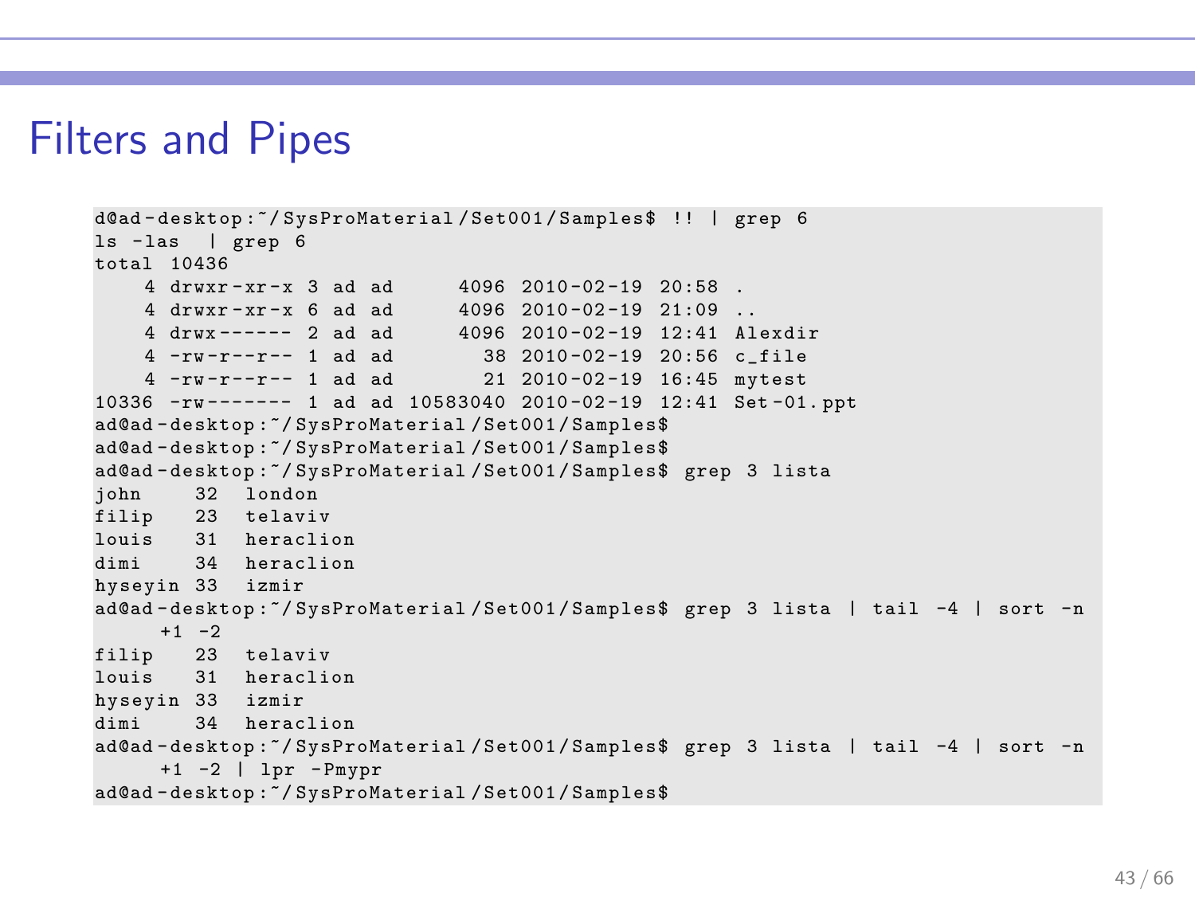# Filters and Pipes

```
d@ad-desktop:~/SysProMaterial/Set001/Samples$ !! | grep 6
ls -las  | grep 6
total 10436
    4 drwxr-xr-x 3 ad ad     4096 2010-02-19 20:58 .
    4 drwxr-xr-x 6 ad ad     4096 2010-02-19 21:09 ..
    4 drwx------ 2 ad ad     4096 2010-02-19 12:41 Alexdir
    4 -rw-r--r-- 1 ad ad       38 2010-02-19 20:56 c_file
    4 -rw-r--r-- 1 ad ad       21 2010-02-19 16:45 mytest
10336 -rw------- 1 ad ad 10583040 2010-02-19 12:41 Set-01.ppt
ad@ad-desktop:~/SysProMaterial/Set001/Samples$
ad@ad-desktop:~/SysProMaterial/Set001/Samples$
ad@ad-desktop:~/SysProMaterial/Set001/Samples$ grep 3 lista
john    32  london
filip   23  telaviv
louis   31  heraclion
dimi    34  heraclion
hyseyin 33  izmir
ad@ad-desktop:~/SysProMaterial/Set001/Samples$ grep 3 lista | tail -4 | sort -n
     +1 -2
filip   23  telaviv
louis   31  heraclion
hyseyin 33  izmir
dimi    34  heraclion
ad@ad-desktop:~/SysProMaterial/Set001/Samples$ grep 3 lista | tail -4 | sort -n
     +1 -2 | lpr -Pmypr
ad@ad-desktop:~/SysProMaterial/Set001/Samples$
```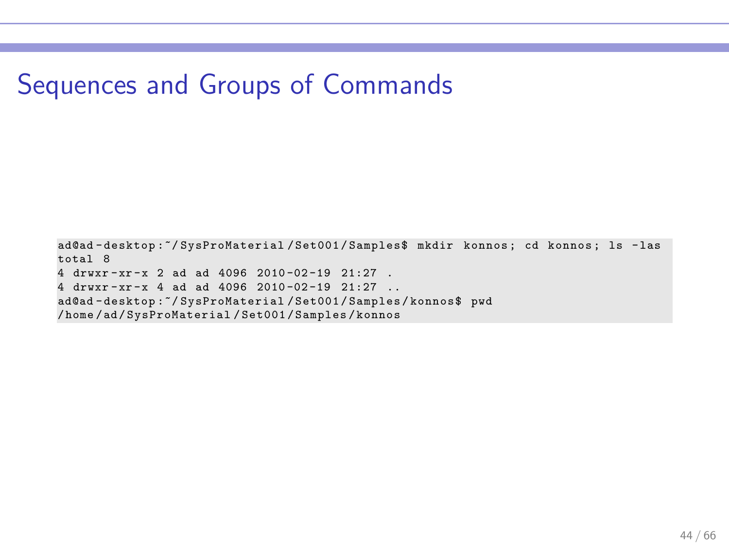# Sequences and Groups of Commands

```
ad@ad-desktop:~/SysProMaterial/Set001/Samples$ mkdir konnos; cd konnos; ls -las
total 8
4 drwxr-xr-x 2 ad ad 4096 2010-02-19 21:27 .
4 drwxr-xr-x 4 ad ad 4096 2010-02-19 21:27 ..
ad@ad-desktop:~/SysProMaterial/Set001/Samples/konnos$ pwd
/home/ad/SysProMaterial/Set001/Samples/konnos
```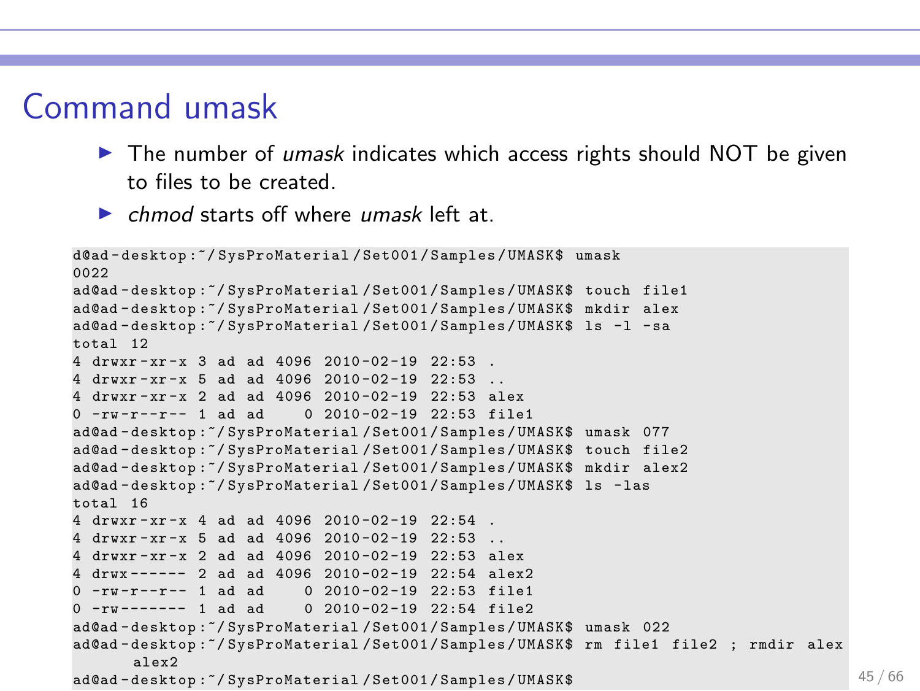# Command umask

- The number of *umask* indicates which access rights should NOT be given to files to be created.
- *chmod* starts off where *umask* left at.

```
d@ad-desktop:~/SysProMaterial/Set001/Samples/UMASK$ umask
0022
ad@ad-desktop:~/SysProMaterial/Set001/Samples/UMASK$ touch file1
ad@ad-desktop:~/SysProMaterial/Set001/Samples/UMASK$ mkdir alex
ad@ad-desktop:~/SysProMaterial/Set001/Samples/UMASK$ ls -l -sa
total 12
4 drwxr-xr-x 3 ad ad 4096 2010-02-19 22:53 .
4 drwxr-xr-x 5 ad ad 4096 2010-02-19 22:53 ..
4 drwxr-xr-x 2 ad ad 4096 2010-02-19 22:53 alex
0 -rw-r--r-- 1 ad ad    0 2010-02-19 22:53 file1
ad@ad-desktop:~/SysProMaterial/Set001/Samples/UMASK$ umask 077
ad@ad-desktop:~/SysProMaterial/Set001/Samples/UMASK$ touch file2
ad@ad-desktop:~/SysProMaterial/Set001/Samples/UMASK$ mkdir alex2
ad@ad-desktop:~/SysProMaterial/Set001/Samples/UMASK$ ls -las
total 16
4 drwxr-xr-x 4 ad ad 4096 2010-02-19 22:54 .
4 drwxr-xr-x 5 ad ad 4096 2010-02-19 22:53 ..
4 drwxr-xr-x 2 ad ad 4096 2010-02-19 22:53 alex
4 drwx------ 2 ad ad 4096 2010-02-19 22:54 alex2
0 -rw-r--r-- 1 ad ad    0 2010-02-19 22:53 file1
0 -rw------- 1 ad ad    0 2010-02-19 22:54 file2
ad@ad-desktop:~/SysProMaterial/Set001/Samples/UMASK$ umask 022
ad@ad-desktop:~/SysProMaterial/Set001/Samples/UMASK$ rm file1 file2 ; rmdir alex
      alex2
ad@ad-desktop:~/SysProMaterial/Set001/Samples/UMASK$
```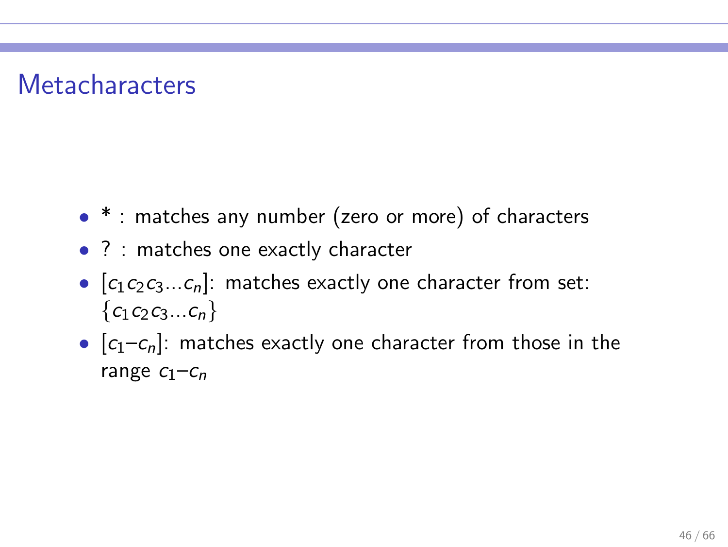# Metacharacters

- * : matches any number (zero or more) of characters
- ? : matches one exactly character
- $[c_1 c_2 c_3 ... c_n]$: matches exactly one character from set: $\{c_1 c_2 c_3 ... c_n\}$
- $[c_1 – c_n]$: matches exactly one character from those in the range $c_1 – c_n$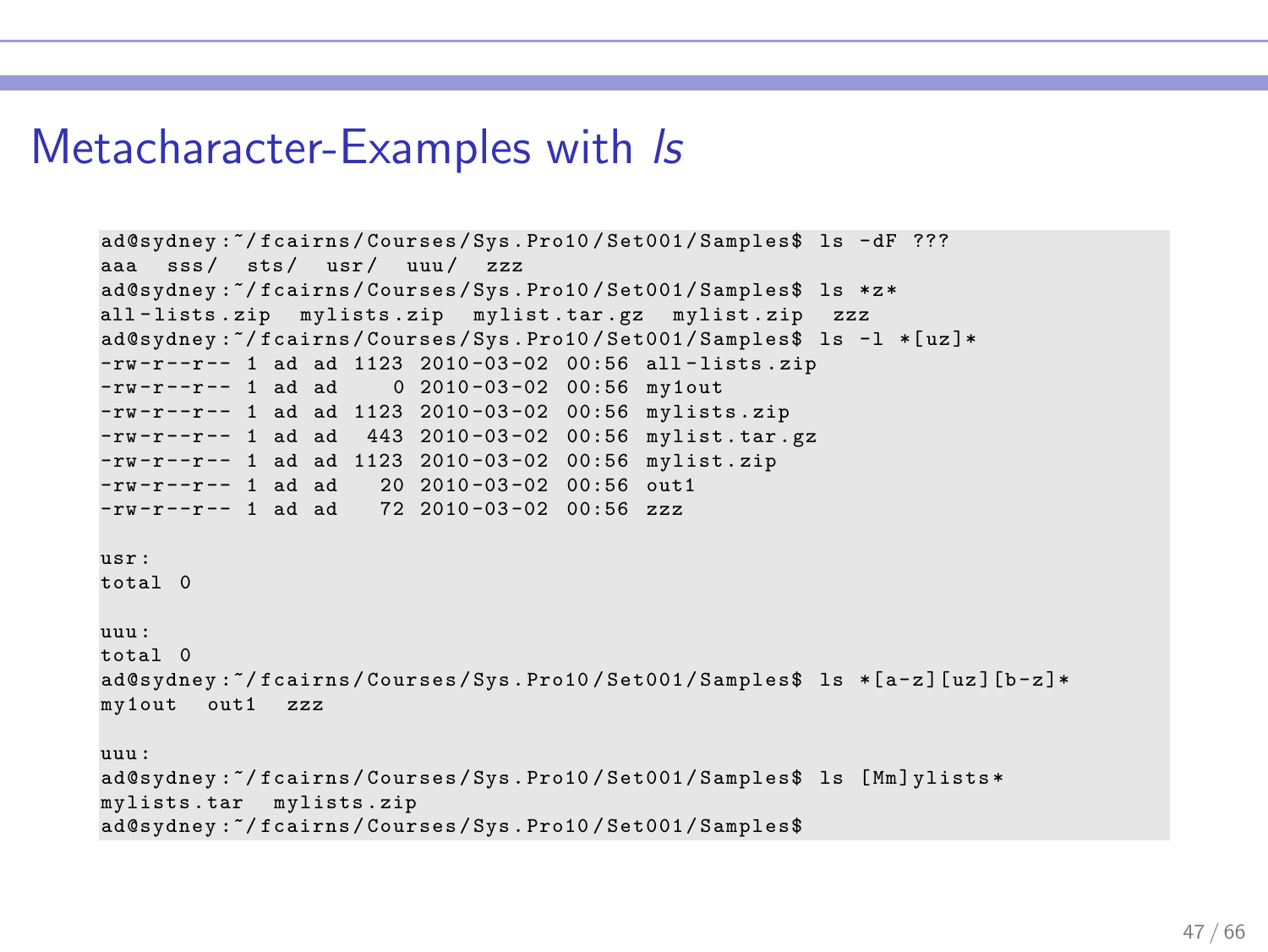# Metacharacter-Examples with *ls*

```
ad@sydney:~/fcairns/Courses/Sys.Pro10/Set001/Samples$ ls -dF ???
aaa  sss/  sts/  usr/  uuu/  zzz
ad@sydney:~/fcairns/Courses/Sys.Pro10/Set001/Samples$ ls *z*
all-lists.zip  mylists.zip  mylist.tar.gz  mylist.zip  zzz
ad@sydney:~/fcairns/Courses/Sys.Pro10/Set001/Samples$ ls -l *[uz]*
-rw-r--r-- 1 ad ad 1123 2010-03-02 00:56 all-lists.zip
-rw-r--r-- 1 ad ad    0 2010-03-02 00:56 my1out
-rw-r--r-- 1 ad ad 1123 2010-03-02 00:56 mylists.zip
-rw-r--r-- 1 ad ad  443 2010-03-02 00:56 mylist.tar.gz
-rw-r--r-- 1 ad ad 1123 2010-03-02 00:56 mylist.zip
-rw-r--r-- 1 ad ad   20 2010-03-02 00:56 out1
-rw-r--r-- 1 ad ad   72 2010-03-02 00:56 zzz

usr:
total 0

uuu:
total 0
ad@sydney:~/fcairns/Courses/Sys.Pro10/Set001/Samples$ ls *[a-z][uz][b-z]*
my1out  out1  zzz

uuu:
ad@sydney:~/fcairns/Courses/Sys.Pro10/Set001/Samples$ ls [Mm]ylists*
mylists.tar  mylists.zip
ad@sydney:~/fcairns/Courses/Sys.Pro10/Set001/Samples$
```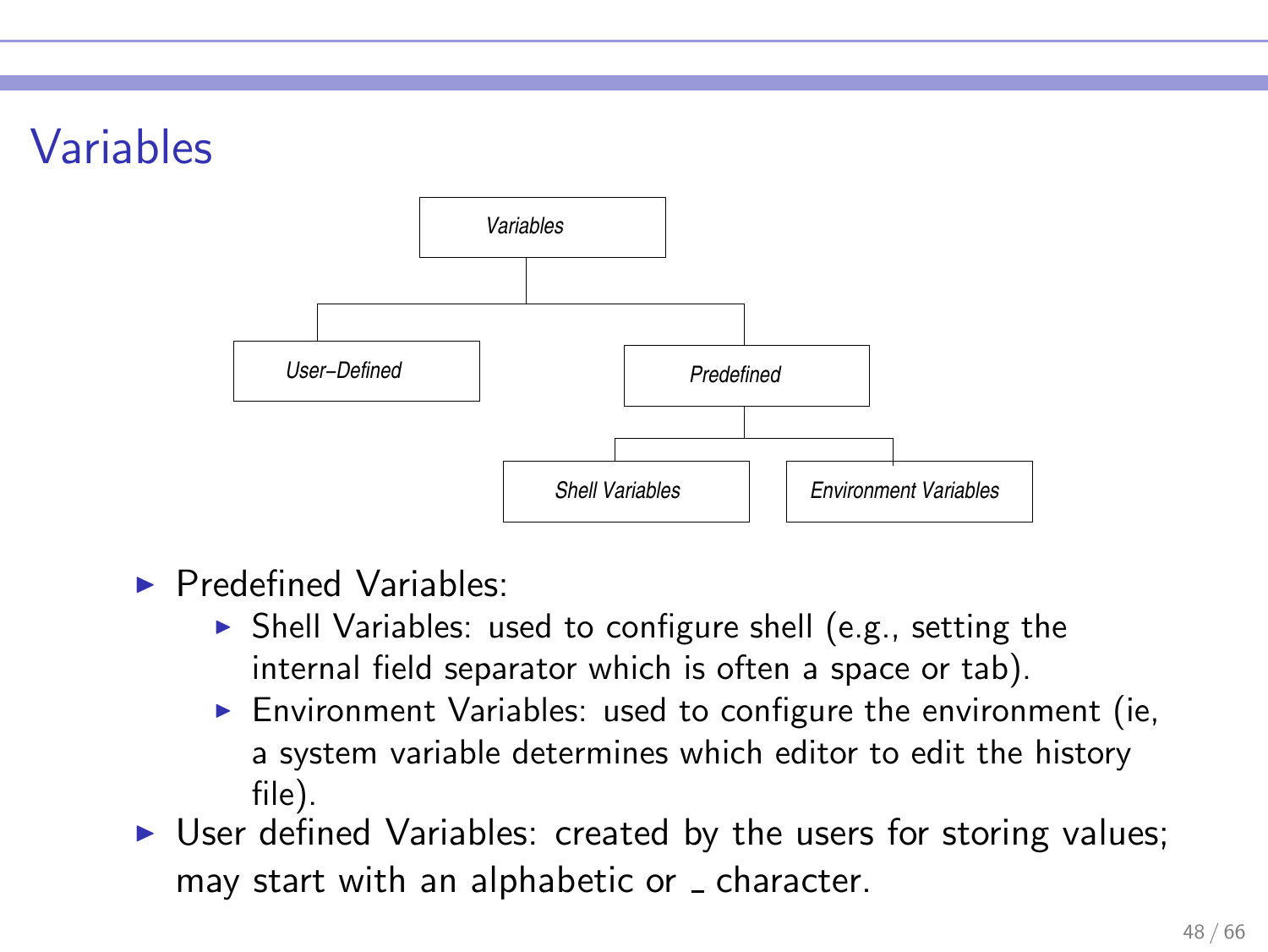# Variables

- Predefined Variables:
  - Shell Variables: used to configure shell (e.g., setting the internal field separator which is often a space or tab).
  - Environment Variables: used to configure the environment (ie, a system variable determines which editor to edit the history file).
- User defined Variables: created by the users for storing values; may start with an alphabetic or _ character.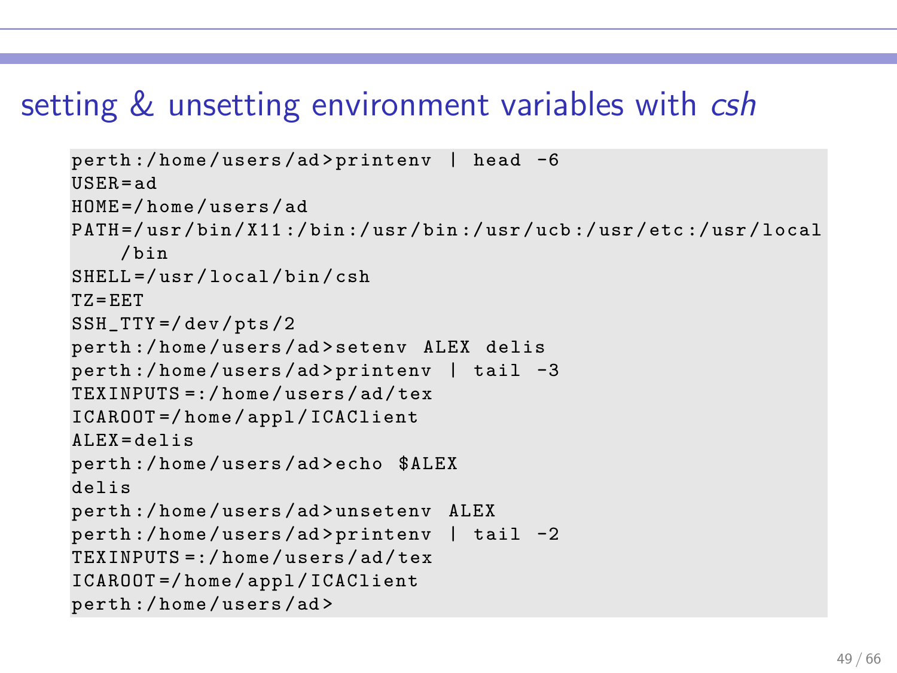## setting & unsetting environment variables with *csh*

```
perth:/home/users/ad>printenv | head -6
USER=ad
HOME=/home/users/ad
PATH=/usr/bin/X11:/bin:/usr/bin:/usr/ucb:/usr/etc:/usr/local
    /bin
SHELL=/usr/local/bin/csh
TZ=EET
SSH_TTY=/dev/pts/2
perth:/home/users/ad>setenv ALEX delis
perth:/home/users/ad>printenv | tail -3
TEXINPUTS=:/home/users/ad/tex
ICAROOT=/home/appl/ICAClient
ALEX=delis
perth:/home/users/ad>echo $ALEX
delis
perth:/home/users/ad>unsetenv ALEX
perth:/home/users/ad>printenv | tail -2
TEXINPUTS=:/home/users/ad/tex
ICAROOT=/home/appl/ICAClient
perth:/home/users/ad>
```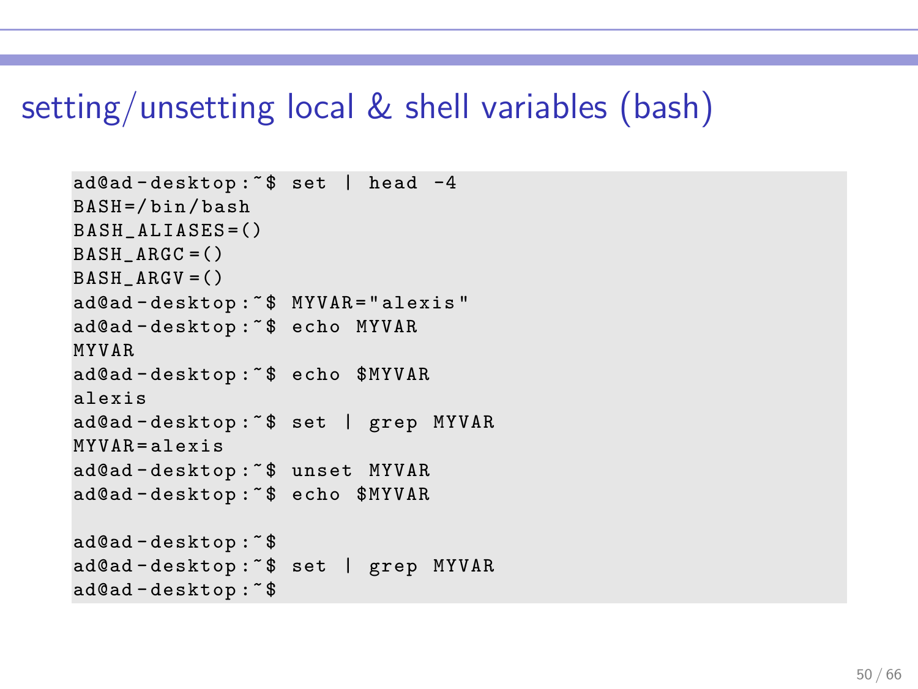## setting/unsetting local & shell variables (bash)

```
ad@ad-desktop:~$ set | head -4
BASH=/bin/bash
BASH_ALIASES=()
BASH_ARGC=()
BASH_ARGV=()
ad@ad-desktop:~$ MYVAR="alexis"
ad@ad-desktop:~$ echo MYVAR
MYVAR
ad@ad-desktop:~$ echo $MYVAR
alexis
ad@ad-desktop:~$ set | grep MYVAR
MYVAR=alexis
ad@ad-desktop:~$ unset MYVAR
ad@ad-desktop:~$ echo $MYVAR

ad@ad-desktop:~$
ad@ad-desktop:~$ set | grep MYVAR
ad@ad-desktop:~$
```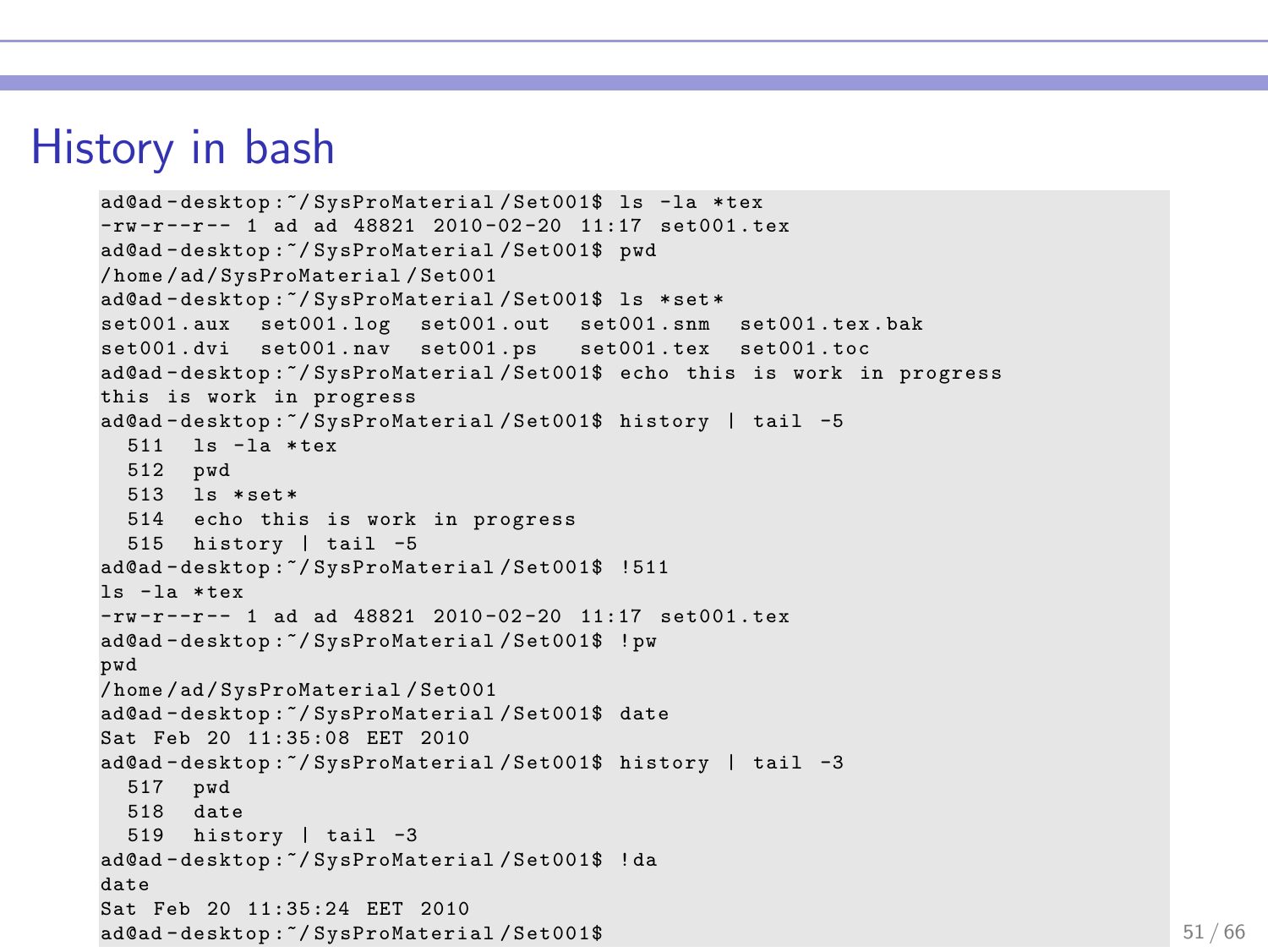# History in bash

```
ad@ad-desktop:~/SysProMaterial/Set001$ ls -la *tex
-rw-r--r-- 1 ad ad 48821 2010-02-20 11:17 set001.tex
ad@ad-desktop:~/SysProMaterial/Set001$ pwd
/home/ad/SysProMaterial/Set001
ad@ad-desktop:~/SysProMaterial/Set001$ ls *set*
set001.aux  set001.log  set001.out  set001.snm  set001.tex.bak
set001.dvi  set001.nav  set001.ps   set001.tex  set001.toc
ad@ad-desktop:~/SysProMaterial/Set001$ echo this is work in progress
this is work in progress
ad@ad-desktop:~/SysProMaterial/Set001$ history | tail -5
  511  ls -la *tex
  512  pwd
  513  ls *set*
  514  echo this is work in progress
  515  history | tail -5
ad@ad-desktop:~/SysProMaterial/Set001$ !511
ls -la *tex
-rw-r--r-- 1 ad ad 48821 2010-02-20 11:17 set001.tex
ad@ad-desktop:~/SysProMaterial/Set001$ !pw
pwd
/home/ad/SysProMaterial/Set001
ad@ad-desktop:~/SysProMaterial/Set001$ date
Sat Feb 20 11:35:08 EET 2010
ad@ad-desktop:~/SysProMaterial/Set001$ history | tail -3
  517  pwd
  518  date
  519  history | tail -3
ad@ad-desktop:~/SysProMaterial/Set001$ !da
date
Sat Feb 20 11:35:24 EET 2010
ad@ad-desktop:~/SysProMaterial/Set001$
```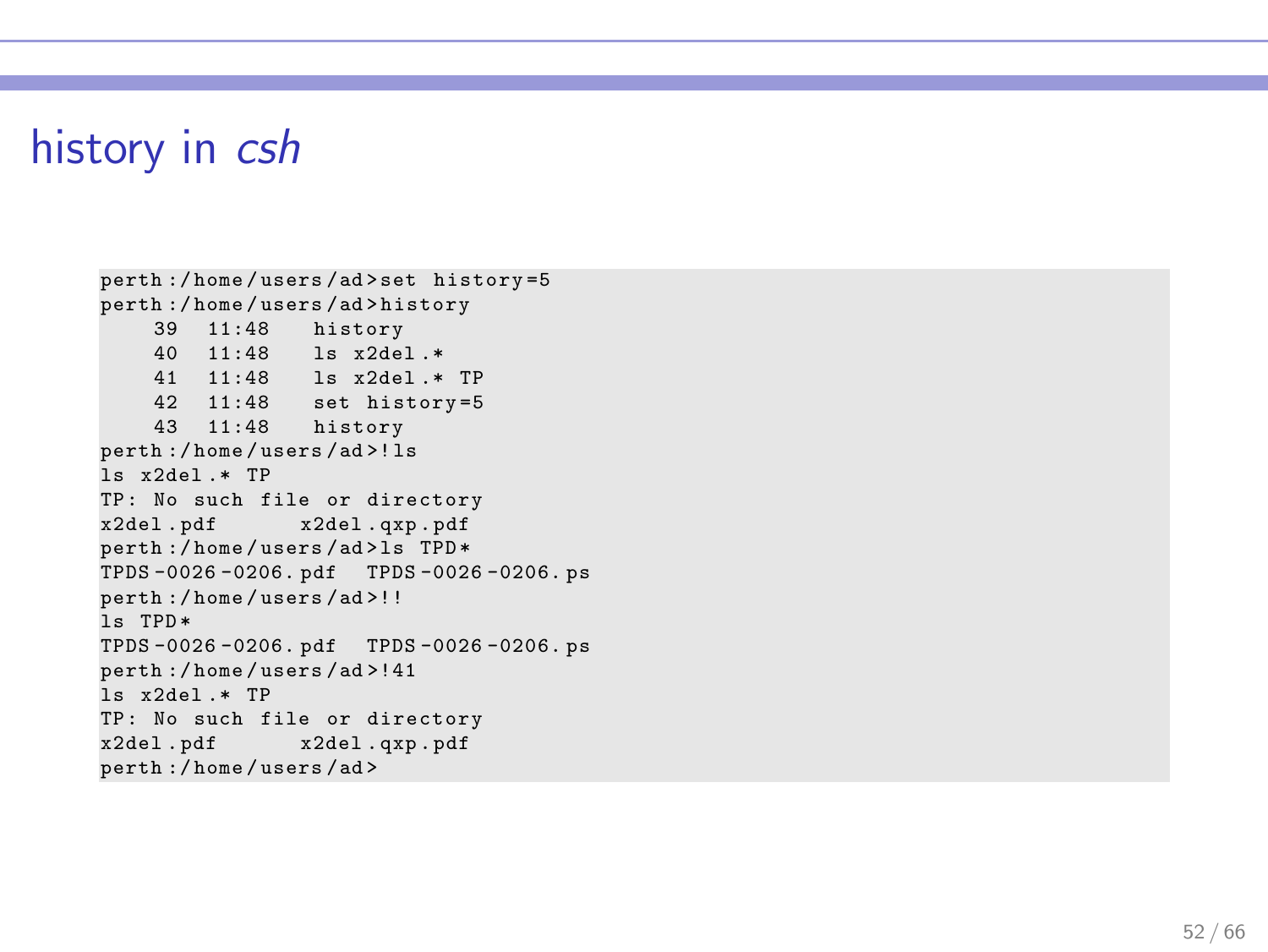# history in *csh*

```
perth:/home/users/ad>set history=5
perth:/home/users/ad>history
    39  11:48   history
    40  11:48   ls x2del.*
    41  11:48   ls x2del.* TP
    42  11:48   set history=5
    43  11:48   history
perth:/home/users/ad>!ls
ls x2del.* TP
TP: No such file or directory
x2del.pdf      x2del.qxp.pdf
perth:/home/users/ad>ls TPD*
TPDS-0026-0206.pdf  TPDS-0026-0206.ps
perth:/home/users/ad>!!
ls TPD*
TPDS-0026-0206.pdf  TPDS-0026-0206.ps
perth:/home/users/ad>!41
ls x2del.* TP
TP: No such file or directory
x2del.pdf      x2del.qxp.pdf
perth:/home/users/ad>
```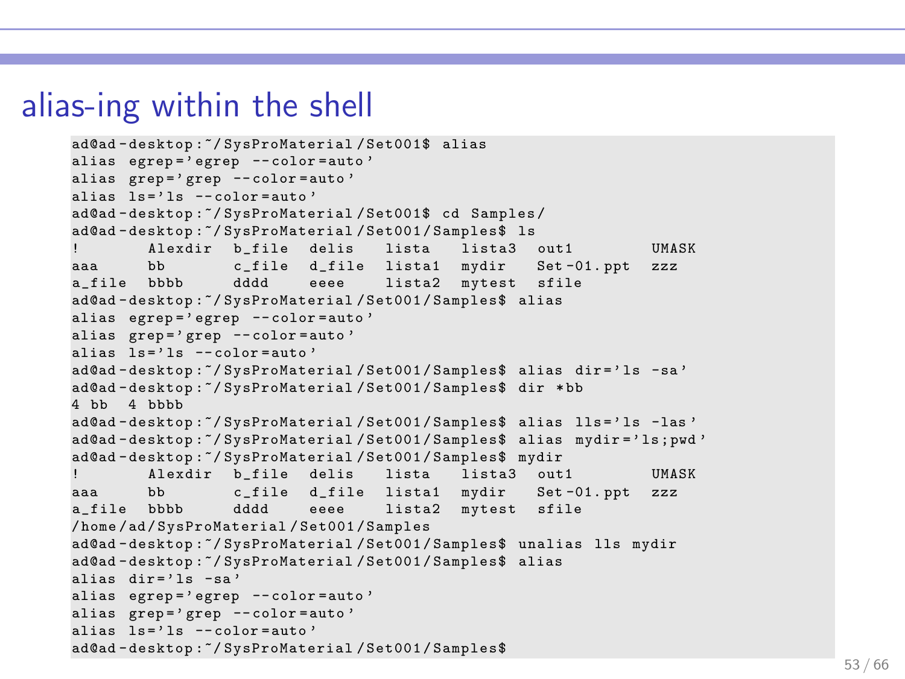# alias-ing within the shell

```
ad@ad-desktop:~/SysProMaterial/Set001$ alias
alias egrep='egrep --color=auto'
alias grep='grep --color=auto'
alias ls='ls --color=auto'
ad@ad-desktop:~/SysProMaterial/Set001$ cd Samples/
ad@ad-desktop:~/SysProMaterial/Set001/Samples$ ls
!       Alexdir  b_file  delis   lista   lista3  out1        UMASK
aaa     bb       c_file  d_file  lista1  mydir   Set-01.ppt  zzz
a_file  bbbb     dddd    eeee    lista2  mytest  sfile
ad@ad-desktop:~/SysProMaterial/Set001/Samples$ alias
alias egrep='egrep --color=auto'
alias grep='grep --color=auto'
alias ls='ls --color=auto'
ad@ad-desktop:~/SysProMaterial/Set001/Samples$ alias dir='ls -sa'
ad@ad-desktop:~/SysProMaterial/Set001/Samples$ dir *bb
4 bb  4 bbbb
ad@ad-desktop:~/SysProMaterial/Set001/Samples$ alias lls='ls -las'
ad@ad-desktop:~/SysProMaterial/Set001/Samples$ alias mydir='ls;pwd'
ad@ad-desktop:~/SysProMaterial/Set001/Samples$ mydir
!       Alexdir  b_file  delis   lista   lista3  out1        UMASK
aaa     bb       c_file  d_file  lista1  mydir   Set-01.ppt  zzz
a_file  bbbb     dddd    eeee    lista2  mytest  sfile
/home/ad/SysProMaterial/Set001/Samples
ad@ad-desktop:~/SysProMaterial/Set001/Samples$ unalias lls mydir
ad@ad-desktop:~/SysProMaterial/Set001/Samples$ alias
alias dir='ls -sa'
alias egrep='egrep --color=auto'
alias grep='grep --color=auto'
alias ls='ls --color=auto'
ad@ad-desktop:~/SysProMaterial/Set001/Samples$
```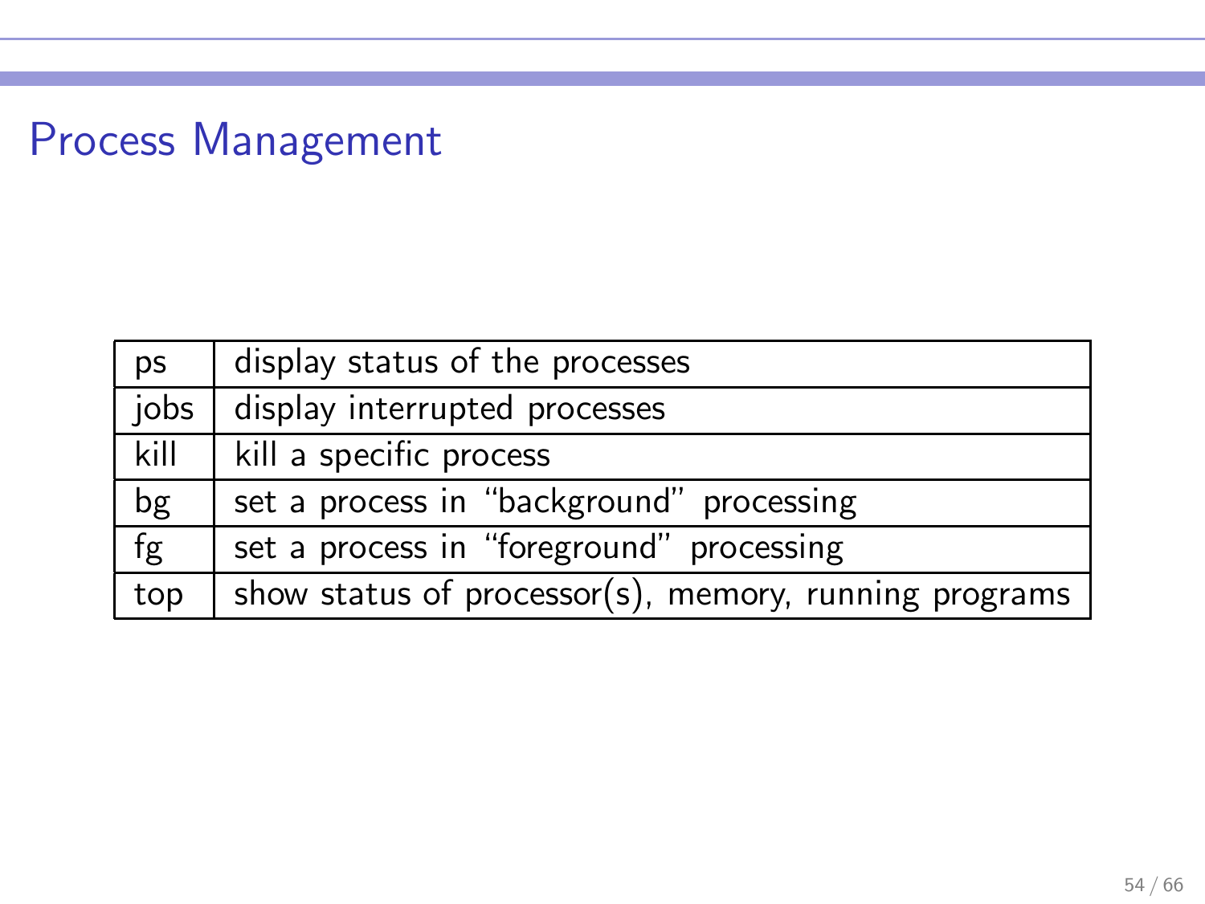# Process Management

| ps | display status of the processes |
|---|---|
| jobs | display interrupted processes |
| kill | kill a specific process |
| bg | set a process in "background" processing |
| fg | set a process in "foreground" processing |
| top | show status of processor(s), memory, running programs |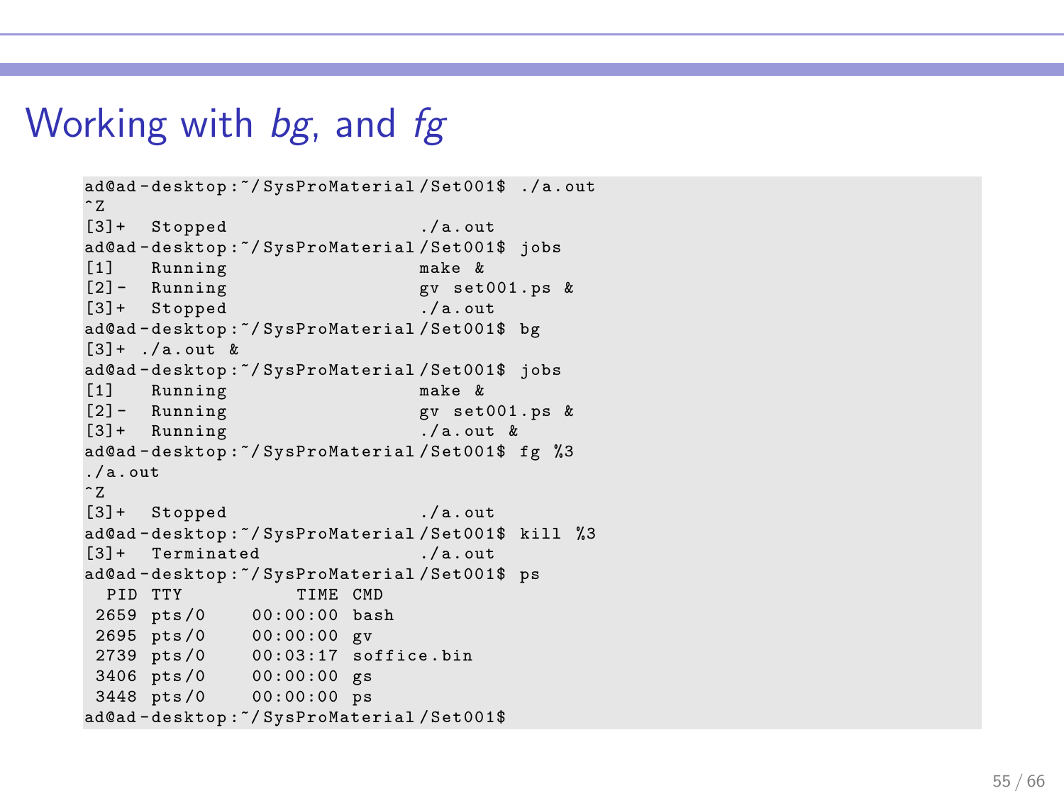# Working with *bg*, and *fg*

```
ad@ad-desktop:~/SysProMaterial/Set001$ ./a.out
^Z
[3]+  Stopped                 ./a.out
ad@ad-desktop:~/SysProMaterial/Set001$ jobs
[1]   Running                 make &
[2]-  Running                 gv set001.ps &
[3]+  Stopped                 ./a.out
ad@ad-desktop:~/SysProMaterial/Set001$ bg
[3]+ ./a.out &
ad@ad-desktop:~/SysProMaterial/Set001$ jobs
[1]   Running                 make &
[2]-  Running                 gv set001.ps &
[3]+  Running                 ./a.out &
ad@ad-desktop:~/SysProMaterial/Set001$ fg %3
./a.out
^Z
[3]+  Stopped                 ./a.out
ad@ad-desktop:~/SysProMaterial/Set001$ kill %3
[3]+  Terminated              ./a.out
ad@ad-desktop:~/SysProMaterial/Set001$ ps
  PID TTY          TIME CMD
 2659 pts/0    00:00:00 bash
 2695 pts/0    00:00:00 gv
 2739 pts/0    00:03:17 soffice.bin
 3406 pts/0    00:00:00 gs
 3448 pts/0    00:00:00 ps
ad@ad-desktop:~/SysProMaterial/Set001$
```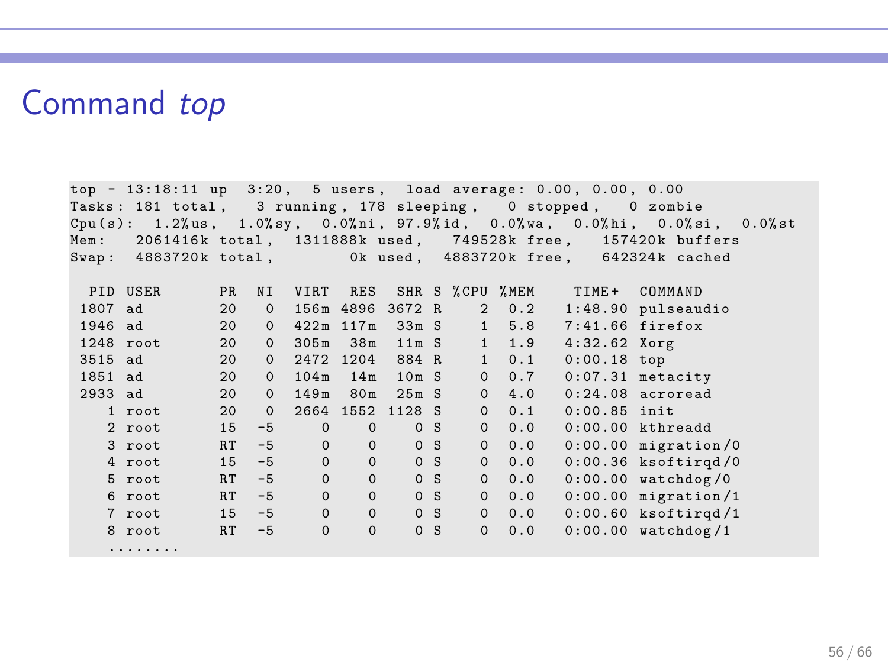# Command *top*

```
top - 13:18:11 up  3:20,  5 users,  load average: 0.00, 0.00, 0.00
Tasks: 181 total,   3 running, 178 sleeping,   0 stopped,   0 zombie
Cpu(s):  1.2%us,  1.0%sy,  0.0%ni, 97.9%id,  0.0%wa,  0.0%hi,  0.0%si,  0.0%st
Mem:   2061416k total,  1311888k used,   749528k free,   157420k buffers
Swap:  4883720k total,        0k used,  4883720k free,   642324k cached

  PID USER      PR  NI  VIRT  RES  SHR S %CPU %MEM    TIME+  COMMAND
 1807 ad        20   0  156m 4896 3672 R    2  0.2   1:48.90 pulseaudio
 1946 ad        20   0  422m 117m  33m S    1  5.8   7:41.66 firefox
 1248 root      20   0  305m  38m  11m S    1  1.9   4:32.62 Xorg
 3515 ad        20   0  2472 1204  884 R    1  0.1   0:00.18 top
 1851 ad        20   0  104m  14m  10m S    0  0.7   0:07.31 metacity
 2933 ad        20   0  149m  80m  25m S    0  4.0   0:24.08 acroread
    1 root      20   0  2664 1552 1128 S    0  0.1   0:00.85 init
    2 root      15  -5     0    0    0 S    0  0.0   0:00.00 kthreadd
    3 root      RT  -5     0    0    0 S    0  0.0   0:00.00 migration/0
    4 root      15  -5     0    0    0 S    0  0.0   0:00.36 ksoftirqd/0
    5 root      RT  -5     0    0    0 S    0  0.0   0:00.00 watchdog/0
    6 root      RT  -5     0    0    0 S    0  0.0   0:00.00 migration/1
    7 root      15  -5     0    0    0 S    0  0.0   0:00.60 ksoftirqd/1
    8 root      RT  -5     0    0    0 S    0  0.0   0:00.00 watchdog/1
    ........
```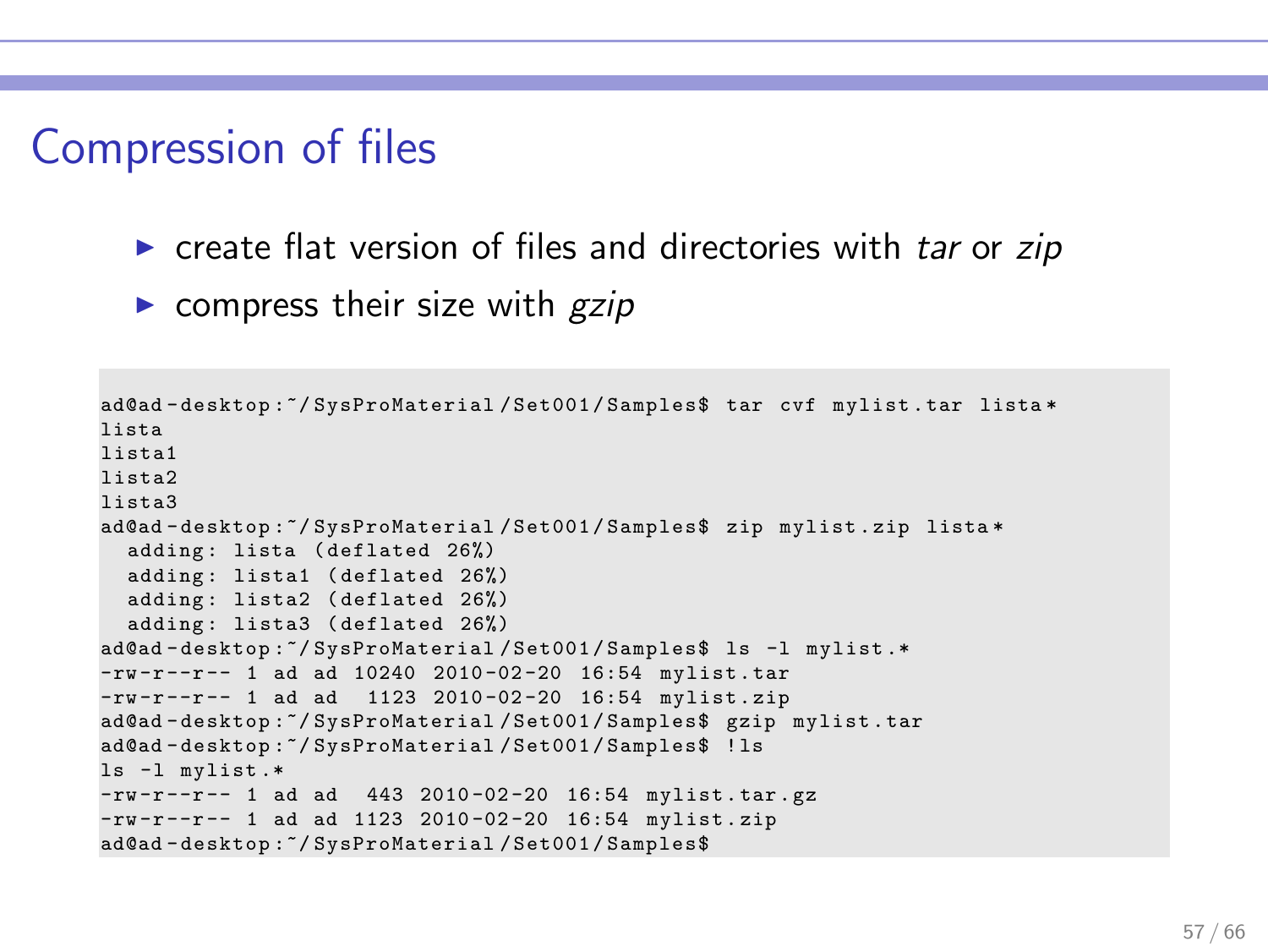# Compression of files

- create flat version of files and directories with *tar* or *zip*
- compress their size with *gzip*

```
ad@ad-desktop:~/SysProMaterial/Set001/Samples$ tar cvf mylist.tar lista*
lista
lista1
lista2
lista3
ad@ad-desktop:~/SysProMaterial/Set001/Samples$ zip mylist.zip lista*
  adding: lista (deflated 26%)
  adding: lista1 (deflated 26%)
  adding: lista2 (deflated 26%)
  adding: lista3 (deflated 26%)
ad@ad-desktop:~/SysProMaterial/Set001/Samples$ ls -l mylist.*
-rw-r--r-- 1 ad ad 10240 2010-02-20 16:54 mylist.tar
-rw-r--r-- 1 ad ad  1123 2010-02-20 16:54 mylist.zip
ad@ad-desktop:~/SysProMaterial/Set001/Samples$ gzip mylist.tar
ad@ad-desktop:~/SysProMaterial/Set001/Samples$ !ls
ls -l mylist.*
-rw-r--r-- 1 ad ad  443 2010-02-20 16:54 mylist.tar.gz
-rw-r--r-- 1 ad ad 1123 2010-02-20 16:54 mylist.zip
ad@ad-desktop:~/SysProMaterial/Set001/Samples$
```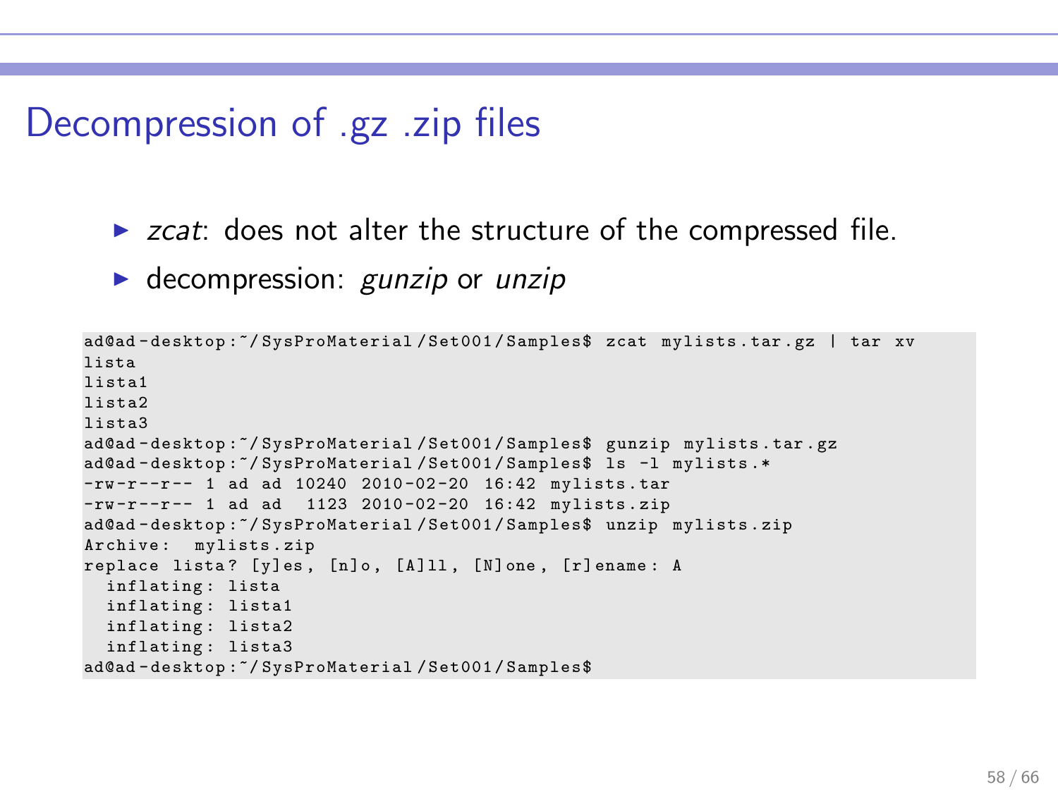# Decompression of .gz .zip files

- *zcat*: does not alter the structure of the compressed file.
- decompression: *gunzip* or *unzip*

```
ad@ad-desktop:~/SysProMaterial/Set001/Samples$ zcat mylists.tar.gz | tar xv
lista
lista1
lista2
lista3
ad@ad-desktop:~/SysProMaterial/Set001/Samples$ gunzip mylists.tar.gz
ad@ad-desktop:~/SysProMaterial/Set001/Samples$ ls -l mylists.*
-rw-r--r-- 1 ad ad 10240 2010-02-20 16:42 mylists.tar
-rw-r--r-- 1 ad ad  1123 2010-02-20 16:42 mylists.zip
ad@ad-desktop:~/SysProMaterial/Set001/Samples$ unzip mylists.zip
Archive:  mylists.zip
replace lista? [y]es, [n]o, [A]ll, [N]one, [r]ename: A
  inflating: lista
  inflating: lista1
  inflating: lista2
  inflating: lista3
ad@ad-desktop:~/SysProMaterial/Set001/Samples$
```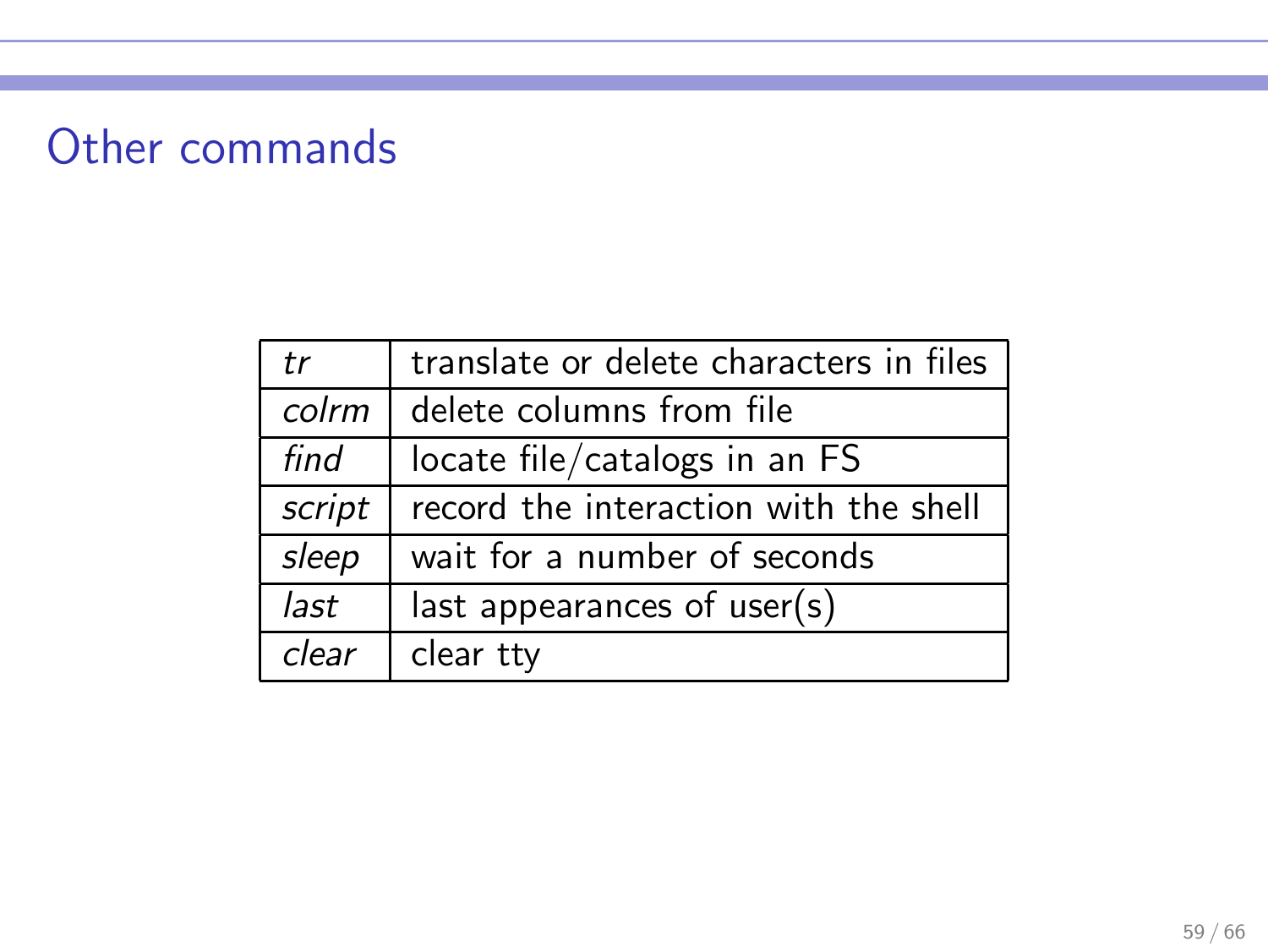## Other commands

| | |
|---|---|
| *tr* | translate or delete characters in files |
| *colrm* | delete columns from file |
| *find* | locate file/catalogs in an FS |
| *script* | record the interaction with the shell |
| *sleep* | wait for a number of seconds |
| *last* | last appearances of user(s) |
| *clear* | clear tty |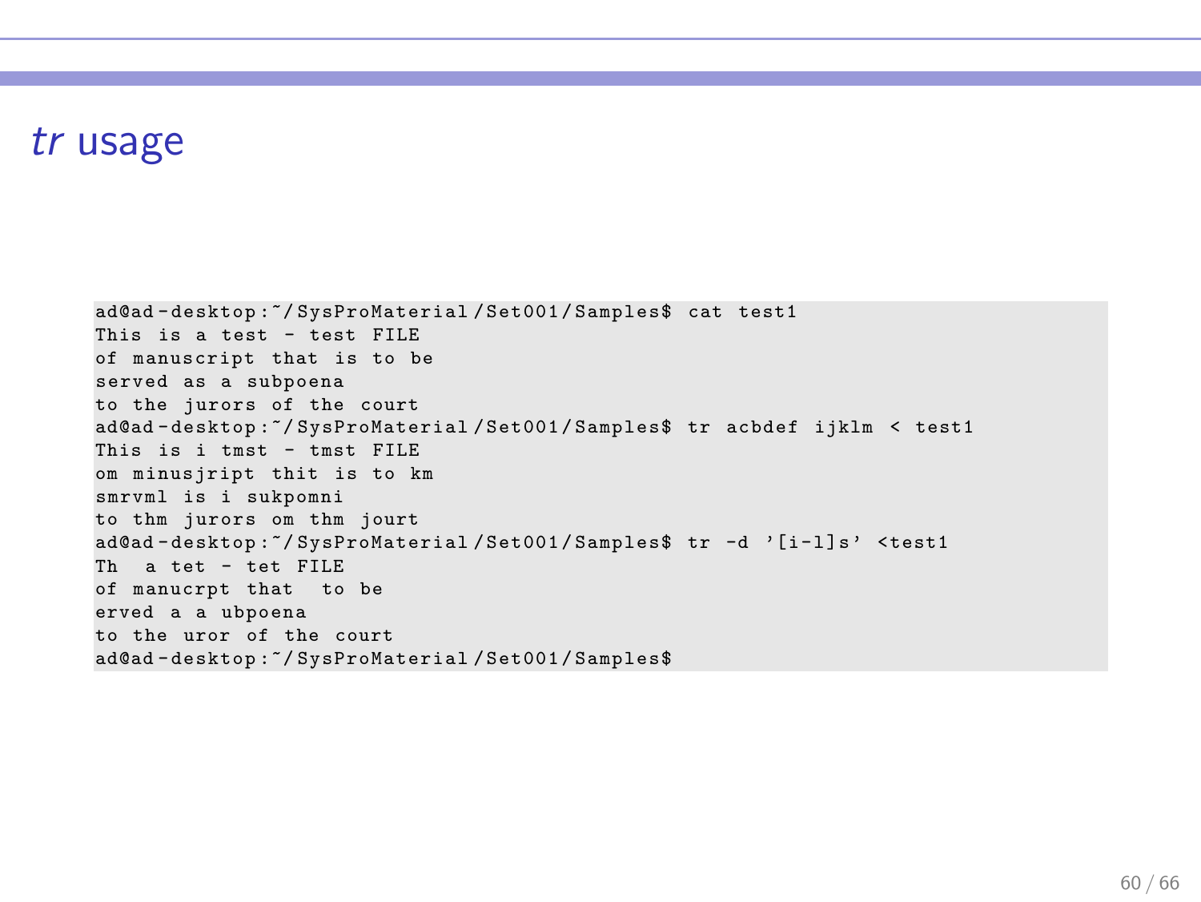## *tr* usage

```
ad@ad-desktop:~/SysProMaterial/Set001/Samples$ cat test1
This is a test - test FILE
of manuscript that is to be
served as a subpoena
to the jurors of the court
ad@ad-desktop:~/SysProMaterial/Set001/Samples$ tr acbdef ijklm < test1
This is i tmst - tmst FILE
om minusjript thit is to km
smrvml is i sukpomni
to thm jurors om thm jourt
ad@ad-desktop:~/SysProMaterial/Set001/Samples$ tr -d '[i-l]s' <test1
Th  a tet - tet FILE
of manucrpt that  to be
erved a a ubpoena
to the uror of the court
ad@ad-desktop:~/SysProMaterial/Set001/Samples$
```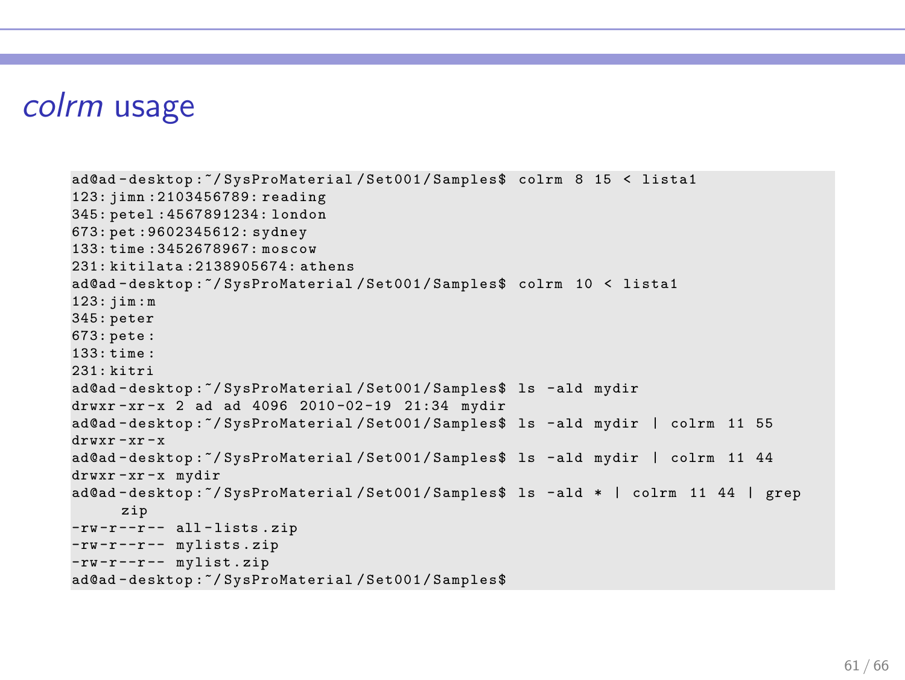# *colrm* usage

```
ad@ad-desktop:~/SysProMaterial/Set001/Samples$ colrm 8 15 < lista1
123:jimn:2103456789:reading
345:petel:4567891234:london
673:pet:9602345612:sydney
133:time:3452678967:moscow
231:kitilata:2138905674:athens
ad@ad-desktop:~/SysProMaterial/Set001/Samples$ colrm 10 < lista1
123:jim:m
345:peter
673:pete:
133:time:
231:kitri
ad@ad-desktop:~/SysProMaterial/Set001/Samples$ ls -ald mydir
drwxr-xr-x 2 ad ad 4096 2010-02-19 21:34 mydir
ad@ad-desktop:~/SysProMaterial/Set001/Samples$ ls -ald mydir | colrm 11 55
drwxr-xr-x
ad@ad-desktop:~/SysProMaterial/Set001/Samples$ ls -ald mydir | colrm 11 44
drwxr-xr-x mydir
ad@ad-desktop:~/SysProMaterial/Set001/Samples$ ls -ald * | colrm 11 44 | grep
     zip
-rw-r--r-- all-lists.zip
-rw-r--r-- mylists.zip
-rw-r--r-- mylist.zip
ad@ad-desktop:~/SysProMaterial/Set001/Samples$
```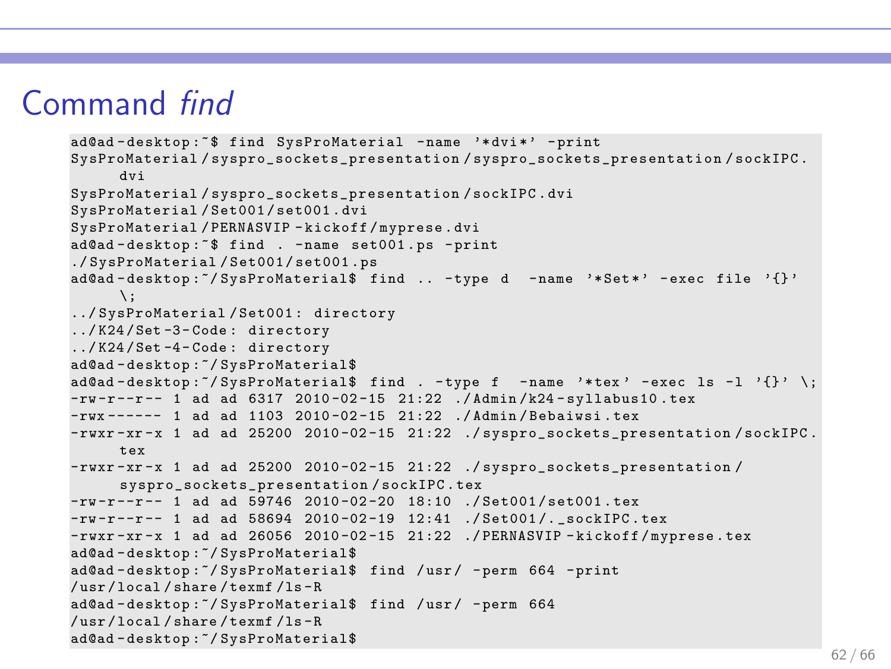# Command *find*

```
ad@ad-desktop:~$ find SysProMaterial -name '*dvi*' -print
SysProMaterial/syspro_sockets_presentation/syspro_sockets_presentation/sockIPC.
    dvi
SysProMaterial/syspro_sockets_presentation/sockIPC.dvi
SysProMaterial/Set001/set001.dvi
SysProMaterial/PERNASVIP-kickoff/myprese.dvi
ad@ad-desktop:~$ find . -name set001.ps -print
./SysProMaterial/Set001/set001.ps
ad@ad-desktop:~/SysProMaterial$ find .. -type d  -name '*Set*' -exec file '{}'
    \;
../SysProMaterial/Set001: directory
../K24/Set-3-Code: directory
../K24/Set-4-Code: directory
ad@ad-desktop:~/SysProMaterial$
ad@ad-desktop:~/SysProMaterial$ find . -type f  -name '*tex' -exec ls -l '{}' \;
-rw-r--r-- 1 ad ad 6317 2010-02-15 21:22 ./Admin/k24-syllabus10.tex
-rwx------ 1 ad ad 1103 2010-02-15 21:22 ./Admin/Bebaiwsi.tex
-rwxr-xr-x 1 ad ad 25200 2010-02-15 21:22 ./syspro_sockets_presentation/sockIPC.
    tex
-rwxr-xr-x 1 ad ad 25200 2010-02-15 21:22 ./syspro_sockets_presentation/
    syspro_sockets_presentation/sockIPC.tex
-rw-r--r-- 1 ad ad 59746 2010-02-20 18:10 ./Set001/set001.tex
-rw-r--r-- 1 ad ad 58694 2010-02-19 12:41 ./Set001/._sockIPC.tex
-rwxr-xr-x 1 ad ad 26056 2010-02-15 21:22 ./PERNASVIP-kickoff/myprese.tex
ad@ad-desktop:~/SysProMaterial$
ad@ad-desktop:~/SysProMaterial$ find /usr/ -perm 664 -print
/usr/local/share/texmf/ls-R
ad@ad-desktop:~/SysProMaterial$ find /usr/ -perm 664
/usr/local/share/texmf/ls-R
ad@ad-desktop:~/SysProMaterial$
```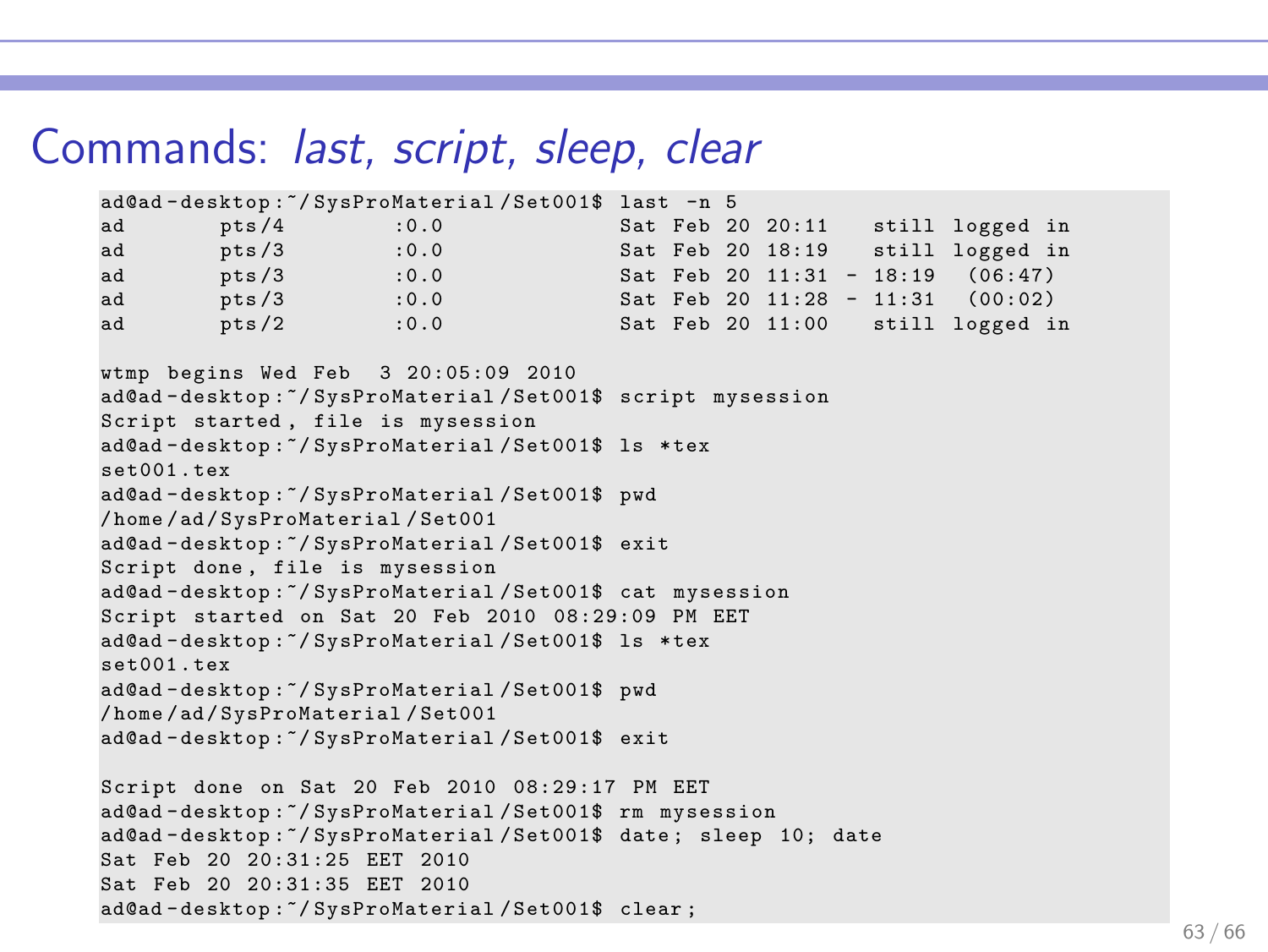# Commands: *last, script, sleep, clear*

```
ad@ad-desktop:~/SysProMaterial/Set001$ last -n 5
ad       pts/4        :0.0             Sat Feb 20 20:11   still logged in
ad       pts/3        :0.0             Sat Feb 20 18:19   still logged in
ad       pts/3        :0.0             Sat Feb 20 11:31 - 18:19  (06:47)
ad       pts/3        :0.0             Sat Feb 20 11:28 - 11:31  (00:02)
ad       pts/2        :0.0             Sat Feb 20 11:00   still logged in

wtmp begins Wed Feb  3 20:05:09 2010
ad@ad-desktop:~/SysProMaterial/Set001$ script mysession
Script started, file is mysession
ad@ad-desktop:~/SysProMaterial/Set001$ ls *tex
set001.tex
ad@ad-desktop:~/SysProMaterial/Set001$ pwd
/home/ad/SysProMaterial/Set001
ad@ad-desktop:~/SysProMaterial/Set001$ exit
Script done, file is mysession
ad@ad-desktop:~/SysProMaterial/Set001$ cat mysession
Script started on Sat 20 Feb 2010 08:29:09 PM EET
ad@ad-desktop:~/SysProMaterial/Set001$ ls *tex
set001.tex
ad@ad-desktop:~/SysProMaterial/Set001$ pwd
/home/ad/SysProMaterial/Set001
ad@ad-desktop:~/SysProMaterial/Set001$ exit

Script done on Sat 20 Feb 2010 08:29:17 PM EET
ad@ad-desktop:~/SysProMaterial/Set001$ rm mysession
ad@ad-desktop:~/SysProMaterial/Set001$ date; sleep 10; date
Sat Feb 20 20:31:25 EET 2010
Sat Feb 20 20:31:35 EET 2010
ad@ad-desktop:~/SysProMaterial/Set001$ clear;
```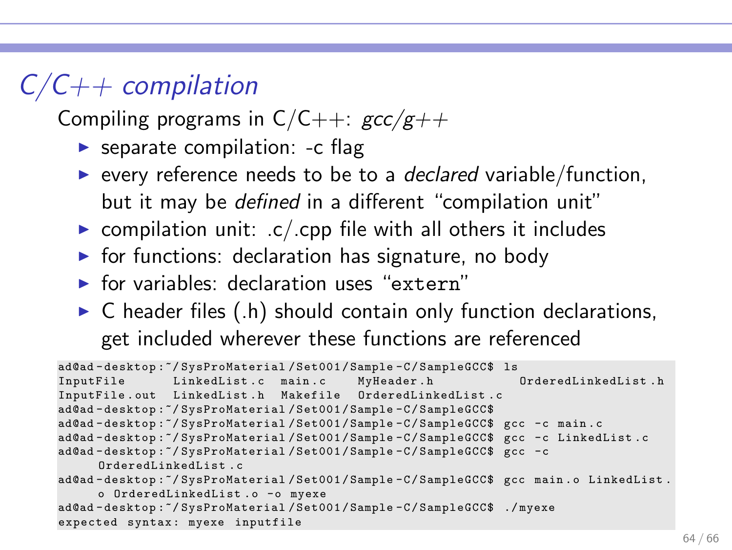# *C/C++ compilation*

Compiling programs in C/C++: *gcc/g++*

- separate compilation: -c flag
- every reference needs to be to a *declared* variable/function, but it may be *defined* in a different "compilation unit"
- compilation unit: .c/.cpp file with all others it includes
- for functions: declaration has signature, no body
- for variables: declaration uses "`extern`"
- C header files (.h) should contain only function declarations, get included wherever these functions are referenced

```
ad@ad-desktop:~/SysProMaterial/Set001/Sample-C/SampleGCC$ ls
InputFile      LinkedList.c  main.c    MyHeader.h          OrderedLinkedList.h
InputFile.out  LinkedList.h  Makefile  OrderedLinkedList.c
ad@ad-desktop:~/SysProMaterial/Set001/Sample-C/SampleGCC$
ad@ad-desktop:~/SysProMaterial/Set001/Sample-C/SampleGCC$ gcc -c main.c
ad@ad-desktop:~/SysProMaterial/Set001/Sample-C/SampleGCC$ gcc -c LinkedList.c
ad@ad-desktop:~/SysProMaterial/Set001/Sample-C/SampleGCC$ gcc -c
     OrderedLinkedList.c
ad@ad-desktop:~/SysProMaterial/Set001/Sample-C/SampleGCC$ gcc main.o LinkedList.
     o OrderedLinkedList.o -o myexe
ad@ad-desktop:~/SysProMaterial/Set001/Sample-C/SampleGCC$ ./myexe
expected syntax: myexe inputfile
```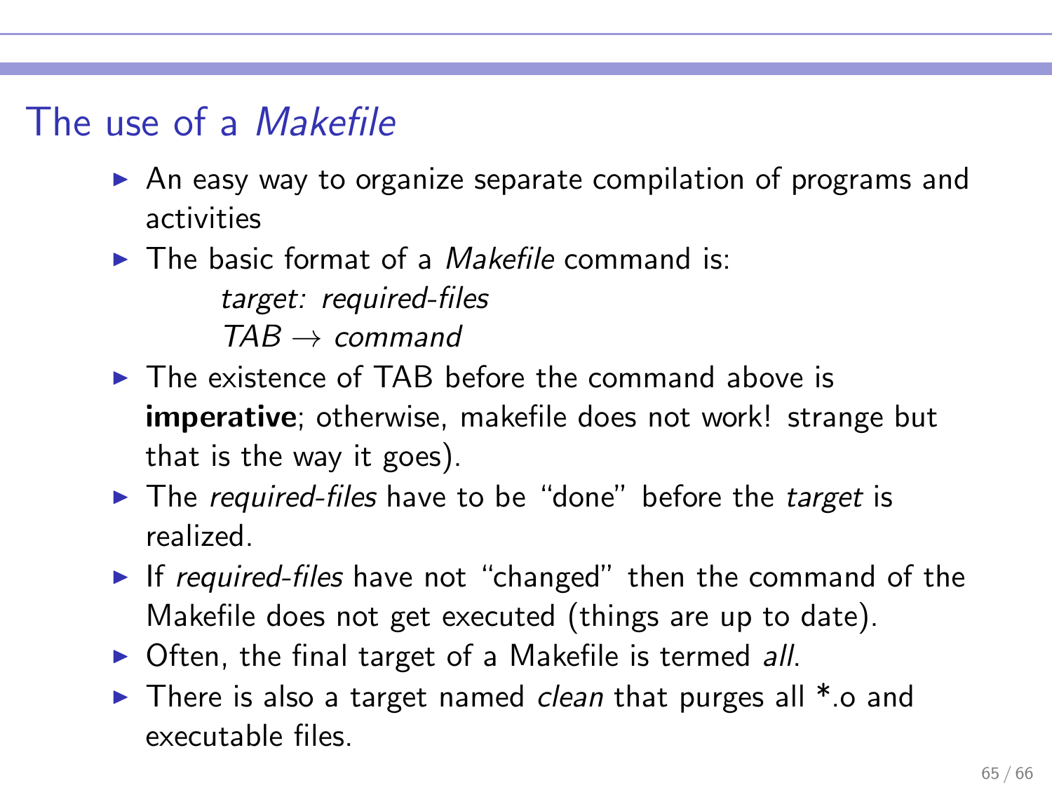# The use of a *Makefile*

- An easy way to organize separate compilation of programs and activities
- The basic format of a *Makefile* command is:

  *target: required-files*
  *TAB* $\rightarrow$ *command*
- The existence of TAB before the command above is **imperative**; otherwise, makefile does not work! strange but that is the way it goes).
- The *required-files* have to be "done" before the *target* is realized.
- If *required-files* have not "changed" then the command of the Makefile does not get executed (things are up to date).
- Often, the final target of a Makefile is termed *all*.
- There is also a target named *clean* that purges all *.o and executable files.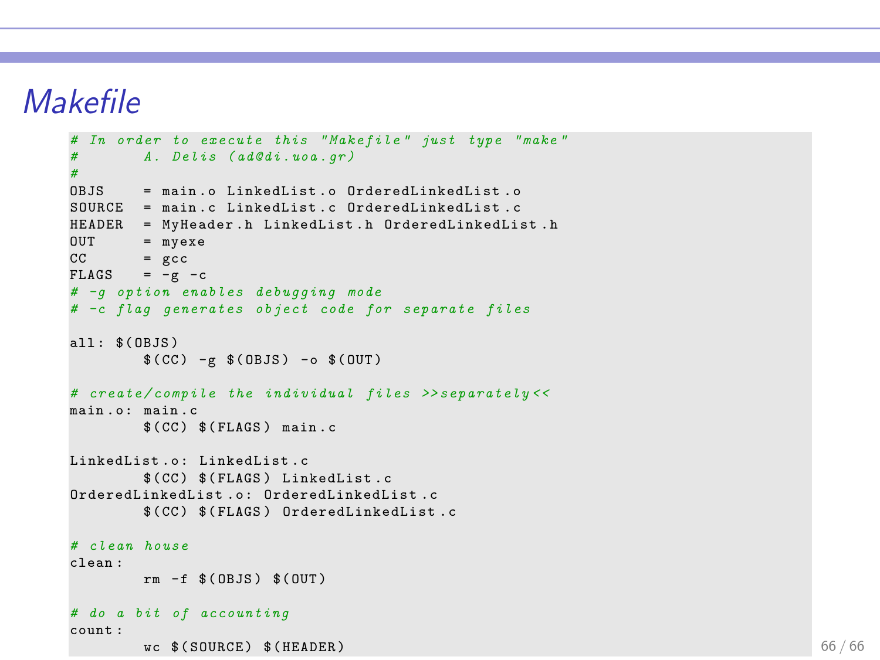# Makefile

```
# In order to execute this "Makefile" just type "make"
#       A. Delis (ad@di.uoa.gr)
#
OBJS     = main.o LinkedList.o OrderedLinkedList.o
SOURCE   = main.c LinkedList.c OrderedLinkedList.c
HEADER   = MyHeader.h LinkedList.h OrderedLinkedList.h
OUT      = myexe
CC       = gcc
FLAGS    = -g -c
# -g option enables debugging mode
# -c flag generates object code for separate files

all: $(OBJS)
	$(CC) -g $(OBJS) -o $(OUT)

# create/compile the individual files >>separately<<
main.o: main.c
	$(CC) $(FLAGS) main.c

LinkedList.o: LinkedList.c
	$(CC) $(FLAGS) LinkedList.c
OrderedLinkedList.o: OrderedLinkedList.c
	$(CC) $(FLAGS) OrderedLinkedList.c

# clean house
clean:
	rm -f $(OBJS) $(OUT)

# do a bit of accounting
count:
	wc $(SOURCE) $(HEADER)
```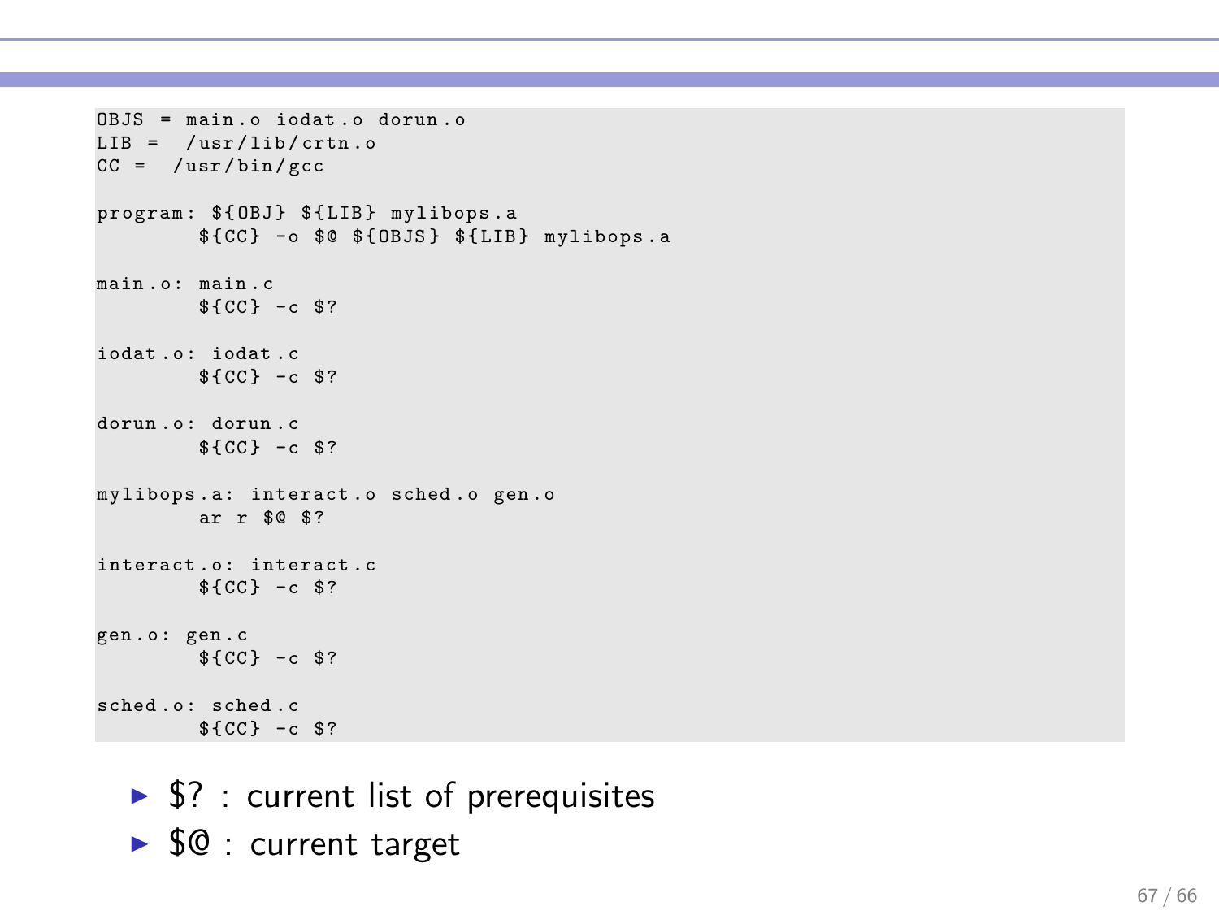```
OBJS = main.o iodat.o dorun.o
LIB =  /usr/lib/crtn.o
CC =  /usr/bin/gcc

program: ${OBJ} ${LIB} mylibops.a
        ${CC} -o $@ ${OBJS} ${LIB} mylibops.a

main.o: main.c
        ${CC} -c $?

iodat.o: iodat.c
        ${CC} -c $?

dorun.o: dorun.c
        ${CC} -c $?

mylibops.a: interact.o sched.o gen.o
        ar r $@ $?

interact.o: interact.c
        ${CC} -c $?

gen.o: gen.c
        ${CC} -c $?

sched.o: sched.c
        ${CC} -c $?
```

- $? : current list of prerequisites
- $@ : current target